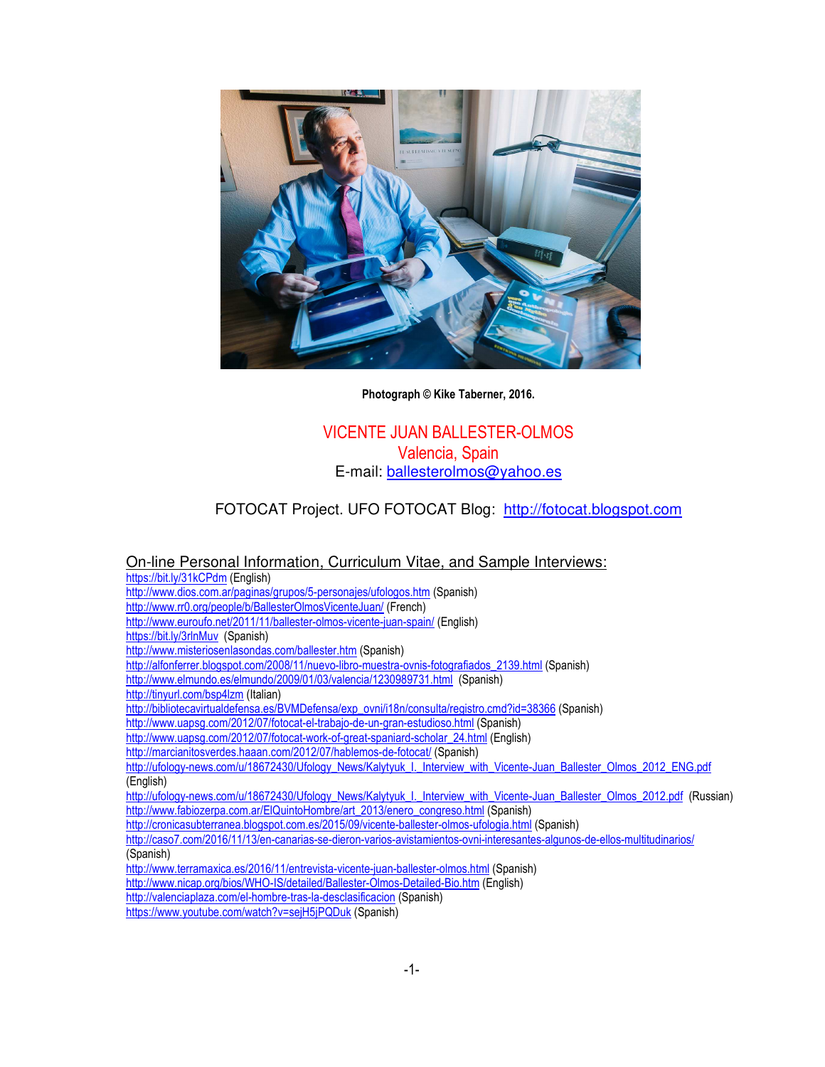Photograph © Kike Taberner, 2016.

# VICENTE JUAN BALLESTER-OLMOS

Valencia, Spain

E-mail: ballesterolmos@yahoo.es

FOTOCAT Project. UFO FOTOCAT Blog: http://fotocat.blogspot.com

## On-line Personal Information, Curriculum Vitae, and Sample Interviews:

https://bit.ly/31kCPdm (English)
http://www.dios.com.ar/paginas/grupos/5-personajes/ufologos.htm (Spanish)
http://www.rr0.org/people/b/BallesterOlmosVicenteJuan/ (French)
http://www.euroufo.net/2011/11/ballester-olmos-vicente-juan-spain/ (English)
https://bit.ly/3rlnMuv (Spanish)
http://www.misteriosenlasondas.com/ballester.htm (Spanish)
http://alfonferrer.blogspot.com/2008/11/nuevo-libro-muestra-ovnis-fotografiados_2139.html (Spanish)
http://www.elmundo.es/elmundo/2009/01/03/valencia/1230989731.html (Spanish)
http://tinyurl.com/bsp4lzm (Italian)
http://bibliotecavirtualdefensa.es/BVMDefensa/exp_ovni/i18n/consulta/registro.cmd?id=38366 (Spanish)
http://www.uapsg.com/2012/07/fotocat-el-trabajo-de-un-gran-estudioso.html (Spanish)
http://www.uapsg.com/2012/07/fotocat-work-of-great-spaniard-scholar_24.html (English)
http://marcianitosverdes.haaan.com/2012/07/hablemos-de-fotocat/ (Spanish)
http://ufology-news.com/u/18672430/Ufology_News/Kalytyuk_I._Interview_with_Vicente-Juan_Ballester_Olmos_2012_ENG.pdf (English)
http://ufology-news.com/u/18672430/Ufology_News/Kalytyuk_I._Interview_with_Vicente-Juan_Ballester_Olmos_2012.pdf (Russian)
http://www.fabiozerpa.com.ar/ElQuintoHombre/art_2013/enero_congreso.html (Spanish)
http://cronicasubterranea.blogspot.com.es/2015/09/vicente-ballester-olmos-ufologia.html (Spanish)
http://caso7.com/2016/11/13/en-canarias-se-dieron-varios-avistamientos-ovni-interesantes-algunos-de-ellos-multitudinarios/ (Spanish)
http://www.terramaxica.es/2016/11/entrevista-vicente-juan-ballester-olmos.html (Spanish)
http://www.nicap.org/bios/WHO-IS/detailed/Ballester-Olmos-Detailed-Bio.htm (English)
http://valenciaplaza.com/el-hombre-tras-la-desclasificacion (Spanish)
https://www.youtube.com/watch?v=sejH5jPQDuk (Spanish)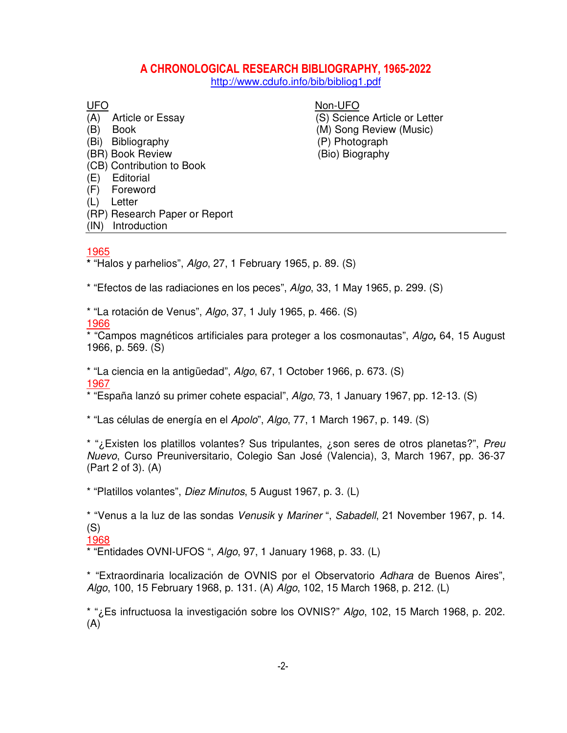# A CHRONOLOGICAL RESEARCH BIBLIOGRAPHY, 1965-2022

http://www.cdufo.info/bib/bibliog1.pdf

UFO
- (A) Article or Essay
- (B) Book
- (Bi) Bibliography
- (BR) Book Review
- (CB) Contribution to Book
- (E) Editorial
- (F) Foreword
- (L) Letter
- (RP) Research Paper or Report
- (IN) Introduction

Non-UFO
- (S) Science Article or Letter
- (M) Song Review (Music)
- (P) Photograph
- (Bio) Biography

---

## 1965

* "Halos y parhelios", *Algo*, 27, 1 February 1965, p. 89. (S)

* "Efectos de las radiaciones en los peces", *Algo*, 33, 1 May 1965, p. 299. (S)

* "La rotación de Venus", *Algo*, 37, 1 July 1965, p. 466. (S)

## 1966

* "Campos magnéticos artificiales para proteger a los cosmonautas", *Algo,* 64, 15 August 1966, p. 569. (S)

* "La ciencia en la antigüedad", *Algo*, 67, 1 October 1966, p. 673. (S)

## 1967

* "España lanzó su primer cohete espacial", *Algo*, 73, 1 January 1967, pp. 12-13. (S)

* "Las células de energía en el *Apolo*", *Algo*, 77, 1 March 1967, p. 149. (S)

* "¿Existen los platillos volantes? Sus tripulantes, ¿son seres de otros planetas?", *Preu Nuevo*, Curso Preuniversitario, Colegio San José (Valencia), 3, March 1967, pp. 36-37 (Part 2 of 3). (A)

* "Platillos volantes", *Diez Minutos*, 5 August 1967, p. 3. (L)

* "Venus a la luz de las sondas *Venusik* y *Mariner* ", *Sabadell*, 21 November 1967, p. 14. (S)

## 1968

* "Entidades OVNI-UFOS ", *Algo*, 97, 1 January 1968, p. 33. (L)

* "Extraordinaria localización de OVNIS por el Observatorio *Adhara* de Buenos Aires", *Algo*, 100, 15 February 1968, p. 131. (A) *Algo*, 102, 15 March 1968, p. 212. (L)

* "¿Es infructuosa la investigación sobre los OVNIS?" *Algo*, 102, 15 March 1968, p. 202. (A)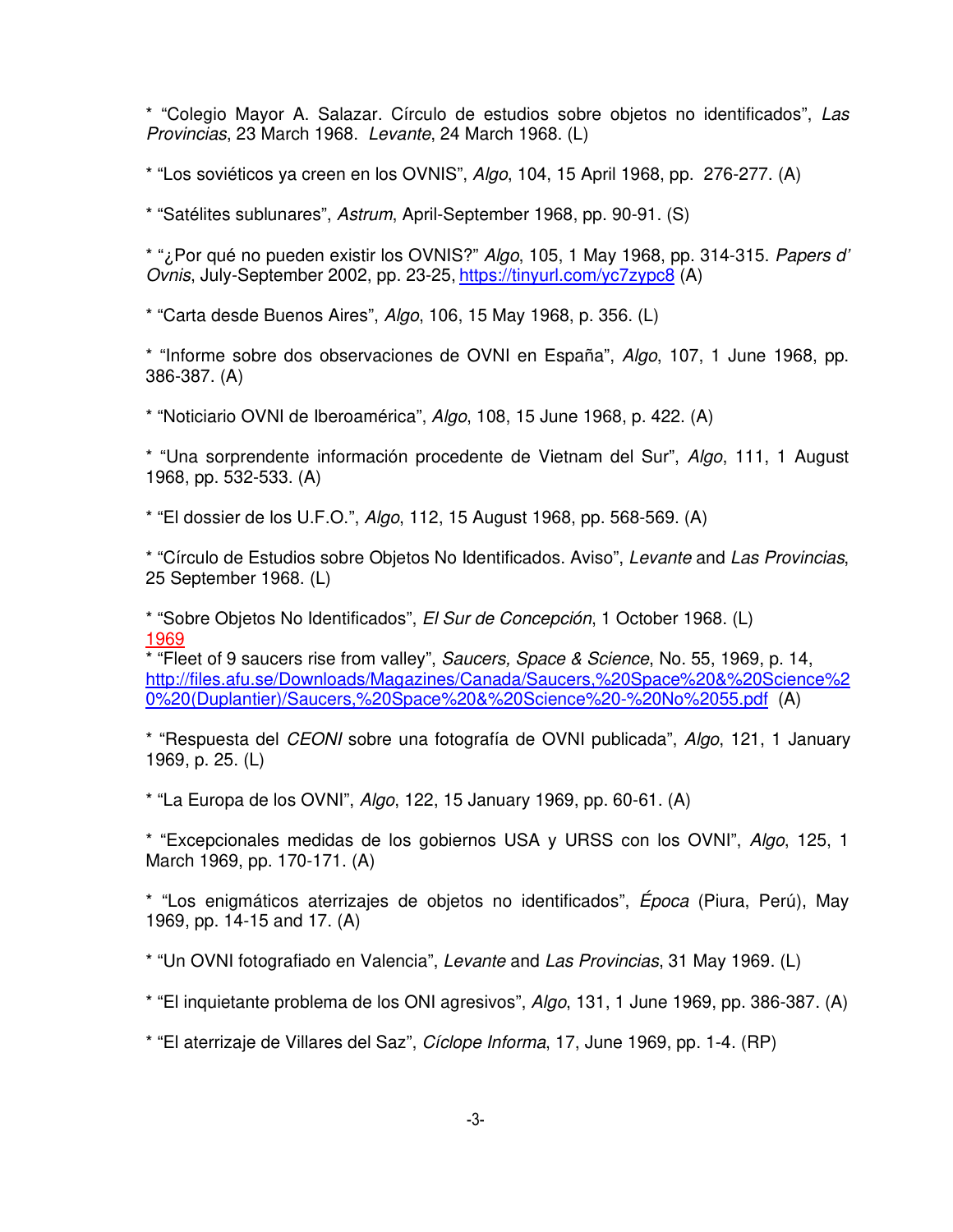* "Colegio Mayor A. Salazar. Círculo de estudios sobre objetos no identificados", *Las Provincias*, 23 March 1968. *Levante*, 24 March 1968. (L)

* "Los soviéticos ya creen en los OVNIS", *Algo*, 104, 15 April 1968, pp. 276-277. (A)

* "Satélites sublunares", *Astrum*, April-September 1968, pp. 90-91. (S)

* "¿Por qué no pueden existir los OVNIS?" *Algo*, 105, 1 May 1968, pp. 314-315. *Papers d' Ovnis*, July-September 2002, pp. 23-25, https://tinyurl.com/yc7zypc8 (A)

* "Carta desde Buenos Aires", *Algo*, 106, 15 May 1968, p. 356. (L)

* "Informe sobre dos observaciones de OVNI en España", *Algo*, 107, 1 June 1968, pp. 386-387. (A)

* "Noticiario OVNI de Iberoamérica", *Algo*, 108, 15 June 1968, p. 422. (A)

* "Una sorprendente información procedente de Vietnam del Sur", *Algo*, 111, 1 August 1968, pp. 532-533. (A)

* "El dossier de los U.F.O.", *Algo*, 112, 15 August 1968, pp. 568-569. (A)

* "Círculo de Estudios sobre Objetos No Identificados. Aviso", *Levante* and *Las Provincias*, 25 September 1968. (L)

* "Sobre Objetos No Identificados", *El Sur de Concepción*, 1 October 1968. (L)

1969

* "Fleet of 9 saucers rise from valley", *Saucers, Space & Science*, No. 55, 1969, p. 14, http://files.afu.se/Downloads/Magazines/Canada/Saucers,%20Space%20&%20Science%20%20(Duplantier)/Saucers,%20Space%20&%20Science%20-%20No%2055.pdf (A)

* "Respuesta del *CEONI* sobre una fotografía de OVNI publicada", *Algo*, 121, 1 January 1969, p. 25. (L)

* "La Europa de los OVNI", *Algo*, 122, 15 January 1969, pp. 60-61. (A)

* "Excepcionales medidas de los gobiernos USA y URSS con los OVNI", *Algo*, 125, 1 March 1969, pp. 170-171. (A)

* "Los enigmáticos aterrizajes de objetos no identificados", *Época* (Piura, Perú), May 1969, pp. 14-15 and 17. (A)

* "Un OVNI fotografiado en Valencia", *Levante* and *Las Provincias*, 31 May 1969. (L)

* "El inquietante problema de los ONI agresivos", *Algo*, 131, 1 June 1969, pp. 386-387. (A)

* "El aterrizaje de Villares del Saz", *Cíclope Informa*, 17, June 1969, pp. 1-4. (RP)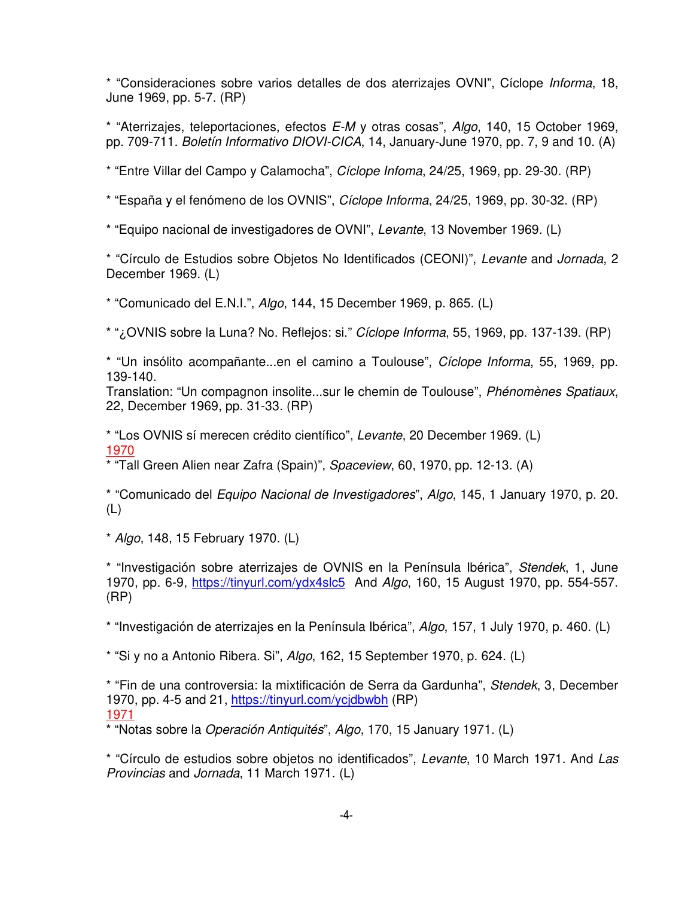* "Consideraciones sobre varios detalles de dos aterrizajes OVNI", Cíclope *Informa*, 18, June 1969, pp. 5-7. (RP)

* "Aterrizajes, teleportaciones, efectos *E-M* y otras cosas", *Algo*, 140, 15 October 1969, pp. 709-711. *Boletín Informativo DIOVI-CICA*, 14, January-June 1970, pp. 7, 9 and 10. (A)

* "Entre Villar del Campo y Calamocha", *Cíclope Infoma*, 24/25, 1969, pp. 29-30. (RP)

* "España y el fenómeno de los OVNIS", *Cíclope Informa*, 24/25, 1969, pp. 30-32. (RP)

* "Equipo nacional de investigadores de OVNI", *Levante*, 13 November 1969. (L)

* "Círculo de Estudios sobre Objetos No Identificados (CEONI)", *Levante* and *Jornada*, 2 December 1969. (L)

* "Comunicado del E.N.I.", *Algo*, 144, 15 December 1969, p. 865. (L)

* "¿OVNIS sobre la Luna? No. Reflejos: si." *Cíclope Informa*, 55, 1969, pp. 137-139. (RP)

* "Un insólito acompañante...en el camino a Toulouse", *Cíclope Informa*, 55, 1969, pp. 139-140.
Translation: "Un compagnon insolite...sur le chemin de Toulouse", *Phénomènes Spatiaux*, 22, December 1969, pp. 31-33. (RP)

* "Los OVNIS sí merecen crédito científico", *Levante*, 20 December 1969. (L)

1970

* "Tall Green Alien near Zafra (Spain)", *Spaceview*, 60, 1970, pp. 12-13. (A)

* "Comunicado del *Equipo Nacional de Investigadores*", *Algo*, 145, 1 January 1970, p. 20. (L)

* *Algo*, 148, 15 February 1970. (L)

* "Investigación sobre aterrizajes de OVNIS en la Península Ibérica", *Stendek*, 1, June 1970, pp. 6-9, https://tinyurl.com/ydx4slc5 And *Algo*, 160, 15 August 1970, pp. 554-557. (RP)

* "Investigación de aterrizajes en la Península Ibérica", *Algo*, 157, 1 July 1970, p. 460. (L)

* "Si y no a Antonio Ribera. Si", *Algo*, 162, 15 September 1970, p. 624. (L)

* "Fin de una controversia: la mixtificación de Serra da Gardunha", *Stendek*, 3, December 1970, pp. 4-5 and 21, https://tinyurl.com/ycjdbwbh (RP)

1971

* "Notas sobre la *Operación Antiquités*", *Algo*, 170, 15 January 1971. (L)

* "Círculo de estudios sobre objetos no identificados", *Levante*, 10 March 1971. And *Las Provincias* and *Jornada*, 11 March 1971. (L)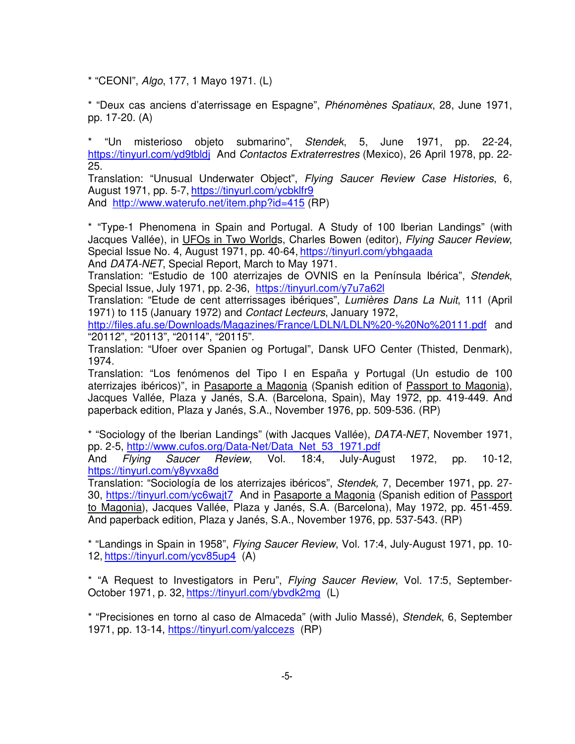* "CEONI", *Algo*, 177, 1 Mayo 1971. (L)

* "Deux cas anciens d'aterrissage en Espagne", *Phénomènes Spatiaux*, 28, June 1971, pp. 17-20. (A)

* "Un misterioso objeto submarino", *Stendek*, 5, June 1971, pp. 22-24, https://tinyurl.com/yd9tbldj And *Contactos Extraterrestres* (Mexico), 26 April 1978, pp. 22-25.
Translation: "Unusual Underwater Object", *Flying Saucer Review Case Histories*, 6, August 1971, pp. 5-7, https://tinyurl.com/ycbklfr9
And http://www.waterufo.net/item.php?id=415 (RP)

* "Type-1 Phenomena in Spain and Portugal. A Study of 100 Iberian Landings" (with Jacques Vallée), in UFOs in Two Worlds, Charles Bowen (editor), *Flying Saucer Review*, Special Issue No. 4, August 1971, pp. 40-64, https://tinyurl.com/ybhgaada
And *DATA-NET*, Special Report, March to May 1971.
Translation: "Estudio de 100 aterrizajes de OVNIS en la Península Ibérica", *Stendek*, Special Issue, July 1971, pp. 2-36, https://tinyurl.com/y7u7a62l
Translation: "Etude de cent atterrissages ibériques", *Lumières Dans La Nuit*, 111 (April 1971) to 115 (January 1972) and *Contact Lecteurs*, January 1972, http://files.afu.se/Downloads/Magazines/France/LDLN/LDLN%20-%20No%20111.pdf and "20112", "20113", "20114", "20115".
Translation: "Ufoer over Spanien og Portugal", Dansk UFO Center (Thisted, Denmark), 1974.
Translation: "Los fenómenos del Tipo I en España y Portugal (Un estudio de 100 aterrizajes ibéricos)", in Pasaporte a Magonia (Spanish edition of Passport to Magonia), Jacques Vallée, Plaza y Janés, S.A. (Barcelona, Spain), May 1972, pp. 419-449. And paperback edition, Plaza y Janés, S.A., November 1976, pp. 509-536. (RP)

* "Sociology of the Iberian Landings" (with Jacques Vallée), *DATA-NET*, November 1971, pp. 2-5, http://www.cufos.org/Data-Net/Data_Net_53_1971.pdf
And *Flying Saucer Review*, Vol. 18:4, July-August 1972, pp. 10-12, https://tinyurl.com/y8yvxa8d
Translation: "Sociología de los aterrizajes ibéricos", *Stendek,* 7, December 1971, pp. 27-30, https://tinyurl.com/yc6wajt7 And in Pasaporte a Magonia (Spanish edition of Passport to Magonia), Jacques Vallée, Plaza y Janés, S.A. (Barcelona), May 1972, pp. 451-459. And paperback edition, Plaza y Janés, S.A., November 1976, pp. 537-543. (RP)

* "Landings in Spain in 1958", *Flying Saucer Review*, Vol. 17:4, July-August 1971, pp. 10-12, https://tinyurl.com/ycv85up4 (A)

* "A Request to Investigators in Peru", *Flying Saucer Review*, Vol. 17:5, September-October 1971, p. 32, https://tinyurl.com/ybvdk2mg (L)

* "Precisiones en torno al caso de Almaceda" (with Julio Massé), *Stendek*, 6, September 1971, pp. 13-14, https://tinyurl.com/yalccezs (RP)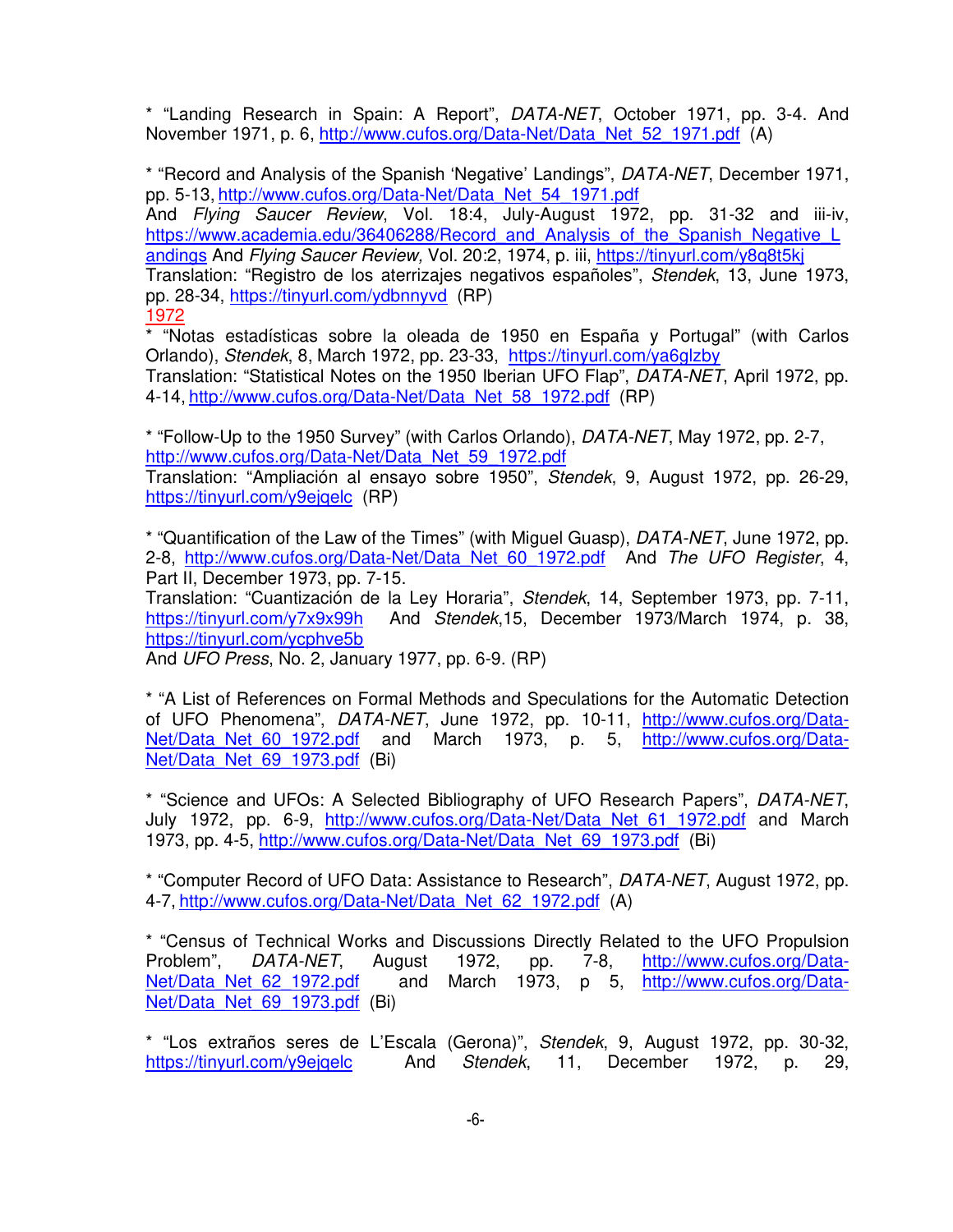* "Landing Research in Spain: A Report", *DATA-NET*, October 1971, pp. 3-4. And November 1971, p. 6, http://www.cufos.org/Data-Net/Data_Net_52_1971.pdf (A)

* "Record and Analysis of the Spanish 'Negative' Landings", *DATA-NET*, December 1971, pp. 5-13, http://www.cufos.org/Data-Net/Data_Net_54_1971.pdf
And *Flying Saucer Review*, Vol. 18:4, July-August 1972, pp. 31-32 and iii-iv, https://www.academia.edu/36406288/Record_and_Analysis_of_the_Spanish_Negative_Landings And *Flying Saucer Review,* Vol. 20:2, 1974, p. iii, https://tinyurl.com/y8q8t5kj
Translation: "Registro de los aterrizajes negativos españoles", *Stendek*, 13, June 1973, pp. 28-34, https://tinyurl.com/ydbnnyvd (RP)

1972

* "Notas estadísticas sobre la oleada de 1950 en España y Portugal" (with Carlos Orlando), *Stendek*, 8, March 1972, pp. 23-33, https://tinyurl.com/ya6glzby
Translation: "Statistical Notes on the 1950 Iberian UFO Flap", *DATA-NET*, April 1972, pp. 4-14, http://www.cufos.org/Data-Net/Data_Net_58_1972.pdf (RP)

* "Follow-Up to the 1950 Survey" (with Carlos Orlando), *DATA-NET*, May 1972, pp. 2-7, http://www.cufos.org/Data-Net/Data_Net_59_1972.pdf
Translation: "Ampliación al ensayo sobre 1950", *Stendek*, 9, August 1972, pp. 26-29, https://tinyurl.com/y9ejqelc (RP)

* "Quantification of the Law of the Times" (with Miguel Guasp), *DATA-NET*, June 1972, pp. 2-8, http://www.cufos.org/Data-Net/Data_Net_60_1972.pdf And *The UFO Register*, 4, Part II, December 1973, pp. 7-15.
Translation: "Cuantización de la Ley Horaria", *Stendek*, 14, September 1973, pp. 7-11, https://tinyurl.com/y7x9x99h And *Stendek*,15, December 1973/March 1974, p. 38, https://tinyurl.com/ycphve5b
And *UFO Press*, No. 2, January 1977, pp. 6-9. (RP)

* "A List of References on Formal Methods and Speculations for the Automatic Detection of UFO Phenomena", *DATA-NET*, June 1972, pp. 10-11, http://www.cufos.org/Data-Net/Data_Net_60_1972.pdf and March 1973, p. 5, http://www.cufos.org/Data-Net/Data_Net_69_1973.pdf (Bi)

* "Science and UFOs: A Selected Bibliography of UFO Research Papers", *DATA-NET*, July 1972, pp. 6-9, http://www.cufos.org/Data-Net/Data_Net_61_1972.pdf and March 1973, pp. 4-5, http://www.cufos.org/Data-Net/Data_Net_69_1973.pdf (Bi)

* "Computer Record of UFO Data: Assistance to Research", *DATA-NET*, August 1972, pp. 4-7, http://www.cufos.org/Data-Net/Data_Net_62_1972.pdf (A)

* "Census of Technical Works and Discussions Directly Related to the UFO Propulsion Problem", *DATA-NET*, August 1972, pp. 7-8, http://www.cufos.org/Data-Net/Data_Net_62_1972.pdf and March 1973, p 5, http://www.cufos.org/Data-Net/Data_Net_69_1973.pdf (Bi)

* "Los extraños seres de L'Escala (Gerona)", *Stendek*, 9, August 1972, pp. 30-32, https://tinyurl.com/y9ejqelc And *Stendek*, 11, December 1972, p. 29,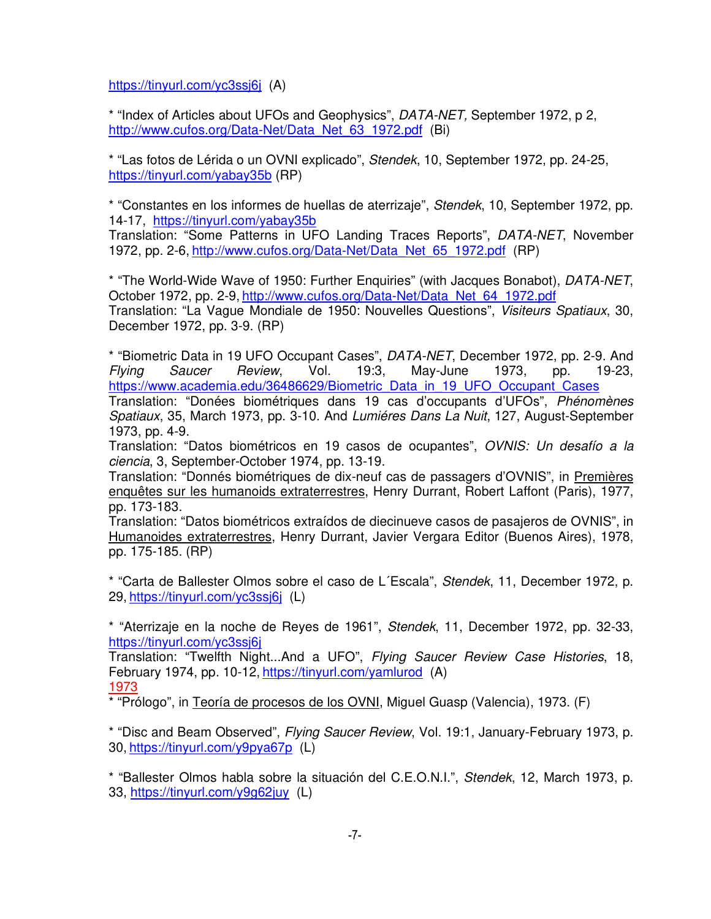https://tinyurl.com/yc3ssj6j (A)

* "Index of Articles about UFOs and Geophysics", *DATA-NET,* September 1972, p 2, http://www.cufos.org/Data-Net/Data_Net_63_1972.pdf (Bi)

* "Las fotos de Lérida o un OVNI explicado", *Stendek*, 10, September 1972, pp. 24-25, https://tinyurl.com/yabay35b (RP)

* "Constantes en los informes de huellas de aterrizaje", *Stendek*, 10, September 1972, pp. 14-17, https://tinyurl.com/yabay35b
Translation: "Some Patterns in UFO Landing Traces Reports", *DATA-NET*, November 1972, pp. 2-6, http://www.cufos.org/Data-Net/Data_Net_65_1972.pdf (RP)

* "The World-Wide Wave of 1950: Further Enquiries" (with Jacques Bonabot), *DATA-NET*, October 1972, pp. 2-9, http://www.cufos.org/Data-Net/Data_Net_64_1972.pdf
Translation: "La Vague Mondiale de 1950: Nouvelles Questions", *Visiteurs Spatiaux*, 30, December 1972, pp. 3-9. (RP)

* "Biometric Data in 19 UFO Occupant Cases", *DATA-NET*, December 1972, pp. 2-9. And *Flying Saucer Review*, Vol. 19:3, May-June 1973, pp. 19-23, https://www.academia.edu/36486629/Biometric_Data_in_19_UFO_Occupant_Cases
Translation: "Donées biométriques dans 19 cas d'occupants d'UFOs", *Phénomènes Spatiaux*, 35, March 1973, pp. 3-10. And *Lumiéres Dans La Nuit*, 127, August-September 1973, pp. 4-9.
Translation: "Datos biométricos en 19 casos de ocupantes", *OVNIS: Un desafío a la ciencia*, 3, September-October 1974, pp. 13-19.
Translation: "Donnés biométriques de dix-neuf cas de passagers d'OVNIS", in Premières enquêtes sur les humanoids extraterrestres, Henry Durrant, Robert Laffont (Paris), 1977, pp. 173-183.
Translation: "Datos biométricos extraídos de diecinueve casos de pasajeros de OVNIS", in Humanoides extraterrestres, Henry Durrant, Javier Vergara Editor (Buenos Aires), 1978, pp. 175-185. (RP)

* "Carta de Ballester Olmos sobre el caso de L´Escala", *Stendek*, 11, December 1972, p. 29, https://tinyurl.com/yc3ssj6j (L)

* "Aterrizaje en la noche de Reyes de 1961", *Stendek*, 11, December 1972, pp. 32-33, https://tinyurl.com/yc3ssj6j
Translation: "Twelfth Night...And a UFO", *Flying Saucer Review Case Histories*, 18, February 1974, pp. 10-12, https://tinyurl.com/yamlurod (A)

## 1973

* "Prólogo", in Teoría de procesos de los OVNI, Miguel Guasp (Valencia), 1973. (F)

* "Disc and Beam Observed", *Flying Saucer Review*, Vol. 19:1, January-February 1973, p. 30, https://tinyurl.com/y9pya67p (L)

* "Ballester Olmos habla sobre la situación del C.E.O.N.I.", *Stendek*, 12, March 1973, p. 33, https://tinyurl.com/y9g62juy (L)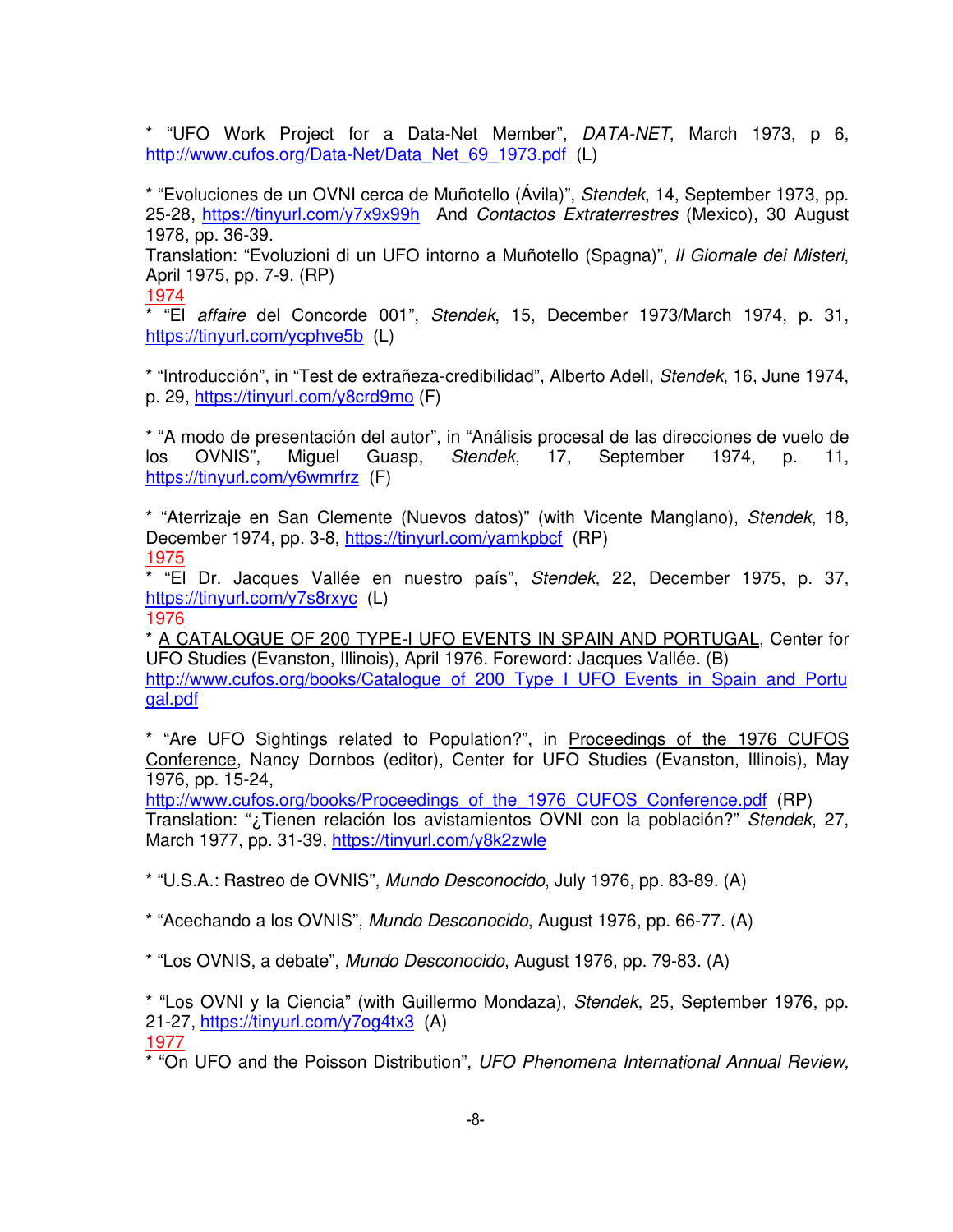* "UFO Work Project for a Data-Net Member", *DATA-NET*, March 1973, p 6, http://www.cufos.org/Data-Net/Data_Net_69_1973.pdf (L)

* "Evoluciones de un OVNI cerca de Muñotello (Ávila)", *Stendek*, 14, September 1973, pp. 25-28, https://tinyurl.com/y7x9x99h And *Contactos Extraterrestres* (Mexico), 30 August 1978, pp. 36-39.
Translation: "Evoluzioni di un UFO intorno a Muñotello (Spagna)", *Il Giornale dei Misteri*, April 1975, pp. 7-9. (RP)

1974

* "El *affaire* del Concorde 001", *Stendek*, 15, December 1973/March 1974, p. 31, https://tinyurl.com/ycphve5b (L)

* "Introducción", in "Test de extrañeza-credibilidad", Alberto Adell, *Stendek*, 16, June 1974, p. 29, https://tinyurl.com/y8crd9mo (F)

* "A modo de presentación del autor", in "Análisis procesal de las direcciones de vuelo de los OVNIS", Miguel Guasp, *Stendek*, 17, September 1974, p. 11, https://tinyurl.com/y6wmrfrz (F)

* "Aterrizaje en San Clemente (Nuevos datos)" (with Vicente Manglano), *Stendek*, 18, December 1974, pp. 3-8, https://tinyurl.com/yamkpbcf (RP)

1975

* "El Dr. Jacques Vallée en nuestro país", *Stendek*, 22, December 1975, p. 37, https://tinyurl.com/y7s8rxyc (L)

1976

* A CATALOGUE OF 200 TYPE-I UFO EVENTS IN SPAIN AND PORTUGAL, Center for UFO Studies (Evanston, Illinois), April 1976. Foreword: Jacques Vallée. (B)
http://www.cufos.org/books/Catalogue_of_200_Type_I_UFO_Events_in_Spain_and_Portugal.pdf

* "Are UFO Sightings related to Population?", in Proceedings of the 1976 CUFOS Conference, Nancy Dornbos (editor), Center for UFO Studies (Evanston, Illinois), May 1976, pp. 15-24,
http://www.cufos.org/books/Proceedings_of_the_1976_CUFOS_Conference.pdf (RP)
Translation: "¿Tienen relación los avistamientos OVNI con la población?" *Stendek*, 27, March 1977, pp. 31-39, https://tinyurl.com/y8k2zwle

* "U.S.A.: Rastreo de OVNIS", *Mundo Desconocido*, July 1976, pp. 83-89. (A)

* "Acechando a los OVNIS", *Mundo Desconocido*, August 1976, pp. 66-77. (A)

* "Los OVNIS, a debate", *Mundo Desconocido*, August 1976, pp. 79-83. (A)

* "Los OVNI y la Ciencia" (with Guillermo Mondaza), *Stendek*, 25, September 1976, pp. 21-27, https://tinyurl.com/y7og4tx3 (A)

1977

* "On UFO and the Poisson Distribution", *UFO Phenomena International Annual Review,*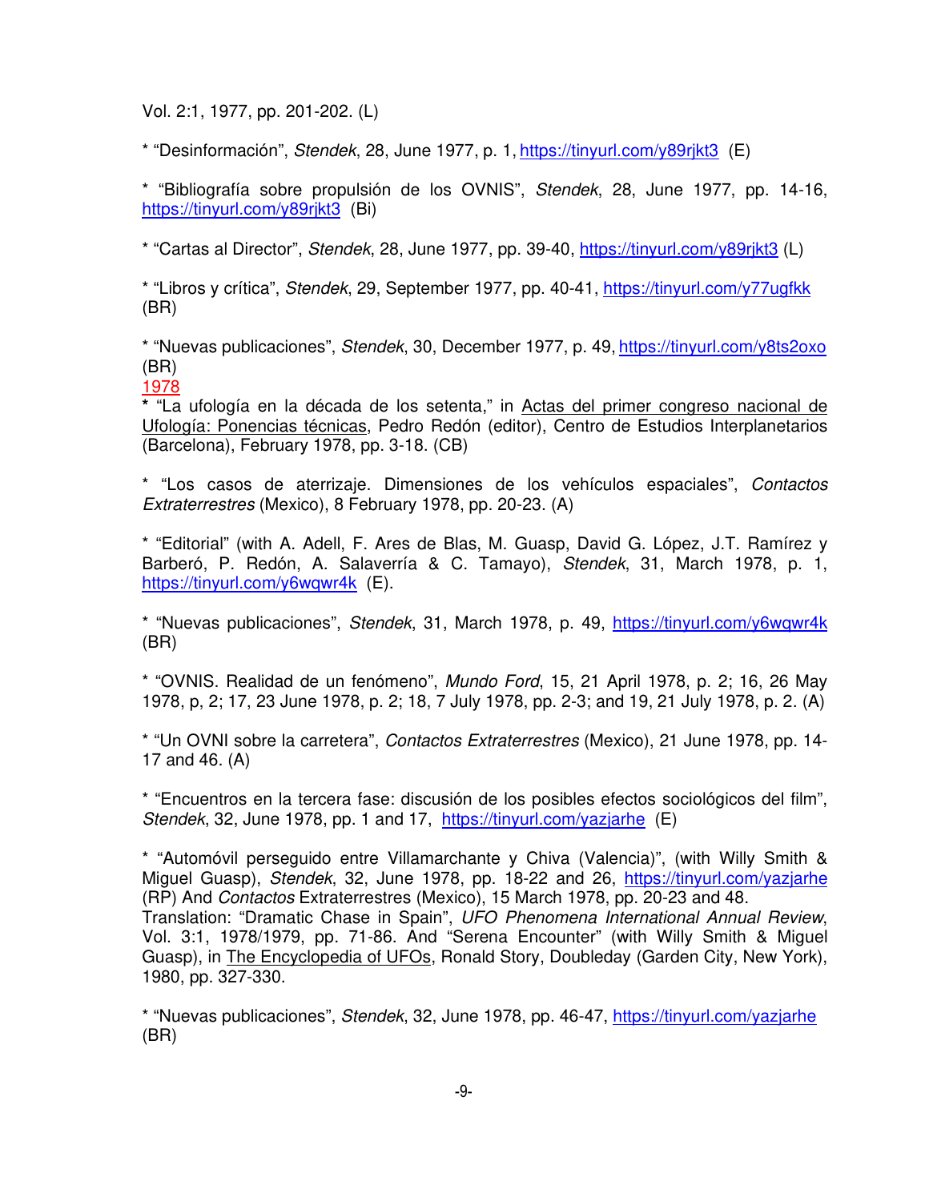Vol. 2:1, 1977, pp. 201-202. (L)

* "Desinformación", *Stendek*, 28, June 1977, p. 1, https://tinyurl.com/y89rjkt3 (E)

* "Bibliografía sobre propulsión de los OVNIS", *Stendek*, 28, June 1977, pp. 14-16, https://tinyurl.com/y89rjkt3 (Bi)

* "Cartas al Director", *Stendek*, 28, June 1977, pp. 39-40, https://tinyurl.com/y89rjkt3 (L)

* "Libros y crítica", *Stendek*, 29, September 1977, pp. 40-41, https://tinyurl.com/y77ugfkk (BR)

* "Nuevas publicaciones", *Stendek*, 30, December 1977, p. 49, https://tinyurl.com/y8ts2oxo (BR)

## 1978

* "La ufología en la década de los setenta," in Actas del primer congreso nacional de Ufología: Ponencias técnicas, Pedro Redón (editor), Centro de Estudios Interplanetarios (Barcelona), February 1978, pp. 3-18. (CB)

* "Los casos de aterrizaje. Dimensiones de los vehículos espaciales", *Contactos Extraterrestres* (Mexico), 8 February 1978, pp. 20-23. (A)

* "Editorial" (with A. Adell, F. Ares de Blas, M. Guasp, David G. López, J.T. Ramírez y Barberó, P. Redón, A. Salaverría & C. Tamayo), *Stendek*, 31, March 1978, p. 1, https://tinyurl.com/y6wqwr4k (E).

* "Nuevas publicaciones", *Stendek*, 31, March 1978, p. 49, https://tinyurl.com/y6wqwr4k (BR)

* "OVNIS. Realidad de un fenómeno", *Mundo Ford*, 15, 21 April 1978, p. 2; 16, 26 May 1978, p, 2; 17, 23 June 1978, p. 2; 18, 7 July 1978, pp. 2-3; and 19, 21 July 1978, p. 2. (A)

* "Un OVNI sobre la carretera", *Contactos Extraterrestres* (Mexico), 21 June 1978, pp. 14-17 and 46. (A)

* "Encuentros en la tercera fase: discusión de los posibles efectos sociológicos del film", *Stendek*, 32, June 1978, pp. 1 and 17, https://tinyurl.com/yazjarhe (E)

* "Automóvil perseguido entre Villamarchante y Chiva (Valencia)", (with Willy Smith & Miguel Guasp), *Stendek*, 32, June 1978, pp. 18-22 and 26, https://tinyurl.com/yazjarhe (RP) And *Contactos* Extraterrestres (Mexico), 15 March 1978, pp. 20-23 and 48.
Translation: "Dramatic Chase in Spain", *UFO Phenomena International Annual Review*, Vol. 3:1, 1978/1979, pp. 71-86. And "Serena Encounter" (with Willy Smith & Miguel Guasp), in The Encyclopedia of UFOs, Ronald Story, Doubleday (Garden City, New York), 1980, pp. 327-330.

* "Nuevas publicaciones", *Stendek*, 32, June 1978, pp. 46-47, https://tinyurl.com/yazjarhe (BR)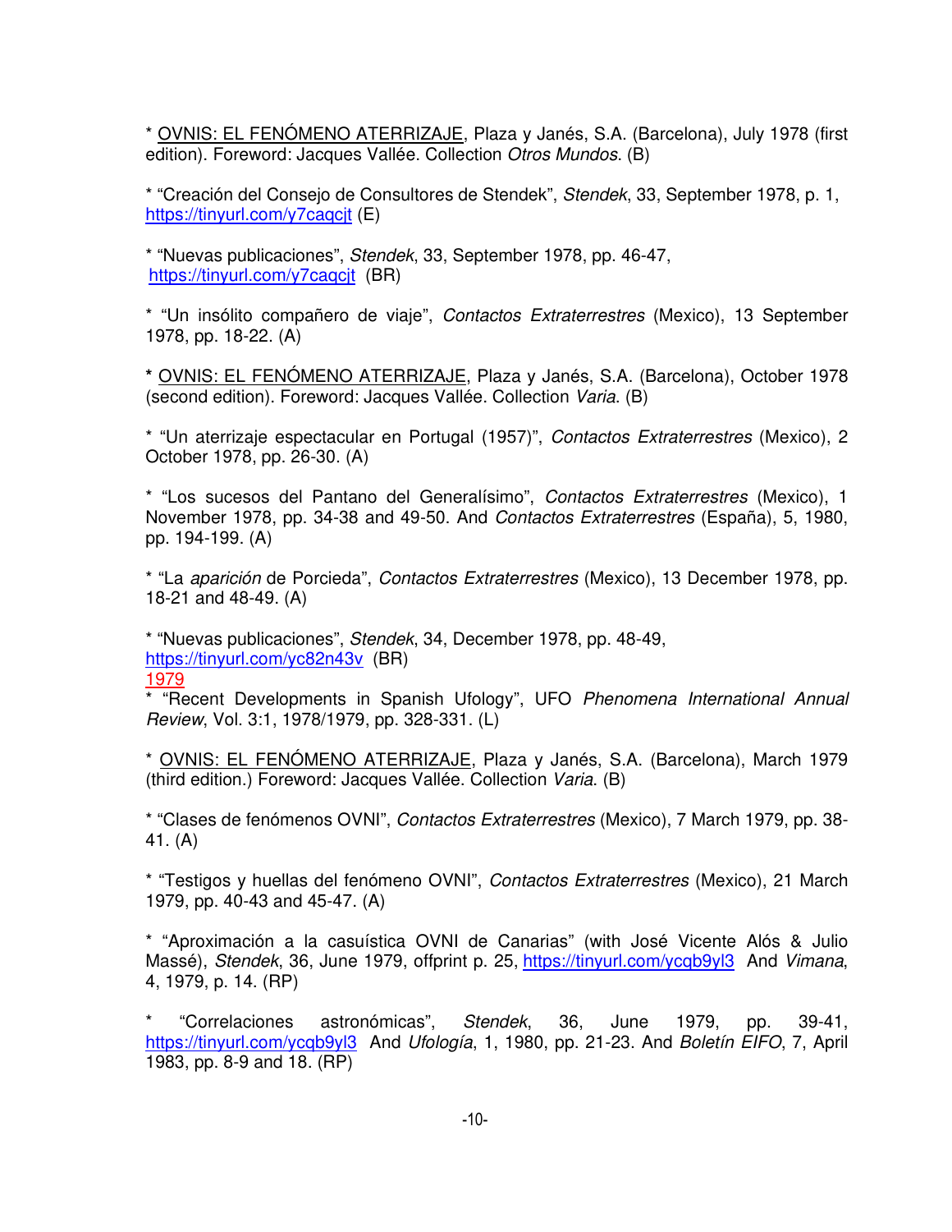* <u>OVNIS: EL FENÓMENO ATERRIZAJE</u>, Plaza y Janés, S.A. (Barcelona), July 1978 (first edition). Foreword: Jacques Vallée. Collection *Otros Mundos*. (B)

* "Creación del Consejo de Consultores de Stendek", *Stendek*, 33, September 1978, p. 1, https://tinyurl.com/y7caqcjt (E)

* "Nuevas publicaciones", *Stendek*, 33, September 1978, pp. 46-47, https://tinyurl.com/y7caqcjt (BR)

* "Un insólito compañero de viaje", *Contactos Extraterrestres* (Mexico), 13 September 1978, pp. 18-22. (A)

**\*** <u>OVNIS: EL FENÓMENO ATERRIZAJE</u>, Plaza y Janés, S.A. (Barcelona), October 1978 (second edition). Foreword: Jacques Vallée. Collection *Varia*. (B)

* "Un aterrizaje espectacular en Portugal (1957)", *Contactos Extraterrestres* (Mexico), 2 October 1978, pp. 26-30. (A)

* "Los sucesos del Pantano del Generalísimo", *Contactos Extraterrestres* (Mexico), 1 November 1978, pp. 34-38 and 49-50. And *Contactos Extraterrestres* (España), 5, 1980, pp. 194-199. (A)

* "La *aparición* de Porcieda", *Contactos Extraterrestres* (Mexico), 13 December 1978, pp. 18-21 and 48-49. (A)

* "Nuevas publicaciones", *Stendek*, 34, December 1978, pp. 48-49, https://tinyurl.com/yc82n43v (BR)

<u>1979</u>

* "Recent Developments in Spanish Ufology", UFO *Phenomena International Annual Review*, Vol. 3:1, 1978/1979, pp. 328-331. (L)

* <u>OVNIS: EL FENÓMENO ATERRIZAJE</u>, Plaza y Janés, S.A. (Barcelona), March 1979 (third edition.) Foreword: Jacques Vallée. Collection *Varia*. (B)

* "Clases de fenómenos OVNI", *Contactos Extraterrestres* (Mexico), 7 March 1979, pp. 38-41. (A)

* "Testigos y huellas del fenómeno OVNI", *Contactos Extraterrestres* (Mexico), 21 March 1979, pp. 40-43 and 45-47. (A)

* "Aproximación a la casuística OVNI de Canarias" (with José Vicente Alós & Julio Massé), *Stendek*, 36, June 1979, offprint p. 25, https://tinyurl.com/ycqb9yl3 And *Vimana*, 4, 1979, p. 14. (RP)

* "Correlaciones astronómicas", *Stendek*, 36, June 1979, pp. 39-41, https://tinyurl.com/ycqb9yl3 And *Ufología*, 1, 1980, pp. 21-23. And *Boletín EIFO*, 7, April 1983, pp. 8-9 and 18. (RP)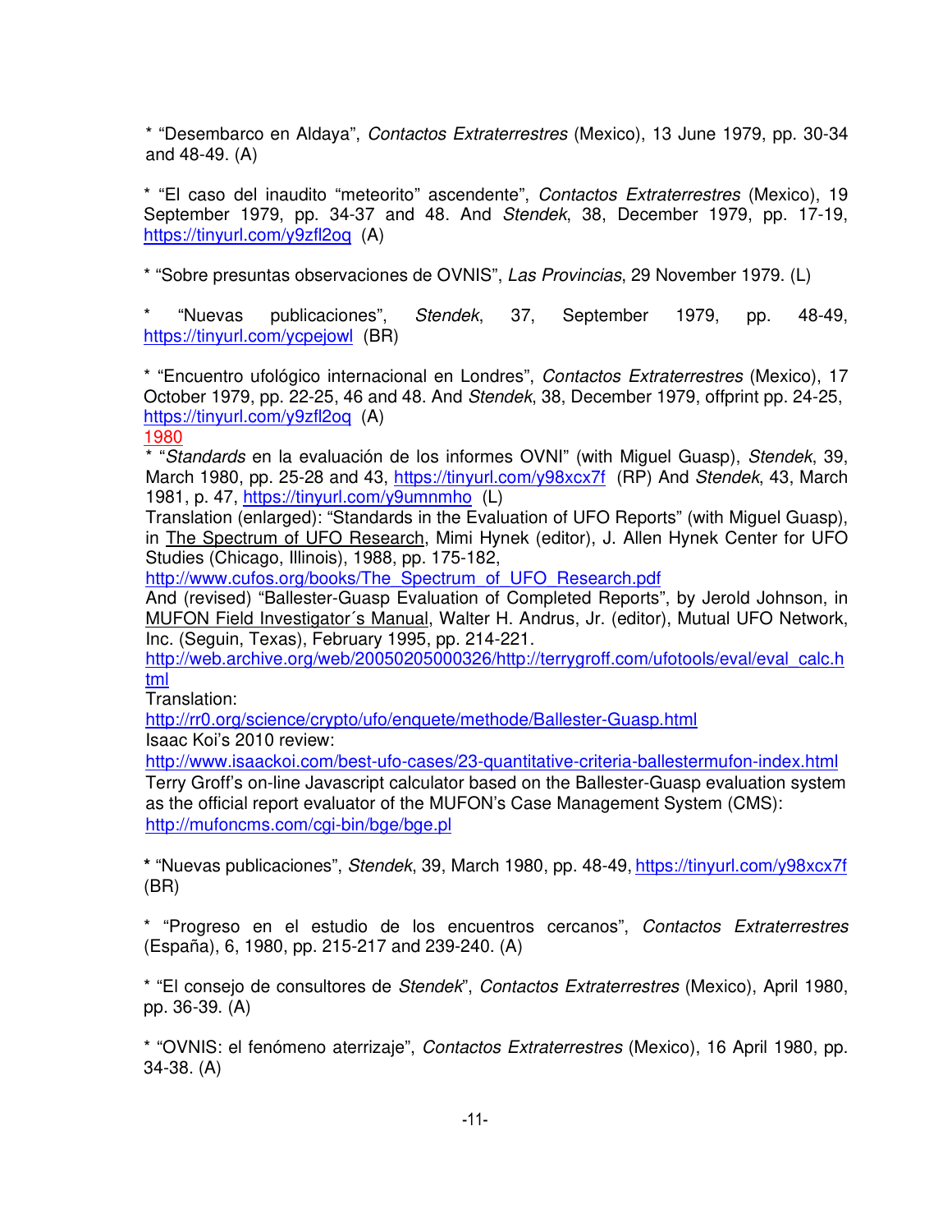* "Desembarco en Aldaya", *Contactos Extraterrestres* (Mexico), 13 June 1979, pp. 30-34 and 48-49. (A)

* "El caso del inaudito "meteorito" ascendente", *Contactos Extraterrestres* (Mexico), 19 September 1979, pp. 34-37 and 48. And *Stendek*, 38, December 1979, pp. 17-19, https://tinyurl.com/y9zfl2oq (A)

* "Sobre presuntas observaciones de OVNIS", *Las Provincias*, 29 November 1979. (L)

* "Nuevas publicaciones", *Stendek*, 37, September 1979, pp. 48-49, https://tinyurl.com/ycpejowl (BR)

* "Encuentro ufológico internacional en Londres", *Contactos Extraterrestres* (Mexico), 17 October 1979, pp. 22-25, 46 and 48. And *Stendek*, 38, December 1979, offprint pp. 24-25, https://tinyurl.com/y9zfl2oq (A)

1980

* "*Standards* en la evaluación de los informes OVNI" (with Miguel Guasp), *Stendek*, 39, March 1980, pp. 25-28 and 43, https://tinyurl.com/y98xcx7f (RP) And *Stendek*, 43, March 1981, p. 47, https://tinyurl.com/y9umnmho (L)
Translation (enlarged): "Standards in the Evaluation of UFO Reports" (with Miguel Guasp), in The Spectrum of UFO Research, Mimi Hynek (editor), J. Allen Hynek Center for UFO Studies (Chicago, Illinois), 1988, pp. 175-182,
http://www.cufos.org/books/The_Spectrum_of_UFO_Research.pdf
And (revised) "Ballester-Guasp Evaluation of Completed Reports", by Jerold Johnson, in MUFON Field Investigator´s Manual, Walter H. Andrus, Jr. (editor), Mutual UFO Network, Inc. (Seguin, Texas), February 1995, pp. 214-221.
http://web.archive.org/web/20050205000326/http://terrygroff.com/ufotools/eval/eval_calc.html
Translation:
http://rr0.org/science/crypto/ufo/enquete/methode/Ballester-Guasp.html
Isaac Koi's 2010 review:
http://www.isaackoi.com/best-ufo-cases/23-quantitative-criteria-ballestermufon-index.html
Terry Groff's on-line Javascript calculator based on the Ballester-Guasp evaluation system as the official report evaluator of the MUFON's Case Management System (CMS):
http://mufoncms.com/cgi-bin/bge/bge.pl

* "Nuevas publicaciones", *Stendek*, 39, March 1980, pp. 48-49, https://tinyurl.com/y98xcx7f (BR)

* "Progreso en el estudio de los encuentros cercanos", *Contactos Extraterrestres* (España), 6, 1980, pp. 215-217 and 239-240. (A)

* "El consejo de consultores de *Stendek*", *Contactos Extraterrestres* (Mexico), April 1980, pp. 36-39. (A)

* "OVNIS: el fenómeno aterrizaje", *Contactos Extraterrestres* (Mexico), 16 April 1980, pp. 34-38. (A)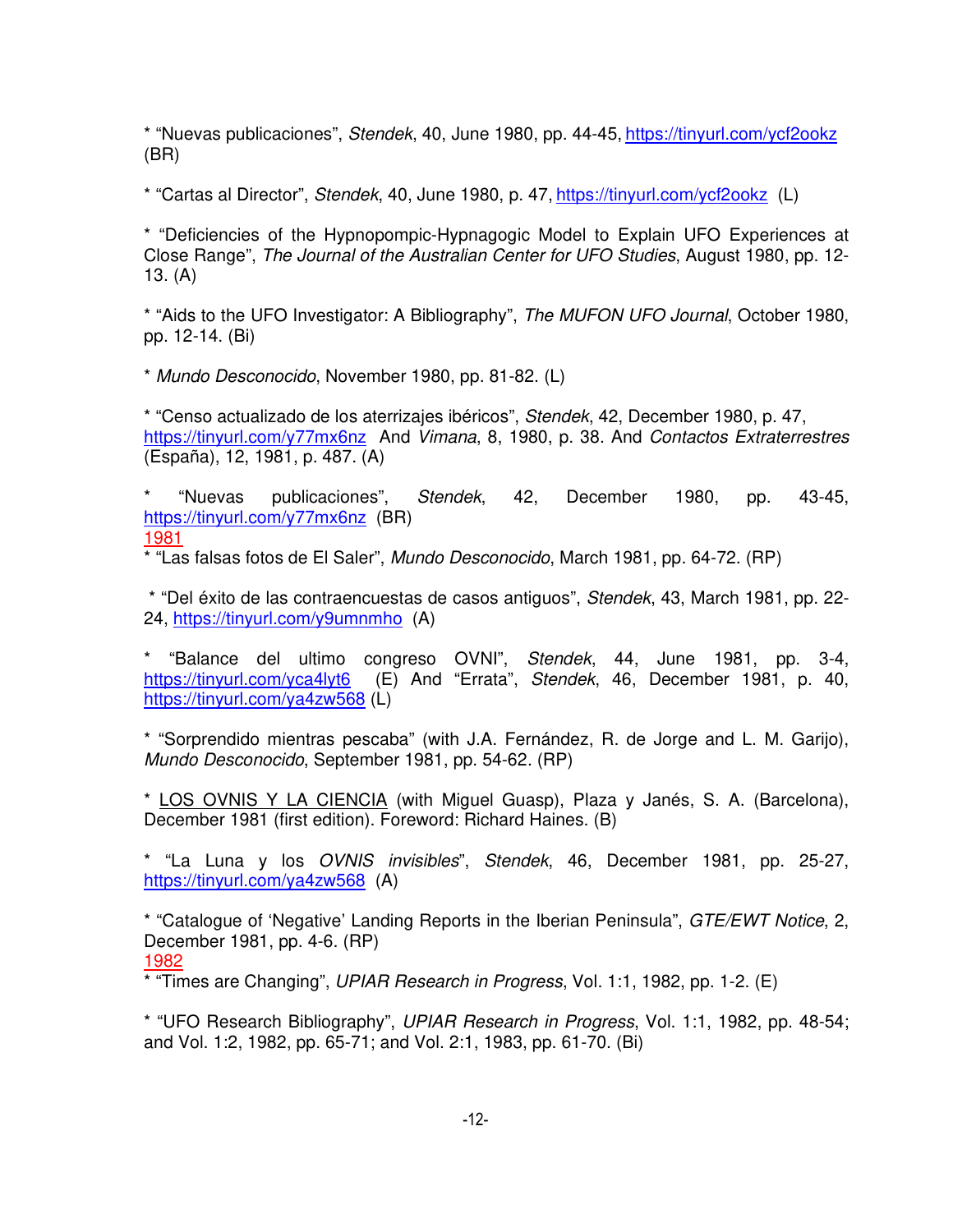* “Nuevas publicaciones”, *Stendek*, 40, June 1980, pp. 44-45, https://tinyurl.com/ycf2ookz (BR)

* “Cartas al Director”, *Stendek*, 40, June 1980, p. 47, https://tinyurl.com/ycf2ookz (L)

* “Deficiencies of the Hypnopompic-Hypnagogic Model to Explain UFO Experiences at Close Range”, *The Journal of the Australian Center for UFO Studies*, August 1980, pp. 12-13. (A)

* “Aids to the UFO Investigator: A Bibliography”, *The MUFON UFO Journal*, October 1980, pp. 12-14. (Bi)

* *Mundo Desconocido*, November 1980, pp. 81-82. (L)

* “Censo actualizado de los aterrizajes ibéricos”, *Stendek*, 42, December 1980, p. 47, https://tinyurl.com/y77mx6nz And *Vimana*, 8, 1980, p. 38. And *Contactos Extraterrestres* (España), 12, 1981, p. 487. (A)

* “Nuevas publicaciones”, *Stendek*, 42, December 1980, pp. 43-45, https://tinyurl.com/y77mx6nz (BR)

1981

* “Las falsas fotos de El Saler”, *Mundo Desconocido*, March 1981, pp. 64-72. (RP)

* “Del éxito de las contraencuestas de casos antiguos”, *Stendek*, 43, March 1981, pp. 22-24, https://tinyurl.com/y9umnmho (A)

* “Balance del ultimo congreso OVNI”, *Stendek*, 44, June 1981, pp. 3-4, https://tinyurl.com/yca4lyt6 (E) And “Errata”, *Stendek*, 46, December 1981, p. 40, https://tinyurl.com/ya4zw568 (L)

* “Sorprendido mientras pescaba” (with J.A. Fernández, R. de Jorge and L. M. Garijo), *Mundo Desconocido*, September 1981, pp. 54-62. (RP)

* LOS OVNIS Y LA CIENCIA (with Miguel Guasp), Plaza y Janés, S. A. (Barcelona), December 1981 (first edition). Foreword: Richard Haines. (B)

* “La Luna y los *OVNIS invisibles*”, *Stendek*, 46, December 1981, pp. 25-27, https://tinyurl.com/ya4zw568 (A)

* “Catalogue of ‘Negative’ Landing Reports in the Iberian Peninsula”, *GTE/EWT Notice*, 2, December 1981, pp. 4-6. (RP)

1982

* “Times are Changing”, *UPIAR Research in Progress*, Vol. 1:1, 1982, pp. 1-2. (E)

* “UFO Research Bibliography”, *UPIAR Research in Progress*, Vol. 1:1, 1982, pp. 48-54; and Vol. 1:2, 1982, pp. 65-71; and Vol. 2:1, 1983, pp. 61-70. (Bi)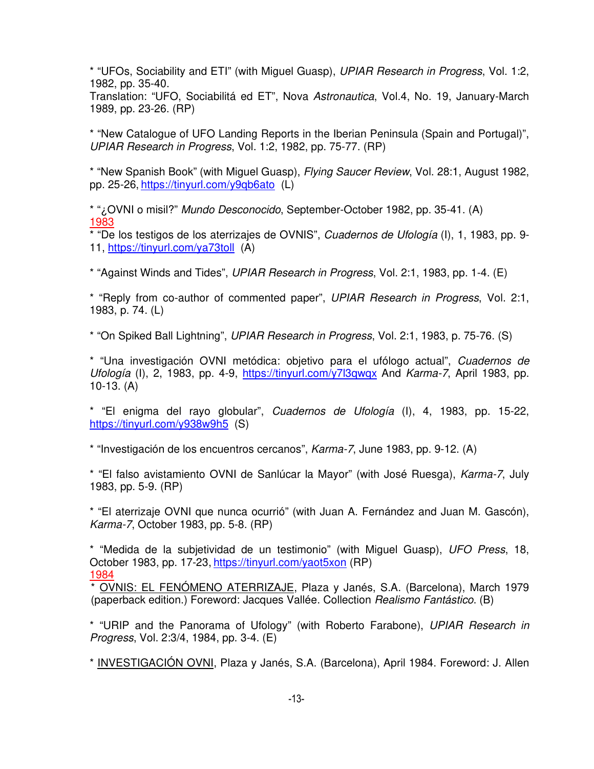* "UFOs, Sociability and ETI" (with Miguel Guasp), *UPIAR Research in Progress*, Vol. 1:2, 1982, pp. 35-40.
Translation: "UFO, Sociabilitá ed ET", Nova *Astronautica*, Vol.4, No. 19, January-March 1989, pp. 23-26. (RP)

* "New Catalogue of UFO Landing Reports in the Iberian Peninsula (Spain and Portugal)", *UPIAR Research in Progress*, Vol. 1:2, 1982, pp. 75-77. (RP)

* "New Spanish Book" (with Miguel Guasp), *Flying Saucer Review*, Vol. 28:1, August 1982, pp. 25-26, https://tinyurl.com/y9qb6ato (L)

* "¿OVNI o misil?" *Mundo Desconocido*, September-October 1982, pp. 35-41. (A)

1983

* "De los testigos de los aterrizajes de OVNIS", *Cuadernos de Ufología* (I), 1, 1983, pp. 9-11, https://tinyurl.com/ya73toll (A)

* "Against Winds and Tides", *UPIAR Research in Progress*, Vol. 2:1, 1983, pp. 1-4. (E)

* "Reply from co-author of commented paper", *UPIAR Research in Progress*, Vol. 2:1, 1983, p. 74. (L)

* "On Spiked Ball Lightning", *UPIAR Research in Progress*, Vol. 2:1, 1983, p. 75-76. (S)

* "Una investigación OVNI metódica: objetivo para el ufólogo actual", *Cuadernos de Ufología* (I), 2, 1983, pp. 4-9, https://tinyurl.com/y7l3qwqx And *Karma-7*, April 1983, pp. 10-13. (A)

* "El enigma del rayo globular", *Cuadernos de Ufología* (I), 4, 1983, pp. 15-22, https://tinyurl.com/y938w9h5 (S)

* "Investigación de los encuentros cercanos", *Karma-7*, June 1983, pp. 9-12. (A)

* "El falso avistamiento OVNI de Sanlúcar la Mayor" (with José Ruesga), *Karma-7*, July 1983, pp. 5-9. (RP)

* "El aterrizaje OVNI que nunca ocurrió" (with Juan A. Fernández and Juan M. Gascón), *Karma-7*, October 1983, pp. 5-8. (RP)

* "Medida de la subjetividad de un testimonio" (with Miguel Guasp), *UFO Press*, 18, October 1983, pp. 17-23, https://tinyurl.com/yaot5xon (RP)

1984

* OVNIS: EL FENÓMENO ATERRIZAJE, Plaza y Janés, S.A. (Barcelona), March 1979 (paperback edition.) Foreword: Jacques Vallée. Collection *Realismo Fantástico*. (B)

* "URIP and the Panorama of Ufology" (with Roberto Farabone), *UPIAR Research in Progress*, Vol. 2:3/4, 1984, pp. 3-4. (E)

* INVESTIGACIÓN OVNI, Plaza y Janés, S.A. (Barcelona), April 1984. Foreword: J. Allen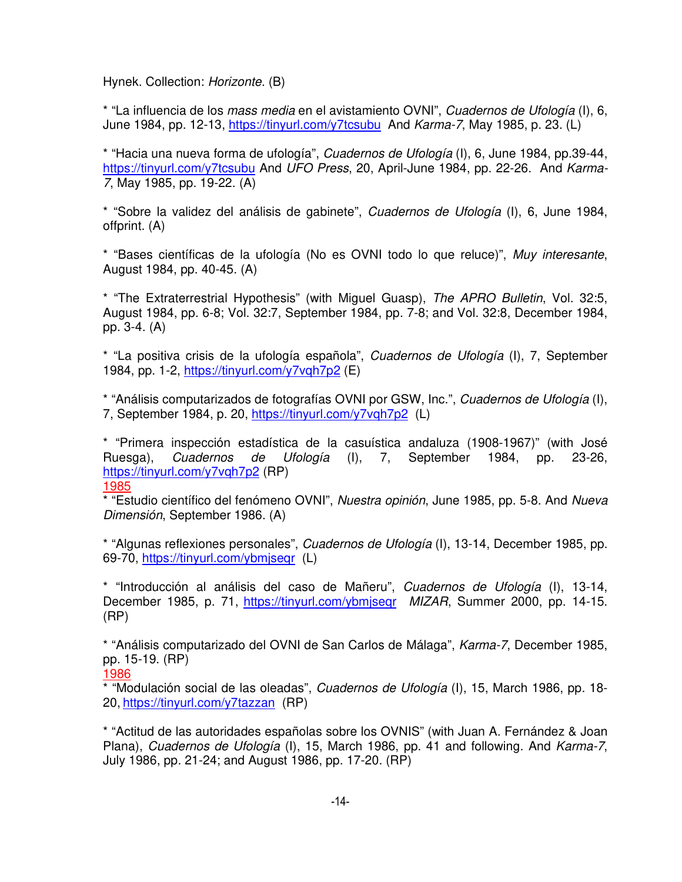Hynek. Collection: *Horizonte.* (B)

* “La influencia de los *mass media* en el avistamiento OVNI”, *Cuadernos de Ufología* (I), 6, June 1984, pp. 12-13, https://tinyurl.com/y7tcsubu And *Karma-7*, May 1985, p. 23. (L)

* “Hacia una nueva forma de ufología”, *Cuadernos de Ufología* (I), 6, June 1984, pp.39-44, https://tinyurl.com/y7tcsubu And *UFO Press*, 20, April-June 1984, pp. 22-26. And *Karma-7*, May 1985, pp. 19-22. (A)

* “Sobre la validez del análisis de gabinete”, *Cuadernos de Ufología* (I), 6, June 1984, offprint. (A)

* “Bases científicas de la ufología (No es OVNI todo lo que reluce)”, *Muy interesante*, August 1984, pp. 40-45. (A)

* “The Extraterrestrial Hypothesis” (with Miguel Guasp), *The APRO Bulletin*, Vol. 32:5, August 1984, pp. 6-8; Vol. 32:7, September 1984, pp. 7-8; and Vol. 32:8, December 1984, pp. 3-4. (A)

* “La positiva crisis de la ufología española”, *Cuadernos de Ufología* (I), 7, September 1984, pp. 1-2, https://tinyurl.com/y7vqh7p2 (E)

* “Análisis computarizados de fotografías OVNI por GSW, Inc.”, *Cuadernos de Ufología* (I), 7, September 1984, p. 20, https://tinyurl.com/y7vqh7p2 (L)

* “Primera inspección estadística de la casuística andaluza (1908-1967)” (with José Ruesga), *Cuadernos de Ufología* (I), 7, September 1984, pp. 23-26, https://tinyurl.com/y7vqh7p2 (RP)

1985

* “Estudio científico del fenómeno OVNI”, *Nuestra opinión*, June 1985, pp. 5-8. And *Nueva Dimensión*, September 1986. (A)

* “Algunas reflexiones personales”, *Cuadernos de Ufología* (I), 13-14, December 1985, pp. 69-70, https://tinyurl.com/ybmjseqr (L)

* “Introducción al análisis del caso de Mañeru”, *Cuadernos de Ufología* (I), 13-14, December 1985, p. 71, https://tinyurl.com/ybmjseqr *MIZAR*, Summer 2000, pp. 14-15. (RP)

* “Análisis computarizado del OVNI de San Carlos de Málaga”, *Karma-7*, December 1985, pp. 15-19. (RP)

1986

* “Modulación social de las oleadas”, *Cuadernos de Ufología* (I), 15, March 1986, pp. 18-20, https://tinyurl.com/y7tazzan (RP)

* “Actitud de las autoridades españolas sobre los OVNIS” (with Juan A. Fernández & Joan Plana), *Cuadernos de Ufología* (I), 15, March 1986, pp. 41 and following. And *Karma-7*, July 1986, pp. 21-24; and August 1986, pp. 17-20. (RP)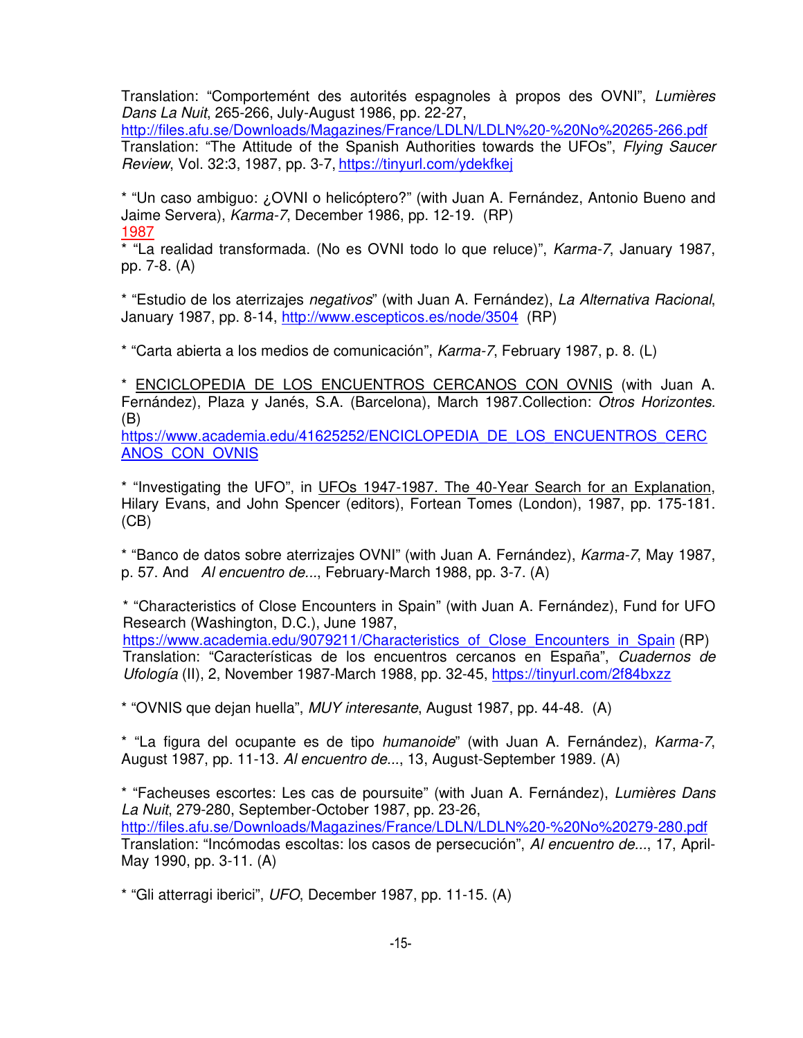Translation: "Comportemént des autorités espagnoles à propos des OVNI", *Lumières Dans La Nuit*, 265-266, July-August 1986, pp. 22-27, http://files.afu.se/Downloads/Magazines/France/LDLN/LDLN%20-%20No%20265-266.pdf
Translation: "The Attitude of the Spanish Authorities towards the UFOs", *Flying Saucer Review*, Vol. 32:3, 1987, pp. 3-7, https://tinyurl.com/ydekfkej

* "Un caso ambiguo: ¿OVNI o helicóptero?" (with Juan A. Fernández, Antonio Bueno and Jaime Servera), *Karma-7*, December 1986, pp. 12-19. (RP)

1987

* "La realidad transformada. (No es OVNI todo lo que reluce)", *Karma-7*, January 1987, pp. 7-8. (A)

* "Estudio de los aterrizajes *negativos*" (with Juan A. Fernández), *La Alternativa Racional*, January 1987, pp. 8-14, http://www.escepticos.es/node/3504 (RP)

* "Carta abierta a los medios de comunicación", *Karma-7*, February 1987, p. 8. (L)

* ENCICLOPEDIA DE LOS ENCUENTROS CERCANOS CON OVNIS (with Juan A. Fernández), Plaza y Janés, S.A. (Barcelona), March 1987.Collection: *Otros Horizontes.* (B)
https://www.academia.edu/41625252/ENCICLOPEDIA_DE_LOS_ENCUENTROS_CERCANOS_CON_OVNIS

* "Investigating the UFO", in UFOs 1947-1987. The 40-Year Search for an Explanation, Hilary Evans, and John Spencer (editors), Fortean Tomes (London), 1987, pp. 175-181. (CB)

* "Banco de datos sobre aterrizajes OVNI" (with Juan A. Fernández), *Karma-7*, May 1987, p. 57. And *Al encuentro de...*, February-March 1988, pp. 3-7. (A)

* "Characteristics of Close Encounters in Spain" (with Juan A. Fernández), Fund for UFO Research (Washington, D.C.), June 1987, https://www.academia.edu/9079211/Characteristics_of_Close_Encounters_in_Spain (RP)
Translation: "Características de los encuentros cercanos en España", *Cuadernos de Ufología* (II), 2, November 1987-March 1988, pp. 32-45, https://tinyurl.com/2f84bxzz

* "OVNIS que dejan huella", *MUY interesante*, August 1987, pp. 44-48. (A)

* "La figura del ocupante es de tipo *humanoide*" (with Juan A. Fernández), *Karma-7*, August 1987, pp. 11-13. *Al encuentro de...*, 13, August-September 1989. (A)

* "Facheuses escortes: Les cas de poursuite" (with Juan A. Fernández), *Lumières Dans La Nuit*, 279-280, September-October 1987, pp. 23-26, http://files.afu.se/Downloads/Magazines/France/LDLN/LDLN%20-%20No%20279-280.pdf
Translation: "Incómodas escoltas: los casos de persecución", *Al encuentro de...*, 17, April-May 1990, pp. 3-11. (A)

* "Gli atterragi iberici", *UFO*, December 1987, pp. 11-15. (A)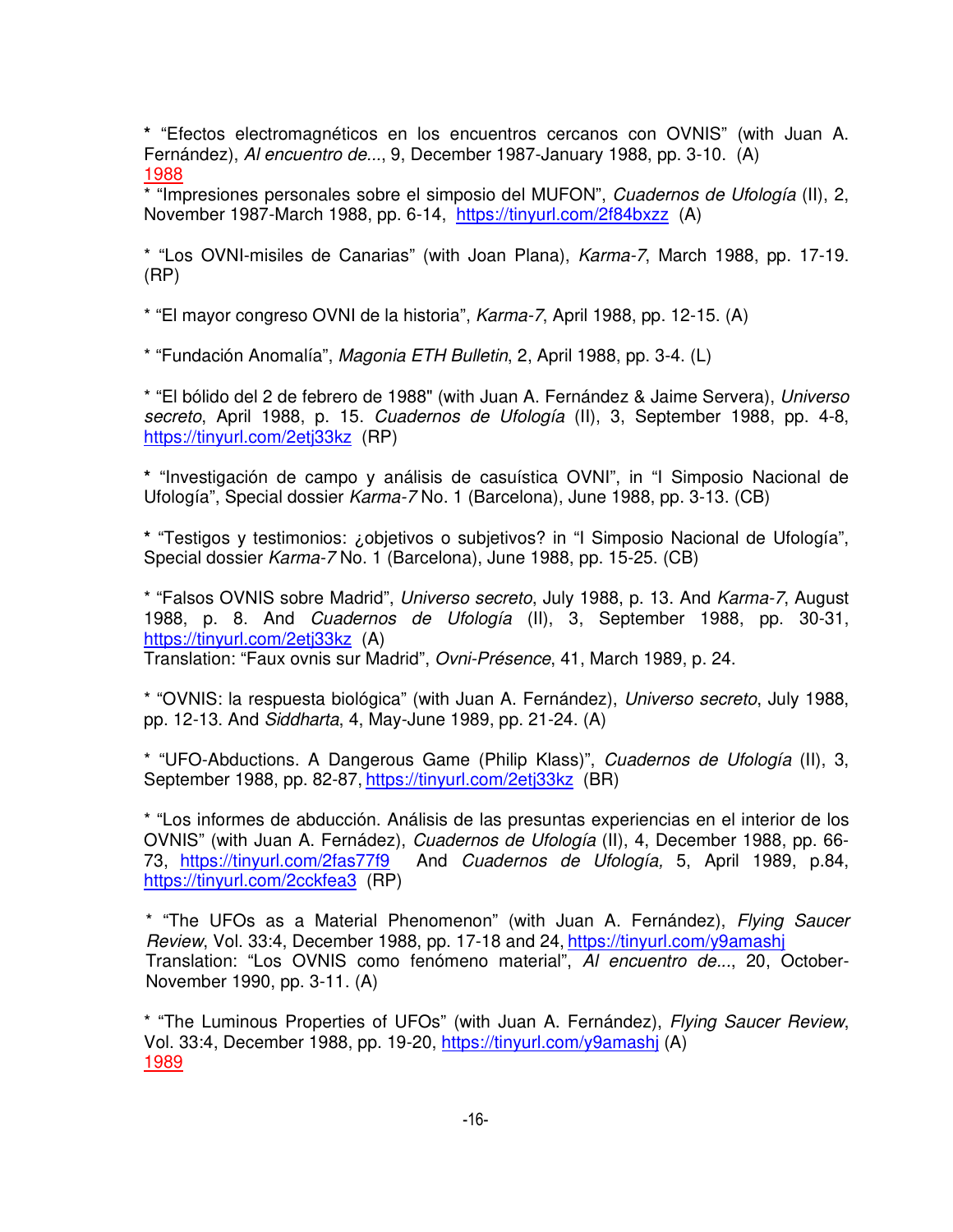**\*** "Efectos electromagnéticos en los encuentros cercanos con OVNIS" (with Juan A. Fernández), *Al encuentro de...*, 9, December 1987-January 1988, pp. 3-10. (A)

1988

\* "Impresiones personales sobre el simposio del MUFON", *Cuadernos de Ufología* (II), 2, November 1987-March 1988, pp. 6-14, https://tinyurl.com/2f84bxzz (A)

\* "Los OVNI-misiles de Canarias" (with Joan Plana), *Karma-7*, March 1988, pp. 17-19. (RP)

\* "El mayor congreso OVNI de la historia", *Karma-7*, April 1988, pp. 12-15. (A)

\* "Fundación Anomalía", *Magonia ETH Bulletin*, 2, April 1988, pp. 3-4. (L)

\* "El bólido del 2 de febrero de 1988" (with Juan A. Fernández & Jaime Servera), *Universo secreto*, April 1988, p. 15. *Cuadernos de Ufología* (II), 3, September 1988, pp. 4-8, https://tinyurl.com/2etj33kz (RP)

**\*** "Investigación de campo y análisis de casuística OVNI", in "I Simposio Nacional de Ufología", Special dossier *Karma-7* No. 1 (Barcelona), June 1988, pp. 3-13. (CB)

**\*** "Testigos y testimonios: ¿objetivos o subjetivos? in "I Simposio Nacional de Ufología", Special dossier *Karma-7* No. 1 (Barcelona), June 1988, pp. 15-25. (CB)

\* "Falsos OVNIS sobre Madrid", *Universo secreto*, July 1988, p. 13. And *Karma-7*, August 1988, p. 8. And *Cuadernos de Ufología* (II), 3, September 1988, pp. 30-31, https://tinyurl.com/2etj33kz (A)
Translation: "Faux ovnis sur Madrid", *Ovni-Présence*, 41, March 1989, p. 24.

\* "OVNIS: la respuesta biológica" (with Juan A. Fernández), *Universo secreto*, July 1988, pp. 12-13. And *Siddharta*, 4, May-June 1989, pp. 21-24. (A)

\* "UFO-Abductions. A Dangerous Game (Philip Klass)", *Cuadernos de Ufología* (II), 3, September 1988, pp. 82-87, https://tinyurl.com/2etj33kz (BR)

\* "Los informes de abducción. Análisis de las presuntas experiencias en el interior de los OVNIS" (with Juan A. Fernádez), *Cuadernos de Ufología* (II), 4, December 1988, pp. 66-73, https://tinyurl.com/2fas77f9 And *Cuadernos de Ufología,* 5, April 1989, p.84, https://tinyurl.com/2cckfea3 (RP)

\* "The UFOs as a Material Phenomenon" (with Juan A. Fernández), *Flying Saucer Review*, Vol. 33:4, December 1988, pp. 17-18 and 24, https://tinyurl.com/y9amashj
Translation: "Los OVNIS como fenómeno material", *Al encuentro de...*, 20, October-November 1990, pp. 3-11. (A)

\* "The Luminous Properties of UFOs" (with Juan A. Fernández), *Flying Saucer Review*, Vol. 33:4, December 1988, pp. 19-20, https://tinyurl.com/y9amashj (A)

1989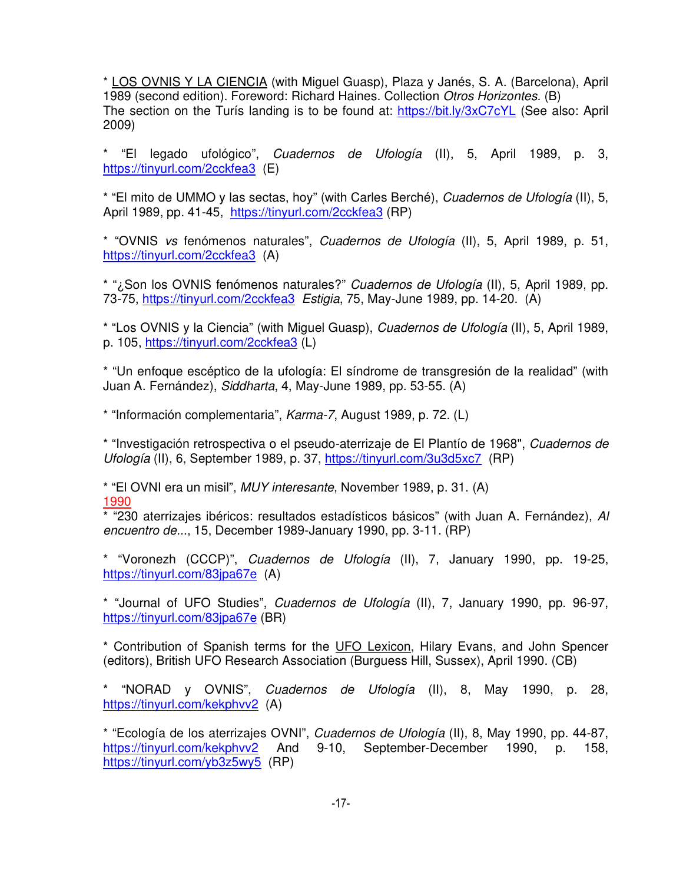* <u>LOS OVNIS Y LA CIENCIA</u> (with Miguel Guasp), Plaza y Janés, S. A. (Barcelona), April 1989 (second edition). Foreword: Richard Haines. Collection *Otros Horizontes.* (B)
The section on the Turís landing is to be found at: https://bit.ly/3xC7cYL (See also: April 2009)

* "El legado ufológico", *Cuadernos de Ufología* (II), 5, April 1989, p. 3, https://tinyurl.com/2cckfea3 (E)

* "El mito de UMMO y las sectas, hoy" (with Carles Berché), *Cuadernos de Ufología* (II), 5, April 1989, pp. 41-45, https://tinyurl.com/2cckfea3 (RP)

* "OVNIS *vs* fenómenos naturales", *Cuadernos de Ufología* (II), 5, April 1989, p. 51, https://tinyurl.com/2cckfea3 (A)

* "¿Son los OVNIS fenómenos naturales?" *Cuadernos de Ufología* (II), 5, April 1989, pp. 73-75, https://tinyurl.com/2cckfea3 *Estigia*, 75, May-June 1989, pp. 14-20. (A)

* "Los OVNIS y la Ciencia" (with Miguel Guasp), *Cuadernos de Ufología* (II), 5, April 1989, p. 105, https://tinyurl.com/2cckfea3 (L)

* "Un enfoque escéptico de la ufología: El síndrome de transgresión de la realidad" (with Juan A. Fernández), *Siddharta*, 4, May-June 1989, pp. 53-55. (A)

* "Información complementaria", *Karma-7*, August 1989, p. 72. (L)

* "Investigación retrospectiva o el pseudo-aterrizaje de El Plantío de 1968", *Cuadernos de Ufología* (II), 6, September 1989, p. 37, https://tinyurl.com/3u3d5xc7 (RP)

* "El OVNI era un misil", *MUY interesante*, November 1989, p. 31. (A)

<u>1990</u>

* "230 aterrizajes ibéricos: resultados estadísticos básicos" (with Juan A. Fernández), *Al encuentro de...*, 15, December 1989-January 1990, pp. 3-11. (RP)

* "Voronezh (CCCP)", *Cuadernos de Ufología* (II), 7, January 1990, pp. 19-25, https://tinyurl.com/83jpa67e (A)

* "Journal of UFO Studies", *Cuadernos de Ufología* (II), 7, January 1990, pp. 96-97, https://tinyurl.com/83jpa67e (BR)

* Contribution of Spanish terms for the <u>UFO Lexicon</u>, Hilary Evans, and John Spencer (editors), British UFO Research Association (Burguess Hill, Sussex), April 1990. (CB)

* "NORAD y OVNIS", *Cuadernos de Ufología* (II), 8, May 1990, p. 28, https://tinyurl.com/kekphvv2 (A)

* "Ecología de los aterrizajes OVNI", *Cuadernos de Ufología* (II), 8, May 1990, pp. 44-87, https://tinyurl.com/kekphvv2 And 9-10, September-December 1990, p. 158, https://tinyurl.com/yb3z5wy5 (RP)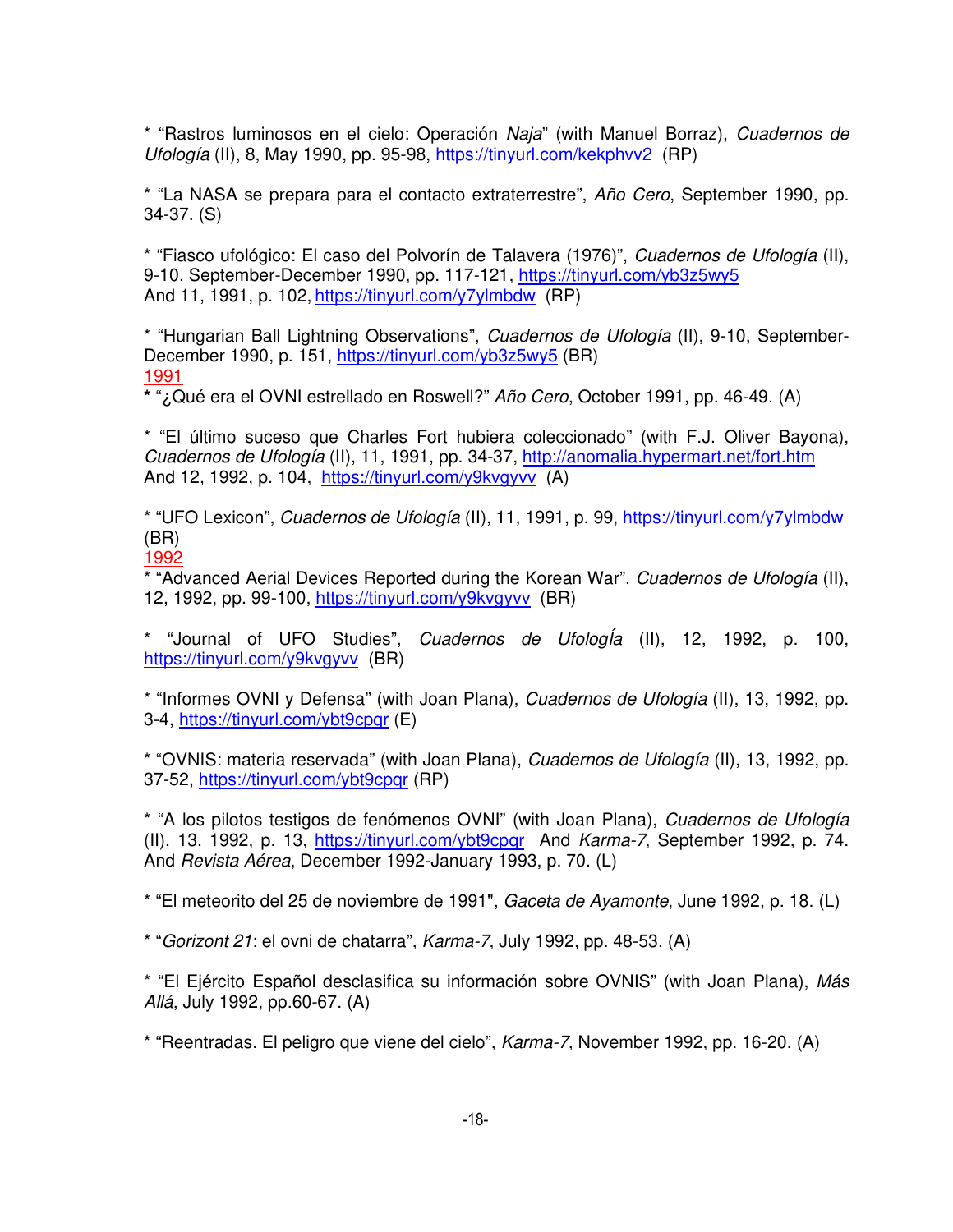* “Rastros luminosos en el cielo: Operación *Naja*” (with Manuel Borraz), *Cuadernos de Ufología* (II), 8, May 1990, pp. 95-98, https://tinyurl.com/kekphvv2 (RP)

* “La NASA se prepara para el contacto extraterrestre”, *Año Cero*, September 1990, pp. 34-37. (S)

* “Fiasco ufológico: El caso del Polvorín de Talavera (1976)”, *Cuadernos de Ufología* (II), 9-10, September-December 1990, pp. 117-121, https://tinyurl.com/yb3z5wy5
And 11, 1991, p. 102, https://tinyurl.com/y7ylmbdw (RP)

* “Hungarian Ball Lightning Observations”, *Cuadernos de Ufología* (II), 9-10, September-December 1990, p. 151, https://tinyurl.com/yb3z5wy5 (BR)

1991

* “¿Qué era el OVNI estrellado en Roswell?” *Año Cero*, October 1991, pp. 46-49. (A)

* “El último suceso que Charles Fort hubiera coleccionado” (with F.J. Oliver Bayona), *Cuadernos de Ufología* (II), 11, 1991, pp. 34-37, http://anomalia.hypermart.net/fort.htm
And 12, 1992, p. 104, https://tinyurl.com/y9kvgyvv (A)

* “UFO Lexicon”, *Cuadernos de Ufología* (II), 11, 1991, p. 99, https://tinyurl.com/y7ylmbdw (BR)

1992

* “Advanced Aerial Devices Reported during the Korean War”, *Cuadernos de Ufología* (II), 12, 1992, pp. 99-100, https://tinyurl.com/y9kvgyvv (BR)

* “Journal of UFO Studies”, *Cuadernos de UfologÍa* (II), 12, 1992, p. 100, https://tinyurl.com/y9kvgyvv (BR)

* “Informes OVNI y Defensa” (with Joan Plana), *Cuadernos de Ufología* (II), 13, 1992, pp. 3-4, https://tinyurl.com/ybt9cpqr (E)

* “OVNIS: materia reservada” (with Joan Plana), *Cuadernos de Ufología* (II), 13, 1992, pp. 37-52, https://tinyurl.com/ybt9cpqr (RP)

* “A los pilotos testigos de fenómenos OVNI” (with Joan Plana), *Cuadernos de Ufología* (II), 13, 1992, p. 13, https://tinyurl.com/ybt9cpqr And *Karma-7*, September 1992, p. 74. And *Revista Aérea*, December 1992-January 1993, p. 70. (L)

* “El meteorito del 25 de noviembre de 1991", *Gaceta de Ayamonte*, June 1992, p. 18. (L)

* “*Gorizont 21*: el ovni de chatarra”, *Karma-7*, July 1992, pp. 48-53. (A)

* “El Ejército Español desclasifica su información sobre OVNIS” (with Joan Plana), *Más Allá*, July 1992, pp.60-67. (A)

* “Reentradas. El peligro que viene del cielo”, *Karma-7*, November 1992, pp. 16-20. (A)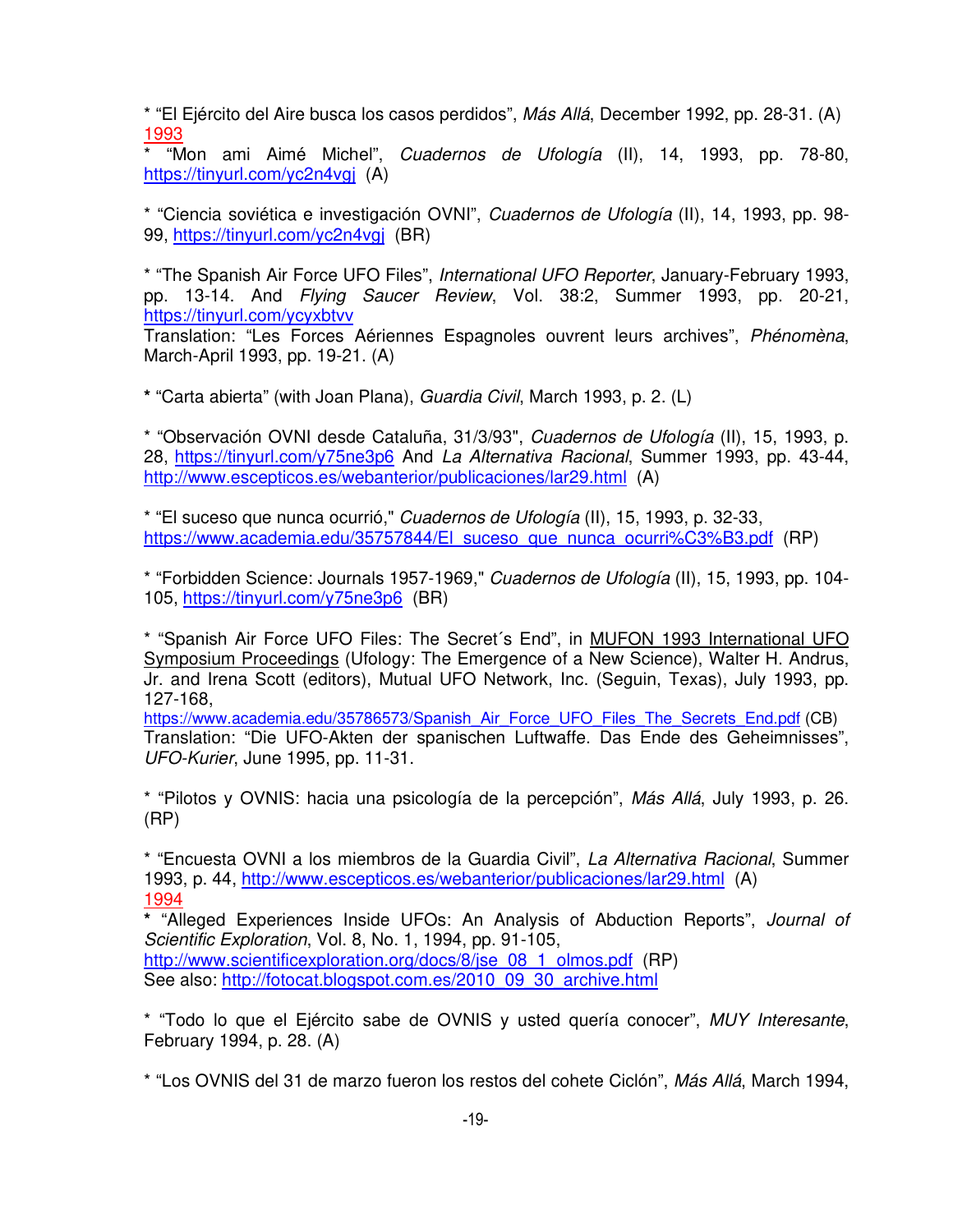* "El Ejército del Aire busca los casos perdidos", *Más Allá*, December 1992, pp. 28-31. (A)

1993

* "Mon ami Aimé Michel", *Cuadernos de Ufología* (II), 14, 1993, pp. 78-80, https://tinyurl.com/yc2n4vgj (A)

* "Ciencia soviética e investigación OVNI", *Cuadernos de Ufología* (II), 14, 1993, pp. 98-99, https://tinyurl.com/yc2n4vgj (BR)

* "The Spanish Air Force UFO Files", *International UFO Reporter*, January-February 1993, pp. 13-14. And *Flying Saucer Review*, Vol. 38:2, Summer 1993, pp. 20-21, https://tinyurl.com/ycyxbtvv
Translation: "Les Forces Aériennes Espagnoles ouvrent leurs archives", *Phénomèna*, March-April 1993, pp. 19-21. (A)

* "Carta abierta" (with Joan Plana), *Guardia Civil*, March 1993, p. 2. (L)

* "Observación OVNI desde Cataluña, 31/3/93", *Cuadernos de Ufología* (II), 15, 1993, p. 28, https://tinyurl.com/y75ne3p6 And *La Alternativa Racional*, Summer 1993, pp. 43-44, http://www.escepticos.es/webanterior/publicaciones/lar29.html (A)

* "El suceso que nunca ocurrió," *Cuadernos de Ufología* (II), 15, 1993, p. 32-33, https://www.academia.edu/35757844/El_suceso_que_nunca_ocurri%C3%B3.pdf (RP)

* "Forbidden Science: Journals 1957-1969," *Cuadernos de Ufología* (II), 15, 1993, pp. 104-105, https://tinyurl.com/y75ne3p6 (BR)

* "Spanish Air Force UFO Files: The Secret´s End", in MUFON 1993 International UFO Symposium Proceedings (Ufology: The Emergence of a New Science), Walter H. Andrus, Jr. and Irena Scott (editors), Mutual UFO Network, Inc. (Seguin, Texas), July 1993, pp. 127-168, https://www.academia.edu/35786573/Spanish_Air_Force_UFO_Files_The_Secrets_End.pdf (CB)
Translation: "Die UFO-Akten der spanischen Luftwaffe. Das Ende des Geheimnisses", *UFO-Kurier*, June 1995, pp. 11-31.

* "Pilotos y OVNIS: hacia una psicología de la percepción", *Más Allá*, July 1993, p. 26. (RP)

* "Encuesta OVNI a los miembros de la Guardia Civil", *La Alternativa Racional*, Summer 1993, p. 44, http://www.escepticos.es/webanterior/publicaciones/lar29.html (A)

1994

* "Alleged Experiences Inside UFOs: An Analysis of Abduction Reports", *Journal of Scientific Exploration*, Vol. 8, No. 1, 1994, pp. 91-105, http://www.scientificexploration.org/docs/8/jse_08_1_olmos.pdf (RP)
See also: http://fotocat.blogspot.com.es/2010_09_30_archive.html

* "Todo lo que el Ejército sabe de OVNIS y usted quería conocer", *MUY Interesante*, February 1994, p. 28. (A)

* "Los OVNIS del 31 de marzo fueron los restos del cohete Ciclón", *Más Allá*, March 1994,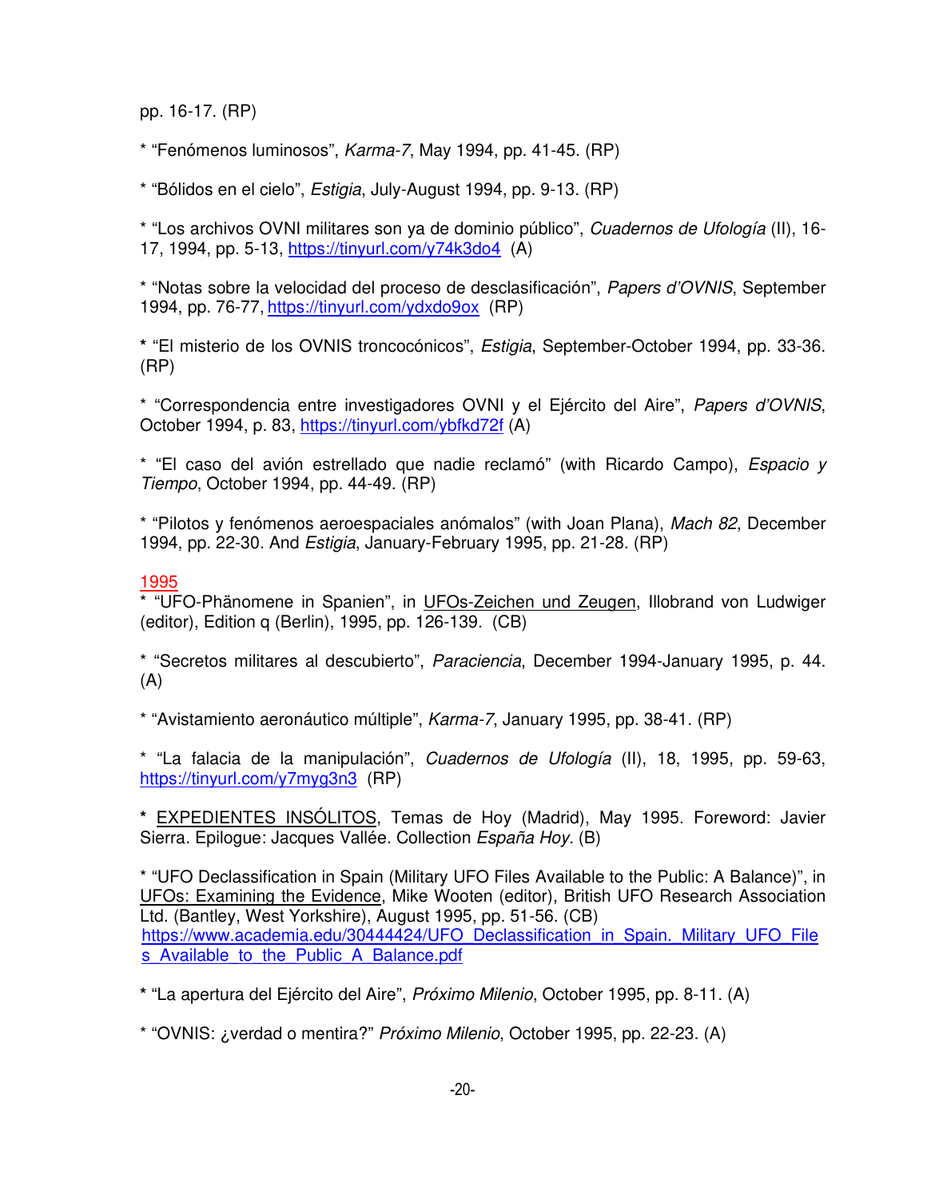pp. 16-17. (RP)

* “Fenómenos luminosos”, *Karma-7*, May 1994, pp. 41-45. (RP)

* “Bólidos en el cielo”, *Estigia*, July-August 1994, pp. 9-13. (RP)

* “Los archivos OVNI militares son ya de dominio público”, *Cuadernos de Ufología* (II), 16-17, 1994, pp. 5-13, https://tinyurl.com/y74k3do4 (A)

* “Notas sobre la velocidad del proceso de desclasificación”, *Papers d’OVNIS*, September 1994, pp. 76-77, https://tinyurl.com/ydxdo9ox (RP)

**\*** “El misterio de los OVNIS troncocónicos”, *Estigia*, September-October 1994, pp. 33-36. (RP)

* “Correspondencia entre investigadores OVNI y el Ejército del Aire”, *Papers d’OVNIS*, October 1994, p. 83, https://tinyurl.com/ybfkd72f (A)

* “El caso del avión estrellado que nadie reclamó” (with Ricardo Campo), *Espacio y Tiempo*, October 1994, pp. 44-49. (RP)

* “Pilotos y fenómenos aeroespaciales anómalos” (with Joan Plana), *Mach 82*, December 1994, pp. 22-30. And *Estigia*, January-February 1995, pp. 21-28. (RP)

## 1995

* “UFO-Phänomene in Spanien”, in UFOs-Zeichen und Zeugen, Illobrand von Ludwiger (editor), Edition q (Berlin), 1995, pp. 126-139. (CB)

* “Secretos militares al descubierto”, *Paraciencia*, December 1994-January 1995, p. 44. (A)

* “Avistamiento aeronáutico múltiple”, *Karma-7*, January 1995, pp. 38-41. (RP)

* “La falacia de la manipulación”, *Cuadernos de Ufología* (II), 18, 1995, pp. 59-63, https://tinyurl.com/y7myg3n3 (RP)

**\*** EXPEDIENTES INSÓLITOS, Temas de Hoy (Madrid), May 1995. Foreword: Javier Sierra. Epilogue: Jacques Vallée. Collection *España Hoy.* (B)

* “UFO Declassification in Spain (Military UFO Files Available to the Public: A Balance)”, in UFOs: Examining the Evidence, Mike Wooten (editor), British UFO Research Association Ltd. (Bantley, West Yorkshire), August 1995, pp. 51-56. (CB) https://www.academia.edu/30444424/UFO_Declassification_in_Spain._Military_UFO_Files_Available_to_the_Public_A_Balance.pdf

**\*** “La apertura del Ejército del Aire”, *Próximo Milenio*, October 1995, pp. 8-11. (A)

* “OVNIS: ¿verdad o mentira?” *Próximo Milenio*, October 1995, pp. 22-23. (A)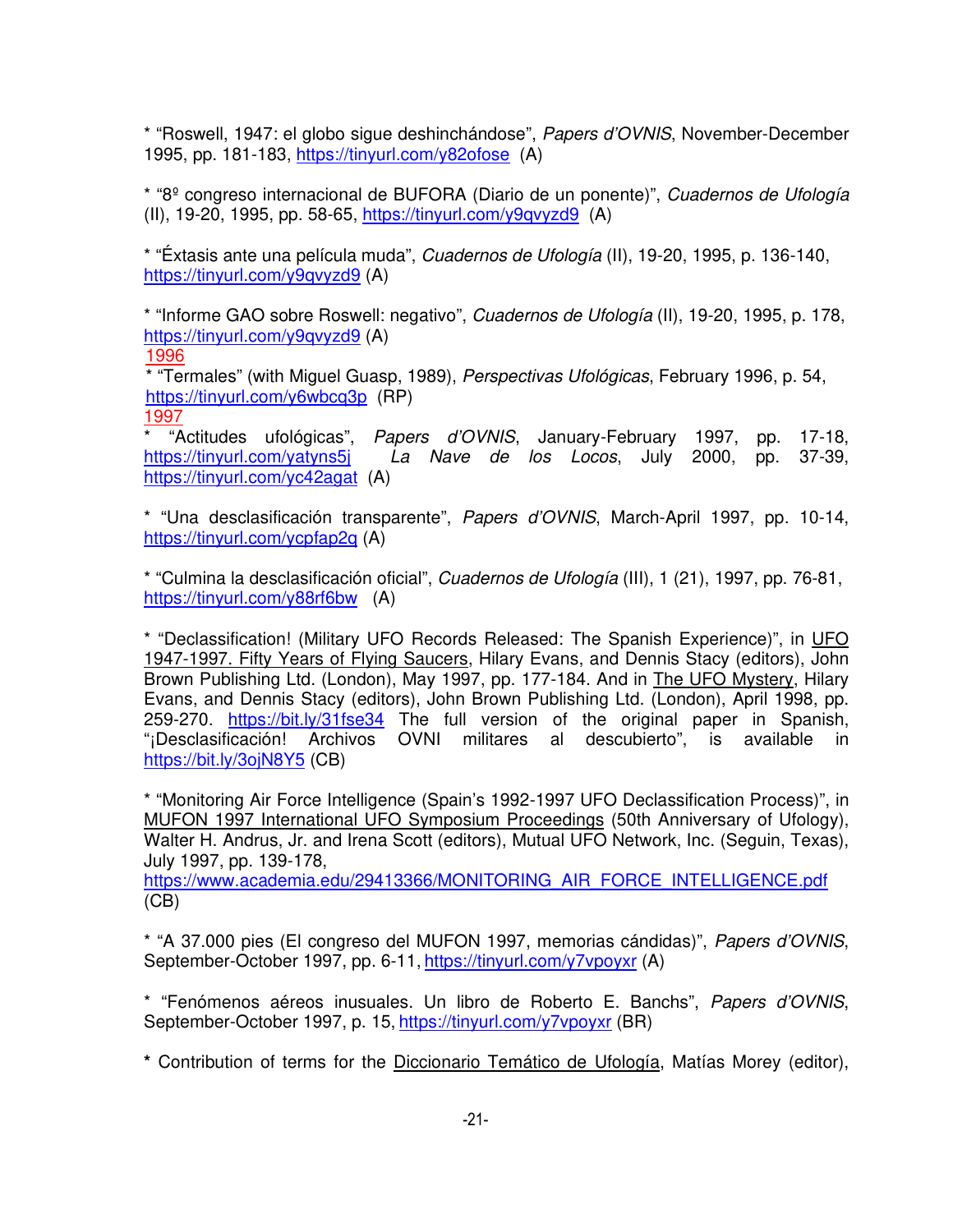* “Roswell, 1947: el globo sigue deshinchándose”, *Papers d’OVNIS*, November-December 1995, pp. 181-183, https://tinyurl.com/y82ofose (A)

* “8º congreso internacional de BUFORA (Diario de un ponente)”, *Cuadernos de Ufología* (II), 19-20, 1995, pp. 58-65, https://tinyurl.com/y9qvyzd9 (A)

* “Éxtasis ante una película muda”, *Cuadernos de Ufología* (II), 19-20, 1995, p. 136-140, https://tinyurl.com/y9qvyzd9 (A)

* “Informe GAO sobre Roswell: negativo”, *Cuadernos de Ufología* (II), 19-20, 1995, p. 178, https://tinyurl.com/y9qvyzd9 (A)

1996

* “Termales” (with Miguel Guasp, 1989), *Perspectivas Ufológicas*, February 1996, p. 54, https://tinyurl.com/y6wbcq3p (RP)

1997

* “Actitudes ufológicas”, *Papers d’OVNIS*, January-February 1997, pp. 17-18, https://tinyurl.com/yatyns5j *La Nave de los Locos*, July 2000, pp. 37-39, https://tinyurl.com/yc42agat (A)

* “Una desclasificación transparente”, *Papers d’OVNIS*, March-April 1997, pp. 10-14, https://tinyurl.com/ycpfap2q (A)

* “Culmina la desclasificación oficial”, *Cuadernos de Ufología* (III), 1 (21), 1997, pp. 76-81, https://tinyurl.com/y88rf6bw (A)

* “Declassification! (Military UFO Records Released: The Spanish Experience)”, in UFO 1947-1997. Fifty Years of Flying Saucers, Hilary Evans, and Dennis Stacy (editors), John Brown Publishing Ltd. (London), May 1997, pp. 177-184. And in The UFO Mystery, Hilary Evans, and Dennis Stacy (editors), John Brown Publishing Ltd. (London), April 1998, pp. 259-270. https://bit.ly/31fse34 The full version of the original paper in Spanish, “¡Desclasificación! Archivos OVNI militares al descubierto”, is available in https://bit.ly/3ojN8Y5 (CB)

* “Monitoring Air Force Intelligence (Spain’s 1992-1997 UFO Declassification Process)”, in MUFON 1997 International UFO Symposium Proceedings (50th Anniversary of Ufology), Walter H. Andrus, Jr. and Irena Scott (editors), Mutual UFO Network, Inc. (Seguin, Texas), July 1997, pp. 139-178, https://www.academia.edu/29413366/MONITORING_AIR_FORCE_INTELLIGENCE.pdf (CB)

* “A 37.000 pies (El congreso del MUFON 1997, memorias cándidas)”, *Papers d’OVNIS*, September-October 1997, pp. 6-11, https://tinyurl.com/y7vpoyxr (A)

* “Fenómenos aéreos inusuales. Un libro de Roberto E. Banchs”, *Papers d’OVNIS*, September-October 1997, p. 15, https://tinyurl.com/y7vpoyxr (BR)

**\*** Contribution of terms for the Diccionario Temático de Ufología, Matías Morey (editor),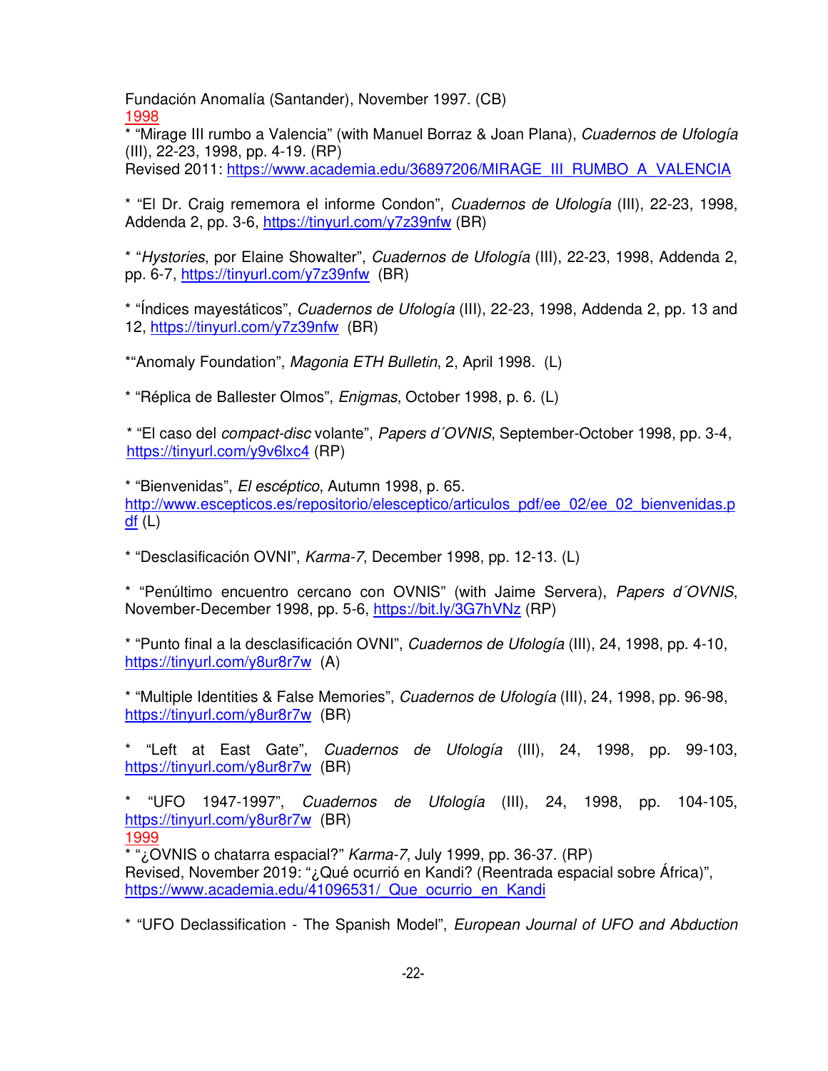Fundación Anomalía (Santander), November 1997. (CB)

1998

* "Mirage III rumbo a Valencia" (with Manuel Borraz & Joan Plana), *Cuadernos de Ufología* (III), 22-23, 1998, pp. 4-19. (RP)
Revised 2011: https://www.academia.edu/36897206/MIRAGE_III_RUMBO_A_VALENCIA

* "El Dr. Craig rememora el informe Condon", *Cuadernos de Ufología* (III), 22-23, 1998, Addenda 2, pp. 3-6, https://tinyurl.com/y7z39nfw (BR)

* "*Hystories*, por Elaine Showalter", *Cuadernos de Ufología* (III), 22-23, 1998, Addenda 2, pp. 6-7, https://tinyurl.com/y7z39nfw (BR)

* "Índices mayestáticos", *Cuadernos de Ufología* (III), 22-23, 1998, Addenda 2, pp. 13 and 12, https://tinyurl.com/y7z39nfw (BR)

*"Anomaly Foundation", *Magonia ETH Bulletin*, 2, April 1998. (L)

* "Réplica de Ballester Olmos", *Enigmas*, October 1998, p. 6. (L)

* "El caso del *compact-disc* volante", *Papers d´OVNIS*, September-October 1998, pp. 3-4, https://tinyurl.com/y9v6lxc4 (RP)

* "Bienvenidas", *El escéptico*, Autumn 1998, p. 65. http://www.escepticos.es/repositorio/elesceptico/articulos_pdf/ee_02/ee_02_bienvenidas.pdf (L)

* "Desclasificación OVNI", *Karma-7*, December 1998, pp. 12-13. (L)

* "Penúltimo encuentro cercano con OVNIS" (with Jaime Servera), *Papers d´OVNIS*, November-December 1998, pp. 5-6, https://bit.ly/3G7hVNz (RP)

* "Punto final a la desclasificación OVNI", *Cuadernos de Ufología* (III), 24, 1998, pp. 4-10, https://tinyurl.com/y8ur8r7w (A)

* "Multiple Identities & False Memories", *Cuadernos de Ufología* (III), 24, 1998, pp. 96-98, https://tinyurl.com/y8ur8r7w (BR)

* "Left at East Gate", *Cuadernos de Ufología* (III), 24, 1998, pp. 99-103, https://tinyurl.com/y8ur8r7w (BR)

* "UFO 1947-1997", *Cuadernos de Ufología* (III), 24, 1998, pp. 104-105, https://tinyurl.com/y8ur8r7w (BR)

1999

* "¿OVNIS o chatarra espacial?" *Karma-7*, July 1999, pp. 36-37. (RP)
Revised, November 2019: "¿Qué ocurrió en Kandi? (Reentrada espacial sobre África)", https://www.academia.edu/41096531/_Que_ocurrio_en_Kandi

* "UFO Declassification - The Spanish Model", *European Journal of UFO and Abduction*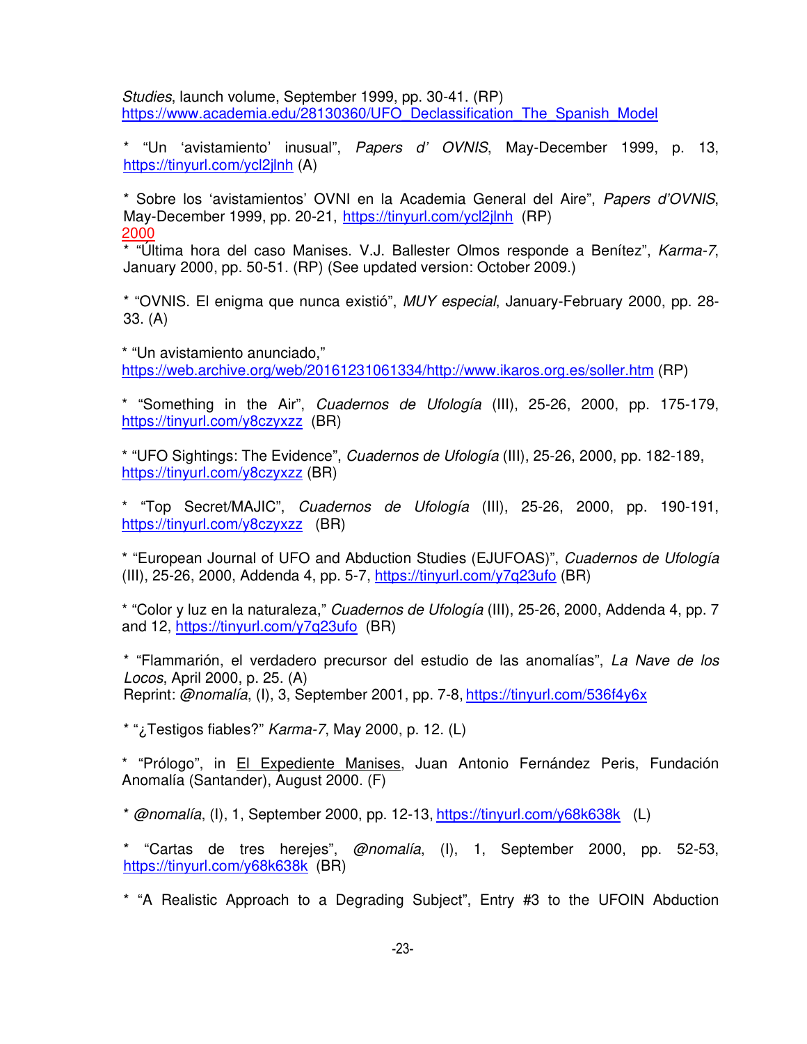*Studies*, launch volume, September 1999, pp. 30-41. (RP)
https://www.academia.edu/28130360/UFO_Declassification_The_Spanish_Model

* "Un 'avistamiento' inusual", *Papers d' OVNIS*, May-December 1999, p. 13, https://tinyurl.com/ycl2jlnh (A)

* Sobre los 'avistamientos' OVNI en la Academia General del Aire", *Papers d'OVNIS*, May-December 1999, pp. 20-21, https://tinyurl.com/ycl2jlnh (RP)

2000

* "Última hora del caso Manises. V.J. Ballester Olmos responde a Benítez", *Karma-7*, January 2000, pp. 50-51. (RP) (See updated version: October 2009.)

* "OVNIS. El enigma que nunca existió", *MUY especial*, January-February 2000, pp. 28-33. (A)

* "Un avistamiento anunciado,"
https://web.archive.org/web/20161231061334/http://www.ikaros.org.es/soller.htm (RP)

* "Something in the Air", *Cuadernos de Ufología* (III), 25-26, 2000, pp. 175-179, https://tinyurl.com/y8czyxzz (BR)

* "UFO Sightings: The Evidence", *Cuadernos de Ufología* (III), 25-26, 2000, pp. 182-189, https://tinyurl.com/y8czyxzz (BR)

* "Top Secret/MAJIC", *Cuadernos de Ufología* (III), 25-26, 2000, pp. 190-191, https://tinyurl.com/y8czyxzz (BR)

* "European Journal of UFO and Abduction Studies (EJUFOAS)", *Cuadernos de Ufología* (III), 25-26, 2000, Addenda 4, pp. 5-7, https://tinyurl.com/y7q23ufo (BR)

* "Color y luz en la naturaleza," *Cuadernos de Ufología* (III), 25-26, 2000, Addenda 4, pp. 7 and 12, https://tinyurl.com/y7q23ufo (BR)

* "Flammarión, el verdadero precursor del estudio de las anomalías", *La Nave de los Locos*, April 2000, p. 25. (A)
Reprint: *@nomalía*, (I), 3, September 2001, pp. 7-8, https://tinyurl.com/536f4y6x

* "¿Testigos fiables?" *Karma-7*, May 2000, p. 12. (L)

* "Prólogo", in El Expediente Manises, Juan Antonio Fernández Peris, Fundación Anomalía (Santander), August 2000. (F)

* *@nomalía*, (I), 1, September 2000, pp. 12-13, https://tinyurl.com/y68k638k (L)

* "Cartas de tres herejes", *@nomalía*, (I), 1, September 2000, pp. 52-53, https://tinyurl.com/y68k638k (BR)

* "A Realistic Approach to a Degrading Subject", Entry #3 to the UFOIN Abduction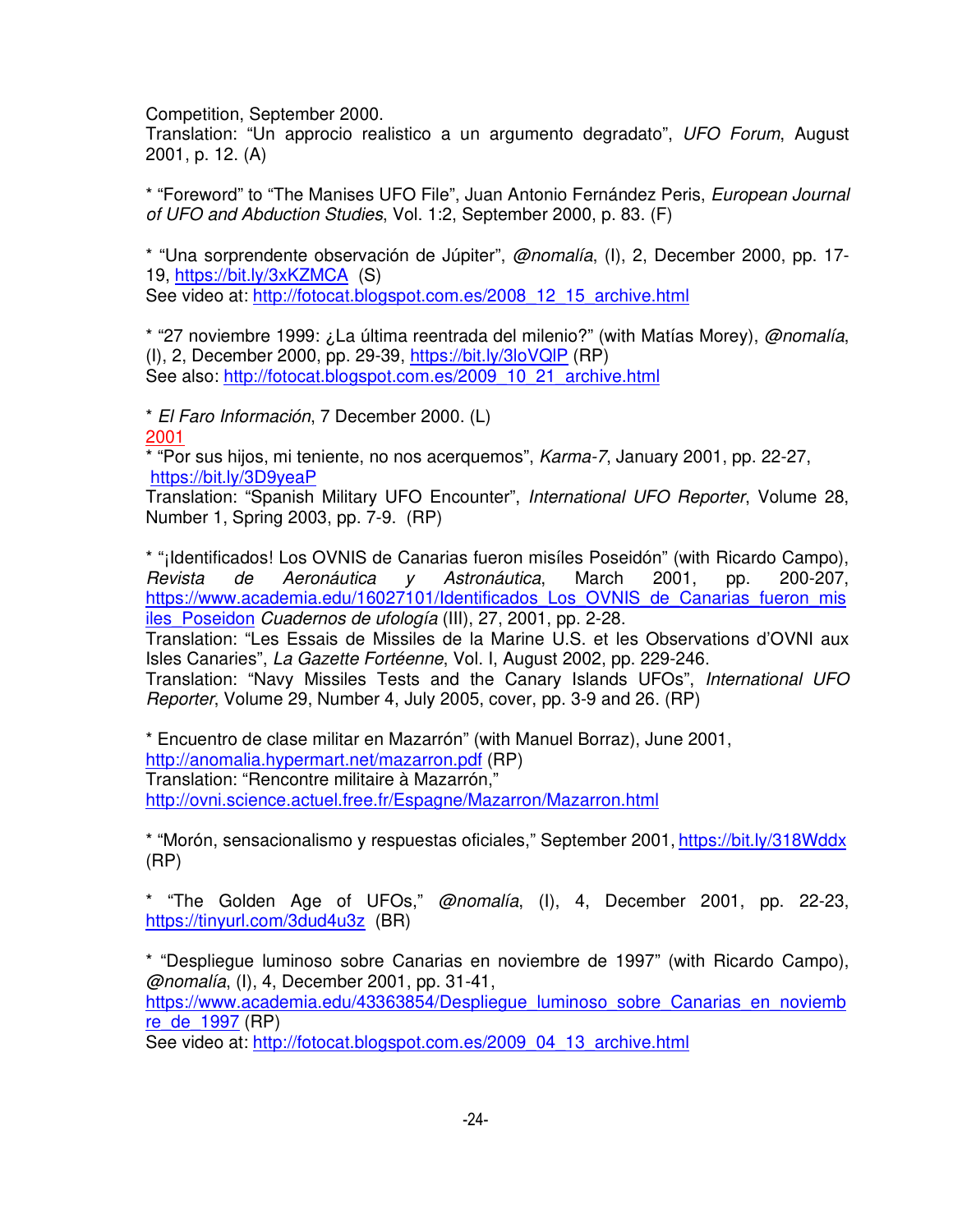Competition, September 2000.
Translation: "Un approcio realistico a un argumento degradato", *UFO Forum*, August 2001, p. 12. (A)

* "Foreword" to "The Manises UFO File", Juan Antonio Fernández Peris, *European Journal of UFO and Abduction Studies*, Vol. 1:2, September 2000, p. 83. (F)

* "Una sorprendente observación de Júpiter", *@nomalía*, (I), 2, December 2000, pp. 17-19, https://bit.ly/3xKZMCA (S)
See video at: http://fotocat.blogspot.com.es/2008_12_15_archive.html

* "27 noviembre 1999: ¿La última reentrada del milenio?" (with Matías Morey), *@nomalía*, (I), 2, December 2000, pp. 29-39, https://bit.ly/3loVQlP (RP)
See also: http://fotocat.blogspot.com.es/2009_10_21_archive.html

* *El Faro Información*, 7 December 2000. (L)

2001

* "Por sus hijos, mi teniente, no nos acerquemos", *Karma-7*, January 2001, pp. 22-27, https://bit.ly/3D9yeaP
Translation: "Spanish Military UFO Encounter", *International UFO Reporter*, Volume 28, Number 1, Spring 2003, pp. 7-9. (RP)

* "¡Identificados! Los OVNIS de Canarias fueron misíles Poseidón" (with Ricardo Campo), *Revista de Aeronáutica y Astronáutica*, March 2001, pp. 200-207, https://www.academia.edu/16027101/Identificados_Los_OVNIS_de_Canarias_fueron_misiles_Poseidon *Cuadernos de ufología* (III), 27, 2001, pp. 2-28.
Translation: "Les Essais de Missiles de la Marine U.S. et les Observations d'OVNI aux Isles Canaries", *La Gazette Fortéenne*, Vol. I, August 2002, pp. 229-246.
Translation: "Navy Missiles Tests and the Canary Islands UFOs", *International UFO Reporter*, Volume 29, Number 4, July 2005, cover, pp. 3-9 and 26. (RP)

* Encuentro de clase militar en Mazarrón" (with Manuel Borraz), June 2001, http://anomalia.hypermart.net/mazarron.pdf (RP)
Translation: "Rencontre militaire à Mazarrón," http://ovni.science.actuel.free.fr/Espagne/Mazarron/Mazarron.html

* "Morón, sensacionalismo y respuestas oficiales," September 2001, https://bit.ly/318Wddx (RP)

* "The Golden Age of UFOs," *@nomalía*, (I), 4, December 2001, pp. 22-23, https://tinyurl.com/3dud4u3z (BR)

* "Despliegue luminoso sobre Canarias en noviembre de 1997" (with Ricardo Campo), *@nomalía*, (I), 4, December 2001, pp. 31-41, https://www.academia.edu/43363854/Despliegue_luminoso_sobre_Canarias_en_noviembre_de_1997 (RP)
See video at: http://fotocat.blogspot.com.es/2009_04_13_archive.html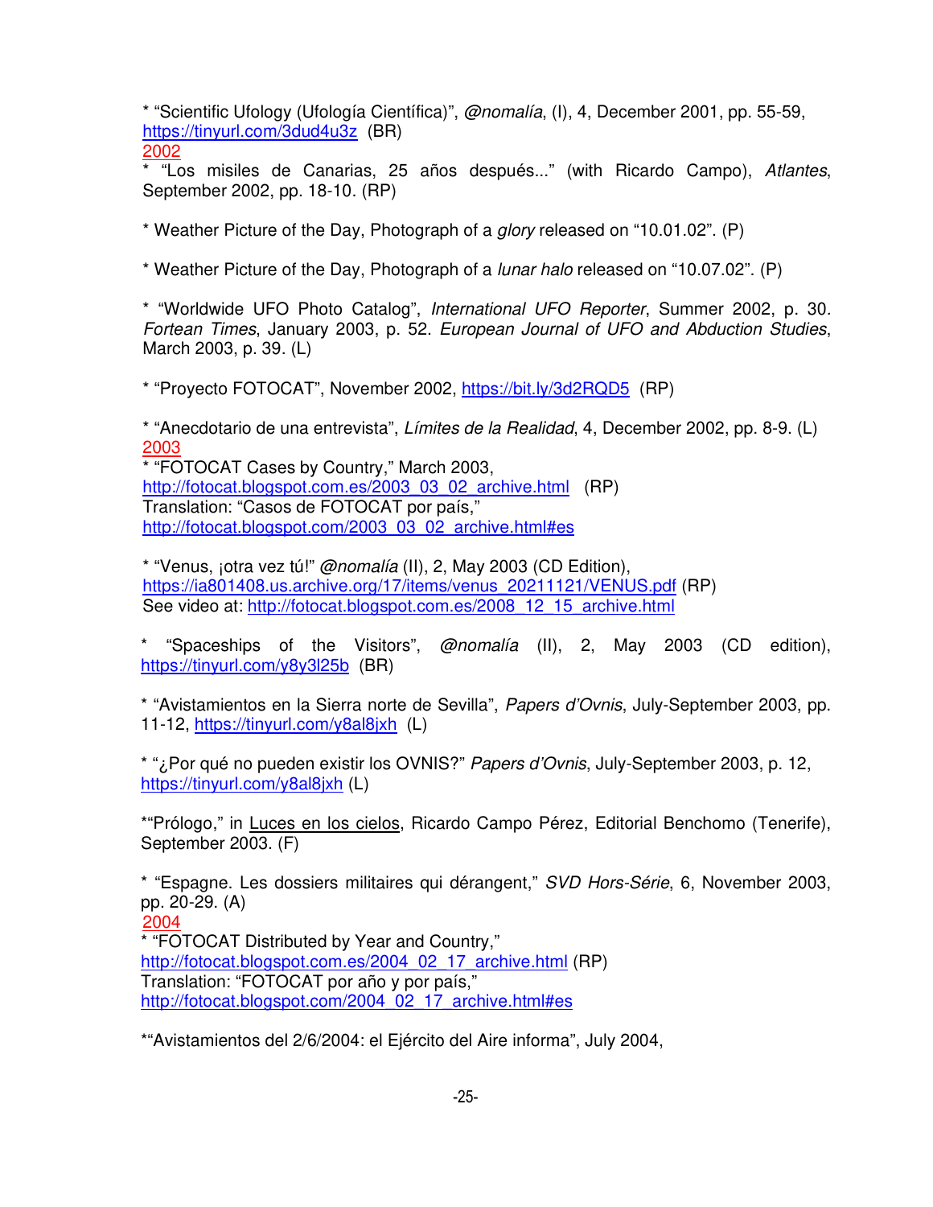* "Scientific Ufology (Ufología Científica)", *@nomalía*, (I), 4, December 2001, pp. 55-59, https://tinyurl.com/3dud4u3z (BR)

2002

* "Los misiles de Canarias, 25 años después..." (with Ricardo Campo), *Atlantes*, September 2002, pp. 18-10. (RP)

* Weather Picture of the Day, Photograph of a *glory* released on "10.01.02". (P)

* Weather Picture of the Day, Photograph of a *lunar halo* released on "10.07.02". (P)

* "Worldwide UFO Photo Catalog", *International UFO Reporter*, Summer 2002, p. 30. *Fortean Times*, January 2003, p. 52. *European Journal of UFO and Abduction Studies*, March 2003, p. 39. (L)

* "Proyecto FOTOCAT", November 2002, https://bit.ly/3d2RQD5 (RP)

* "Anecdotario de una entrevista", *Límites de la Realidad*, 4, December 2002, pp. 8-9. (L)

2003

* "FOTOCAT Cases by Country," March 2003, http://fotocat.blogspot.com.es/2003_03_02_archive.html (RP)
Translation: "Casos de FOTOCAT por país," http://fotocat.blogspot.com/2003_03_02_archive.html#es

* "Venus, ¡otra vez tú!" *@nomalía* (II), 2, May 2003 (CD Edition), https://ia801408.us.archive.org/17/items/venus_20211121/VENUS.pdf (RP)
See video at: http://fotocat.blogspot.com.es/2008_12_15_archive.html

* "Spaceships of the Visitors", *@nomalía* (II), 2, May 2003 (CD edition), https://tinyurl.com/y8y3l25b (BR)

* "Avistamientos en la Sierra norte de Sevilla", *Papers d'Ovnis*, July-September 2003, pp. 11-12, https://tinyurl.com/y8al8jxh (L)

* "¿Por qué no pueden existir los OVNIS?" *Papers d'Ovnis*, July-September 2003, p. 12, https://tinyurl.com/y8al8jxh (L)

*"Prólogo," in Luces en los cielos, Ricardo Campo Pérez, Editorial Benchomo (Tenerife), September 2003. (F)

* "Espagne. Les dossiers militaires qui dérangent," *SVD Hors-Série*, 6, November 2003, pp. 20-29. (A)

2004

* "FOTOCAT Distributed by Year and Country," http://fotocat.blogspot.com.es/2004_02_17_archive.html (RP)
Translation: "FOTOCAT por año y por país," http://fotocat.blogspot.com/2004_02_17_archive.html#es

*"Avistamientos del 2/6/2004: el Ejército del Aire informa", July 2004,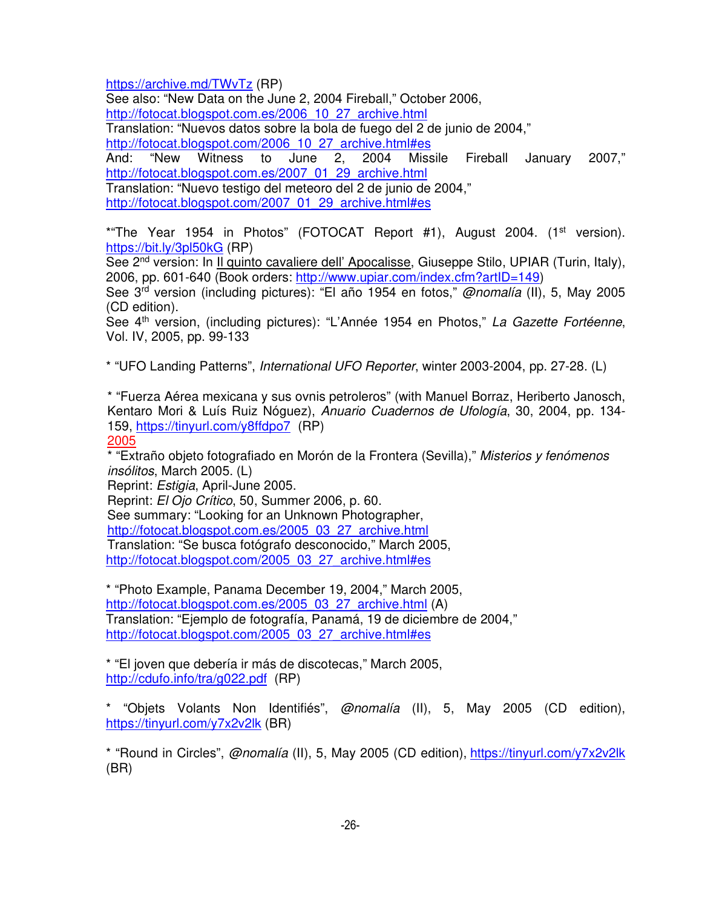https://archive.md/TWvTz (RP)
See also: "New Data on the June 2, 2004 Fireball," October 2006, http://fotocat.blogspot.com.es/2006_10_27_archive.html
Translation: "Nuevos datos sobre la bola de fuego del 2 de junio de 2004," http://fotocat.blogspot.com/2006_10_27_archive.html#es
And: "New Witness to June 2, 2004 Missile Fireball January 2007," http://fotocat.blogspot.com.es/2007_01_29_archive.html
Translation: "Nuevo testigo del meteoro del 2 de junio de 2004," http://fotocat.blogspot.com/2007_01_29_archive.html#es

*"The Year 1954 in Photos" (FOTOCAT Report #1), August 2004. (1st version). https://bit.ly/3pl50kG (RP)
See 2nd version: In Il quinto cavaliere dell' Apocalisse, Giuseppe Stilo, UPIAR (Turin, Italy), 2006, pp. 601-640 (Book orders: http://www.upiar.com/index.cfm?artID=149)
See 3rd version (including pictures): "El año 1954 en fotos," *@nomalía* (II), 5, May 2005 (CD edition).
See 4th version, (including pictures): "L'Année 1954 en Photos," *La Gazette Fortéenne*, Vol. IV, 2005, pp. 99-133

* "UFO Landing Patterns", *International UFO Reporter*, winter 2003-2004, pp. 27-28. (L)

* "Fuerza Aérea mexicana y sus ovnis petroleros" (with Manuel Borraz, Heriberto Janosch, Kentaro Mori & Luís Ruiz Nóguez), *Anuario Cuadernos de Ufología*, 30, 2004, pp. 134-159, https://tinyurl.com/y8ffdpo7 (RP)

2005

* "Extraño objeto fotografiado en Morón de la Frontera (Sevilla)," *Misterios y fenómenos insólitos*, March 2005. (L)
Reprint: *Estigia*, April-June 2005.
Reprint: *El Ojo Crítico*, 50, Summer 2006, p. 60.
See summary: "Looking for an Unknown Photographer, http://fotocat.blogspot.com.es/2005_03_27_archive.html
Translation: "Se busca fotógrafo desconocido," March 2005, http://fotocat.blogspot.com/2005_03_27_archive.html#es

* "Photo Example, Panama December 19, 2004," March 2005, http://fotocat.blogspot.com.es/2005_03_27_archive.html (A)
Translation: "Ejemplo de fotografía, Panamá, 19 de diciembre de 2004," http://fotocat.blogspot.com/2005_03_27_archive.html#es

* "El joven que debería ir más de discotecas," March 2005, http://cdufo.info/tra/g022.pdf (RP)

* "Objets Volants Non Identifiés", *@nomalía* (II), 5, May 2005 (CD edition), https://tinyurl.com/y7x2v2lk (BR)

* "Round in Circles", *@nomalía* (II), 5, May 2005 (CD edition), https://tinyurl.com/y7x2v2lk (BR)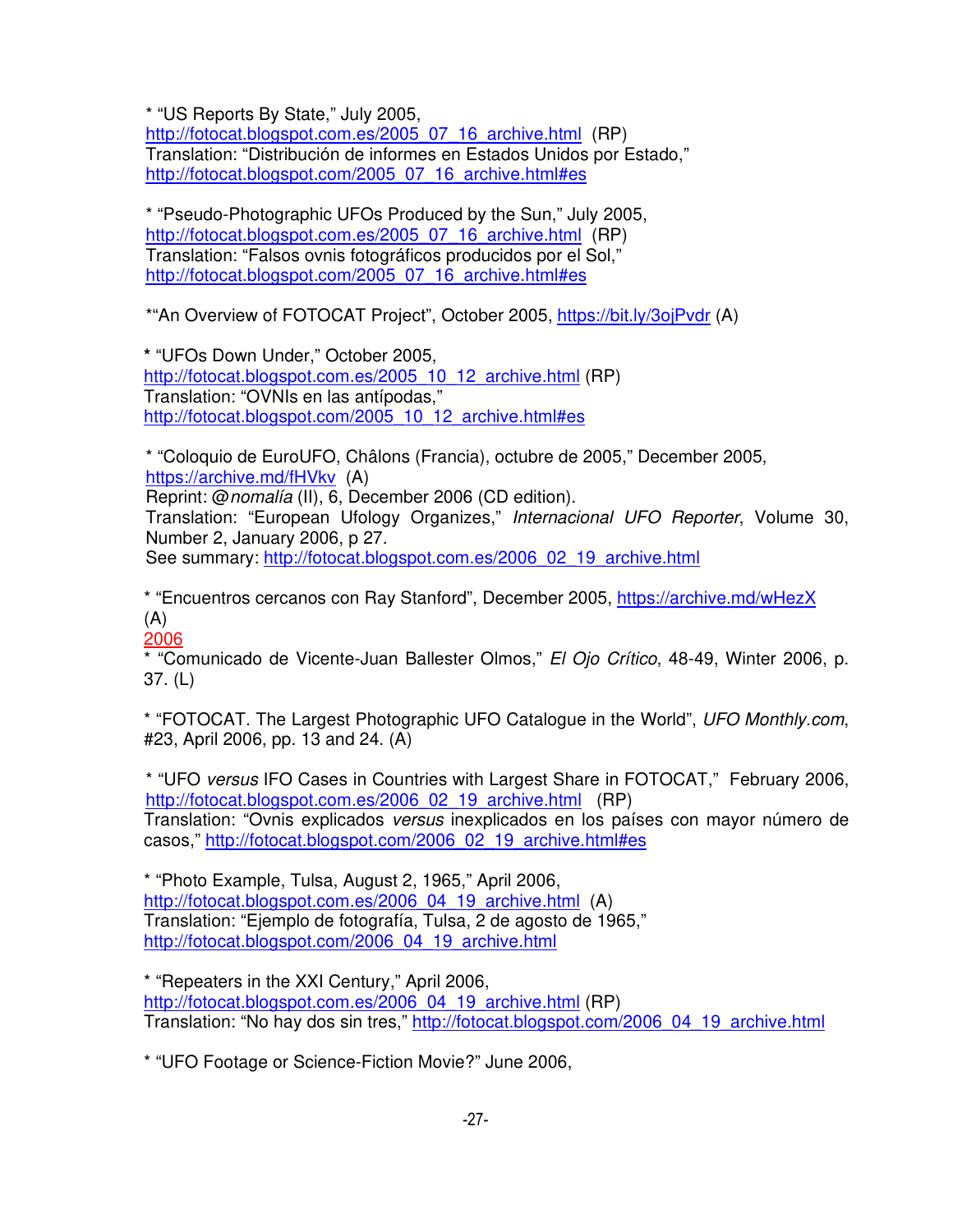* "US Reports By State," July 2005, http://fotocat.blogspot.com.es/2005_07_16_archive.html (RP)
Translation: "Distribución de informes en Estados Unidos por Estado," http://fotocat.blogspot.com/2005_07_16_archive.html#es

* "Pseudo-Photographic UFOs Produced by the Sun," July 2005, http://fotocat.blogspot.com.es/2005_07_16_archive.html (RP)
Translation: "Falsos ovnis fotográficos producidos por el Sol," http://fotocat.blogspot.com/2005_07_16_archive.html#es

*"An Overview of FOTOCAT Project", October 2005, https://bit.ly/3ojPvdr (A)

**\*** "UFOs Down Under," October 2005, http://fotocat.blogspot.com.es/2005_10_12_archive.html (RP)
Translation: "OVNIs en las antípodas," http://fotocat.blogspot.com/2005_10_12_archive.html#es

* "Coloquio de EuroUFO, Châlons (Francia), octubre de 2005," December 2005, https://archive.md/fHVkv (A)
Reprint: @*nomalía* (II), 6, December 2006 (CD edition).
Translation: "European Ufology Organizes," *Internacional UFO Reporter*, Volume 30, Number 2, January 2006, p 27.
See summary: http://fotocat.blogspot.com.es/2006_02_19_archive.html

* "Encuentros cercanos con Ray Stanford", December 2005, https://archive.md/wHezX (A)

2006

* "Comunicado de Vicente-Juan Ballester Olmos," *El Ojo Crítico*, 48-49, Winter 2006, p. 37. (L)

* "FOTOCAT. The Largest Photographic UFO Catalogue in the World", *UFO Monthly.com*, #23, April 2006, pp. 13 and 24. (A)

* "UFO *versus* IFO Cases in Countries with Largest Share in FOTOCAT," February 2006, http://fotocat.blogspot.com.es/2006_02_19_archive.html (RP)
Translation: "Ovnis explicados *versus* inexplicados en los países con mayor número de casos," http://fotocat.blogspot.com/2006_02_19_archive.html#es

* "Photo Example, Tulsa, August 2, 1965," April 2006, http://fotocat.blogspot.com.es/2006_04_19_archive.html (A)
Translation: "Ejemplo de fotografía, Tulsa, 2 de agosto de 1965," http://fotocat.blogspot.com/2006_04_19_archive.html

* "Repeaters in the XXI Century," April 2006, http://fotocat.blogspot.com.es/2006_04_19_archive.html (RP)
Translation: "No hay dos sin tres," http://fotocat.blogspot.com/2006_04_19_archive.html

* "UFO Footage or Science-Fiction Movie?" June 2006,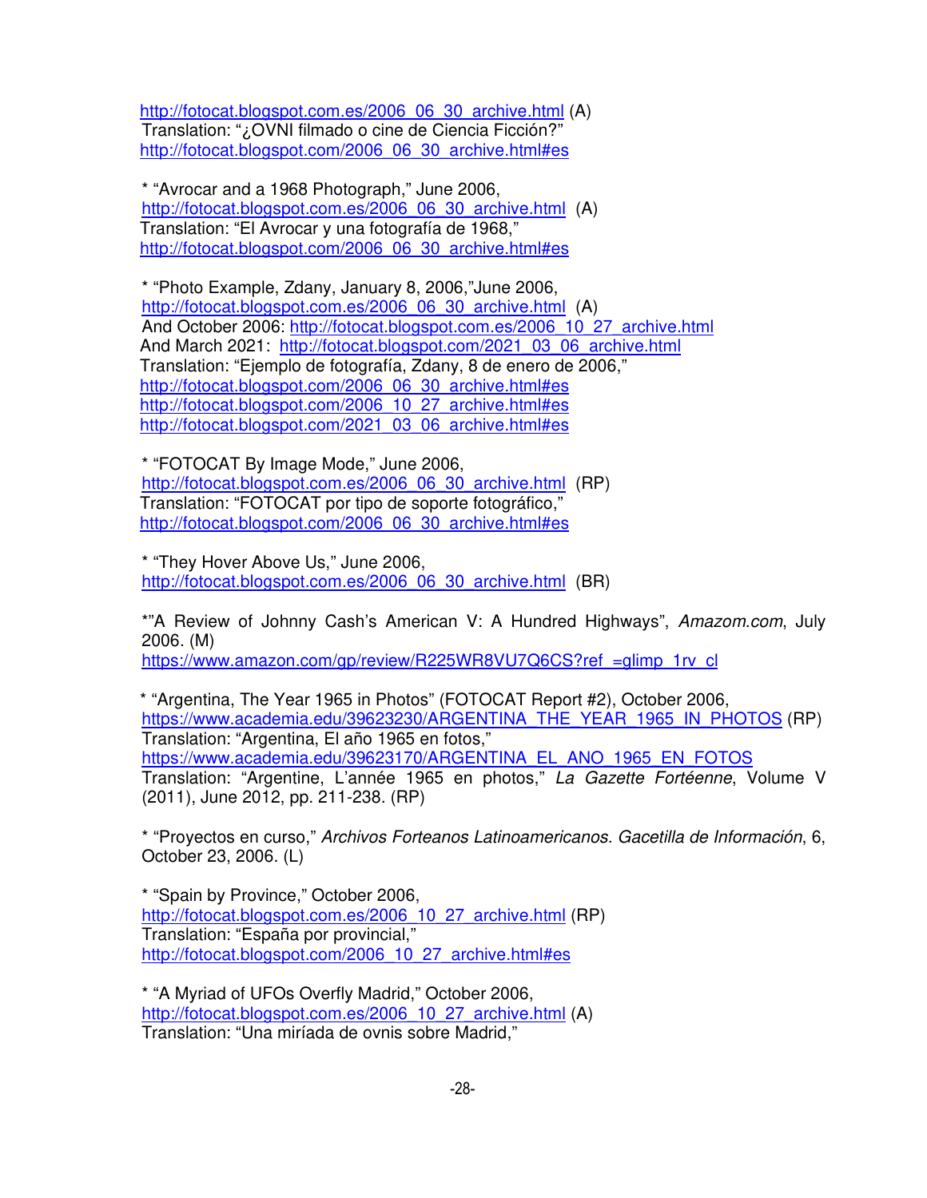http://fotocat.blogspot.com.es/2006_06_30_archive.html (A)
Translation: "¿OVNI filmado o cine de Ciencia Ficción?"
http://fotocat.blogspot.com/2006_06_30_archive.html#es

* "Avrocar and a 1968 Photograph," June 2006,
http://fotocat.blogspot.com.es/2006_06_30_archive.html (A)
Translation: "El Avrocar y una fotografía de 1968,"
http://fotocat.blogspot.com/2006_06_30_archive.html#es

* "Photo Example, Zdany, January 8, 2006,"June 2006,
http://fotocat.blogspot.com.es/2006_06_30_archive.html (A)
And October 2006: http://fotocat.blogspot.com.es/2006_10_27_archive.html
And March 2021: http://fotocat.blogspot.com/2021_03_06_archive.html
Translation: "Ejemplo de fotografía, Zdany, 8 de enero de 2006,"
http://fotocat.blogspot.com/2006_06_30_archive.html#es
http://fotocat.blogspot.com/2006_10_27_archive.html#es
http://fotocat.blogspot.com/2021_03_06_archive.html#es

* "FOTOCAT By Image Mode," June 2006,
http://fotocat.blogspot.com.es/2006_06_30_archive.html (RP)
Translation: "FOTOCAT por tipo de soporte fotográfico,"
http://fotocat.blogspot.com/2006_06_30_archive.html#es

* "They Hover Above Us," June 2006,
http://fotocat.blogspot.com.es/2006_06_30_archive.html (BR)

*"A Review of Johnny Cash's American V: A Hundred Highways", *Amazom.com*, July 2006. (M)
https://www.amazon.com/gp/review/R225WR8VU7Q6CS?ref_=glimp_1rv_cl

* "Argentina, The Year 1965 in Photos" (FOTOCAT Report #2), October 2006,
https://www.academia.edu/39623230/ARGENTINA_THE_YEAR_1965_IN_PHOTOS (RP)
Translation: "Argentina, El año 1965 en fotos,"
https://www.academia.edu/39623170/ARGENTINA_EL_ANO_1965_EN_FOTOS
Translation: "Argentine, L'année 1965 en photos," *La Gazette Fortéenne*, Volume V (2011), June 2012, pp. 211-238. (RP)

* "Proyectos en curso," *Archivos Forteanos Latinoamericanos. Gacetilla de Información*, 6, October 23, 2006. (L)

* "Spain by Province," October 2006,
http://fotocat.blogspot.com.es/2006_10_27_archive.html (RP)
Translation: "España por provincial,"
http://fotocat.blogspot.com/2006_10_27_archive.html#es

* "A Myriad of UFOs Overfly Madrid," October 2006,
http://fotocat.blogspot.com.es/2006_10_27_archive.html (A)
Translation: "Una miríada de ovnis sobre Madrid,"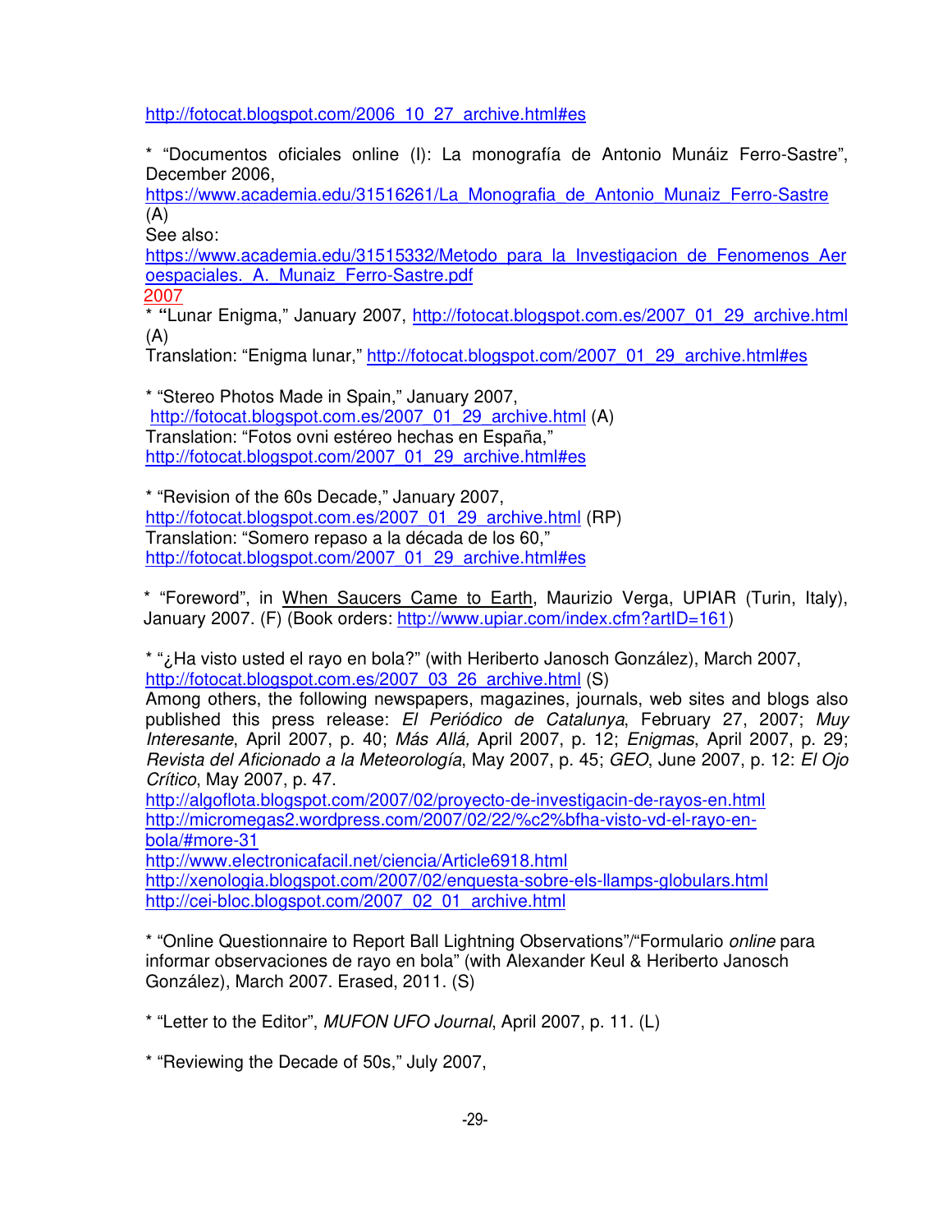http://fotocat.blogspot.com/2006_10_27_archive.html#es

* "Documentos oficiales online (I): La monografía de Antonio Munáiz Ferro-Sastre", December 2006,
https://www.academia.edu/31516261/La_Monografia_de_Antonio_Munaiz_Ferro-Sastre (A)
See also:
https://www.academia.edu/31515332/Metodo_para_la_Investigacion_de_Fenomenos_Aeroespaciales._A._Munaiz_Ferro-Sastre.pdf

2007

* "Lunar Enigma," January 2007, http://fotocat.blogspot.com.es/2007_01_29_archive.html (A)
Translation: "Enigma lunar," http://fotocat.blogspot.com/2007_01_29_archive.html#es

* "Stereo Photos Made in Spain," January 2007,
http://fotocat.blogspot.com.es/2007_01_29_archive.html (A)
Translation: "Fotos ovni estéreo hechas en España,"
http://fotocat.blogspot.com/2007_01_29_archive.html#es

* "Revision of the 60s Decade," January 2007,
http://fotocat.blogspot.com.es/2007_01_29_archive.html (RP)
Translation: "Somero repaso a la década de los 60,"
http://fotocat.blogspot.com/2007_01_29_archive.html#es

* "Foreword", in When Saucers Came to Earth, Maurizio Verga, UPIAR (Turin, Italy), January 2007. (F) (Book orders: http://www.upiar.com/index.cfm?artID=161)

* "¿Ha visto usted el rayo en bola?" (with Heriberto Janosch González), March 2007,
http://fotocat.blogspot.com.es/2007_03_26_archive.html (S)
Among others, the following newspapers, magazines, journals, web sites and blogs also published this press release: *El Periódico de Catalunya*, February 27, 2007; *Muy Interesante*, April 2007, p. 40; *Más Allá,* April 2007, p. 12; *Enigmas*, April 2007, p. 29; *Revista del Aficionado a la Meteorología*, May 2007, p. 45; *GEO*, June 2007, p. 12: *El Ojo Crítico*, May 2007, p. 47.
http://algoflota.blogspot.com/2007/02/proyecto-de-investigacin-de-rayos-en.html
http://micromegas2.wordpress.com/2007/02/22/%c2%bfha-visto-vd-el-rayo-en-bola/#more-31
http://www.electronicafacil.net/ciencia/Article6918.html
http://xenologia.blogspot.com/2007/02/enquesta-sobre-els-llamps-globulars.html
http://cei-bloc.blogspot.com/2007_02_01_archive.html

* "Online Questionnaire to Report Ball Lightning Observations"/"Formulario *online* para informar observaciones de rayo en bola" (with Alexander Keul & Heriberto Janosch González), March 2007. Erased, 2011. (S)

* "Letter to the Editor", *MUFON UFO Journal*, April 2007, p. 11. (L)

* "Reviewing the Decade of 50s," July 2007,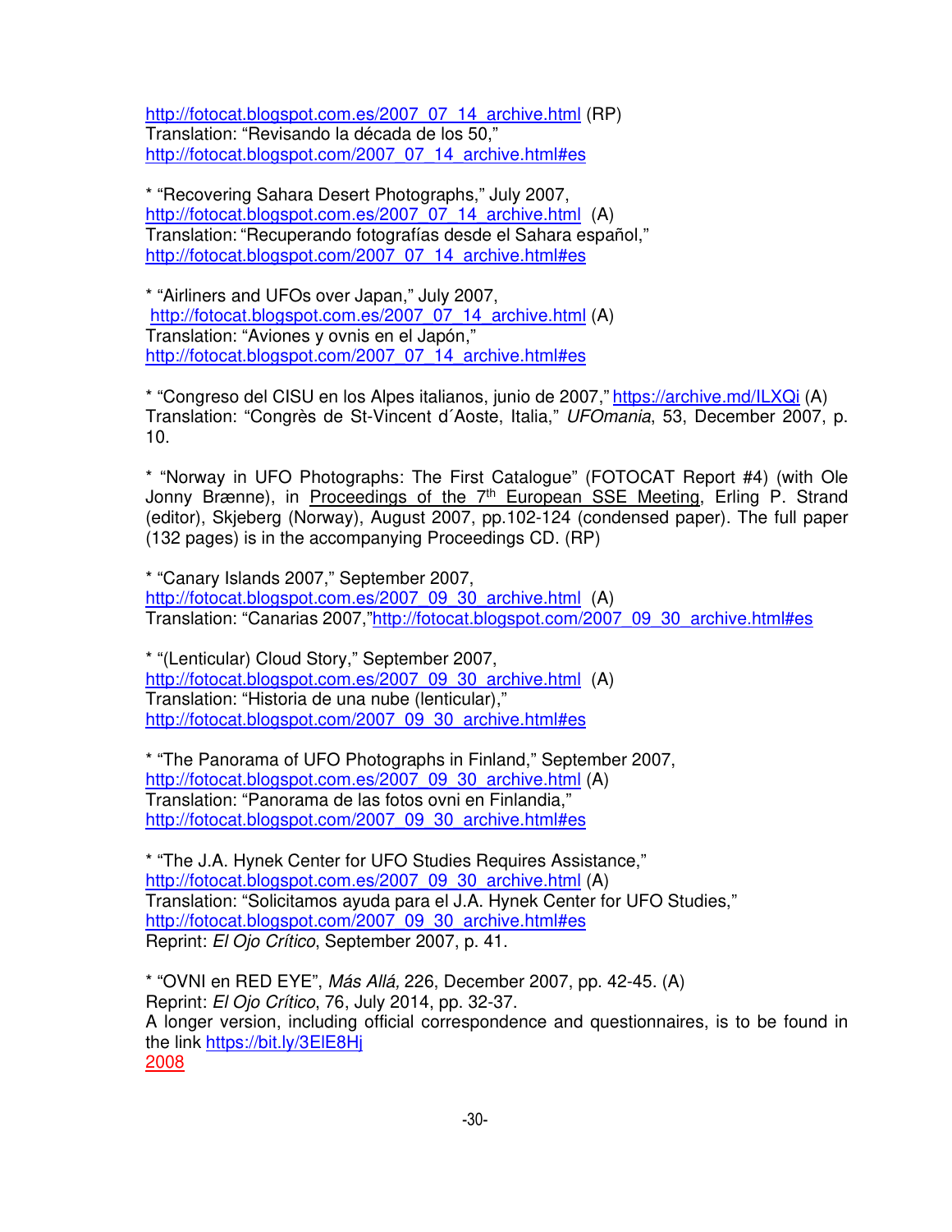http://fotocat.blogspot.com.es/2007_07_14_archive.html (RP)
Translation: "Revisando la década de los 50,"
http://fotocat.blogspot.com/2007_07_14_archive.html#es

* "Recovering Sahara Desert Photographs," July 2007,
http://fotocat.blogspot.com.es/2007_07_14_archive.html (A)
Translation: "Recuperando fotografías desde el Sahara español,"
http://fotocat.blogspot.com/2007_07_14_archive.html#es

* "Airliners and UFOs over Japan," July 2007,
http://fotocat.blogspot.com.es/2007_07_14_archive.html (A)
Translation: "Aviones y ovnis en el Japón,"
http://fotocat.blogspot.com/2007_07_14_archive.html#es

* "Congreso del CISU en los Alpes italianos, junio de 2007," https://archive.md/ILXQi (A)
Translation: "Congrès de St-Vincent d´Aoste, Italia," *UFOmania*, 53, December 2007, p. 10.

* "Norway in UFO Photographs: The First Catalogue" (FOTOCAT Report #4) (with Ole Jonny Brænne), in Proceedings of the 7th European SSE Meeting, Erling P. Strand (editor), Skjeberg (Norway), August 2007, pp.102-124 (condensed paper). The full paper (132 pages) is in the accompanying Proceedings CD. (RP)

* "Canary Islands 2007," September 2007,
http://fotocat.blogspot.com.es/2007_09_30_archive.html (A)
Translation: "Canarias 2007,"http://fotocat.blogspot.com/2007_09_30_archive.html#es

* "(Lenticular) Cloud Story," September 2007,
http://fotocat.blogspot.com.es/2007_09_30_archive.html (A)
Translation: "Historia de una nube (lenticular),"
http://fotocat.blogspot.com/2007_09_30_archive.html#es

* "The Panorama of UFO Photographs in Finland," September 2007,
http://fotocat.blogspot.com.es/2007_09_30_archive.html (A)
Translation: "Panorama de las fotos ovni en Finlandia,"
http://fotocat.blogspot.com/2007_09_30_archive.html#es

* "The J.A. Hynek Center for UFO Studies Requires Assistance,"
http://fotocat.blogspot.com.es/2007_09_30_archive.html (A)
Translation: "Solicitamos ayuda para el J.A. Hynek Center for UFO Studies,"
http://fotocat.blogspot.com/2007_09_30_archive.html#es
Reprint: *El Ojo Crítico*, September 2007, p. 41.

* "OVNI en RED EYE", *Más Allá,* 226, December 2007, pp. 42-45. (A)
Reprint: *El Ojo Crítico*, 76, July 2014, pp. 32-37.
A longer version, including official correspondence and questionnaires, is to be found in the link https://bit.ly/3ElE8Hj
2008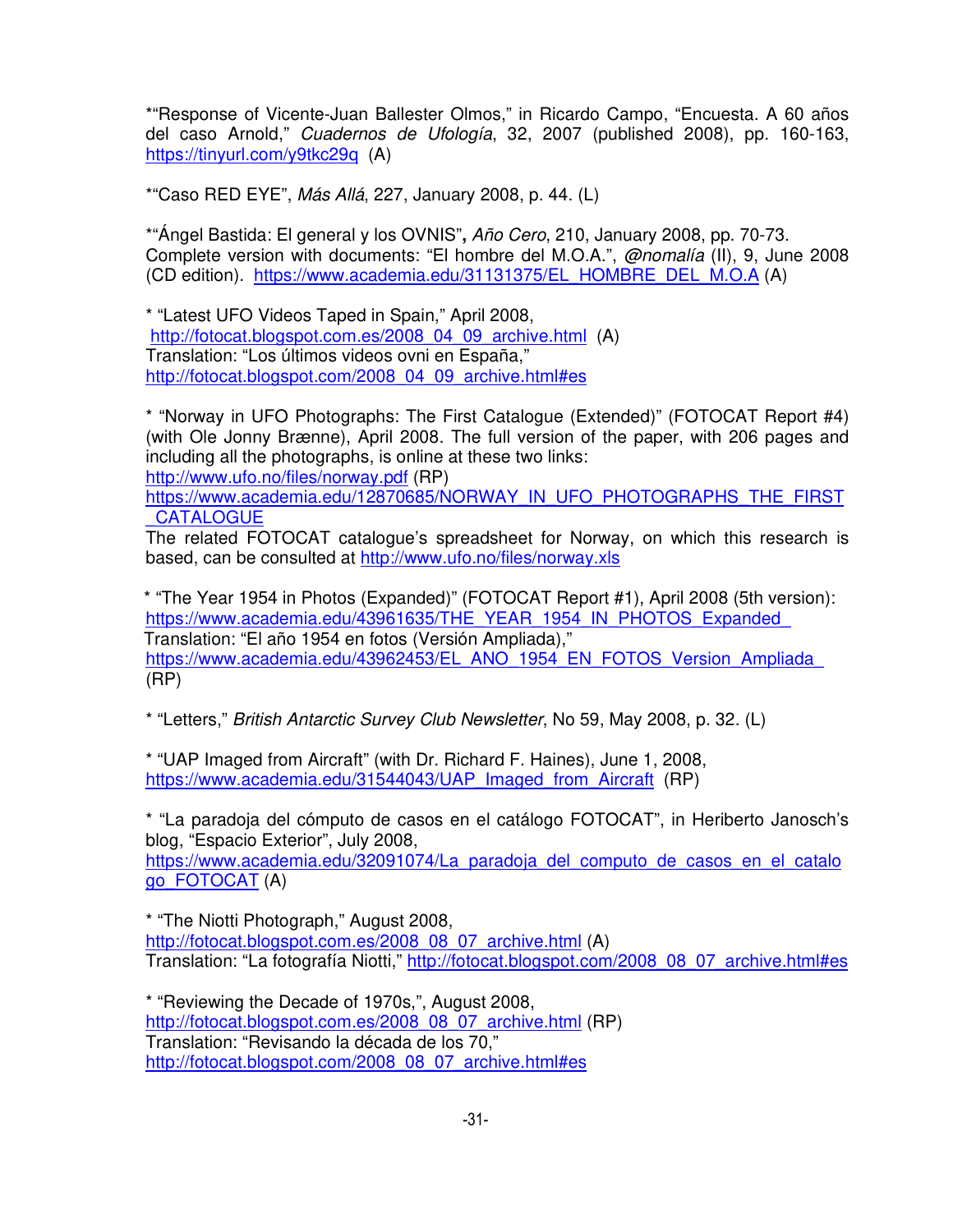*"Response of Vicente-Juan Ballester Olmos," in Ricardo Campo, "Encuesta. A 60 años del caso Arnold," *Cuadernos de Ufología*, 32, 2007 (published 2008), pp. 160-163, https://tinyurl.com/y9tkc29q (A)

*"Caso RED EYE", *Más Allá*, 227, January 2008, p. 44. (L)

*"Ángel Bastida: El general y los OVNIS"**,** *Año Cero*, 210, January 2008, pp. 70-73. Complete version with documents: "El hombre del M.O.A.", *@nomalía* (II), 9, June 2008 (CD edition). https://www.academia.edu/31131375/EL_HOMBRE_DEL_M.O.A (A)

* "Latest UFO Videos Taped in Spain," April 2008, http://fotocat.blogspot.com.es/2008_04_09_archive.html (A)
Translation: "Los últimos videos ovni en España," http://fotocat.blogspot.com/2008_04_09_archive.html#es

* "Norway in UFO Photographs: The First Catalogue (Extended)" (FOTOCAT Report #4) (with Ole Jonny Brænne), April 2008. The full version of the paper, with 206 pages and including all the photographs, is online at these two links:
http://www.ufo.no/files/norway.pdf (RP)
https://www.academia.edu/12870685/NORWAY_IN_UFO_PHOTOGRAPHS_THE_FIRST_CATALOGUE
The related FOTOCAT catalogue's spreadsheet for Norway, on which this research is based, can be consulted at http://www.ufo.no/files/norway.xls

* "The Year 1954 in Photos (Expanded)" (FOTOCAT Report #1), April 2008 (5th version): https://www.academia.edu/43961635/THE_YEAR_1954_IN_PHOTOS_Expanded_
Translation: "El año 1954 en fotos (Versión Ampliada)," https://www.academia.edu/43962453/EL_ANO_1954_EN_FOTOS_Version_Ampliada_ (RP)

* "Letters," *British Antarctic Survey Club Newsletter*, No 59, May 2008, p. 32. (L)

* "UAP Imaged from Aircraft" (with Dr. Richard F. Haines), June 1, 2008, https://www.academia.edu/31544043/UAP_Imaged_from_Aircraft (RP)

* "La paradoja del cómputo de casos en el catálogo FOTOCAT", in Heriberto Janosch's blog, "Espacio Exterior", July 2008, https://www.academia.edu/32091074/La_paradoja_del_computo_de_casos_en_el_catalogo_FOTOCAT (A)

* "The Niotti Photograph," August 2008, http://fotocat.blogspot.com.es/2008_08_07_archive.html (A)
Translation: "La fotografía Niotti," http://fotocat.blogspot.com/2008_08_07_archive.html#es

* "Reviewing the Decade of 1970s,", August 2008, http://fotocat.blogspot.com.es/2008_08_07_archive.html (RP)
Translation: "Revisando la década de los 70," http://fotocat.blogspot.com/2008_08_07_archive.html#es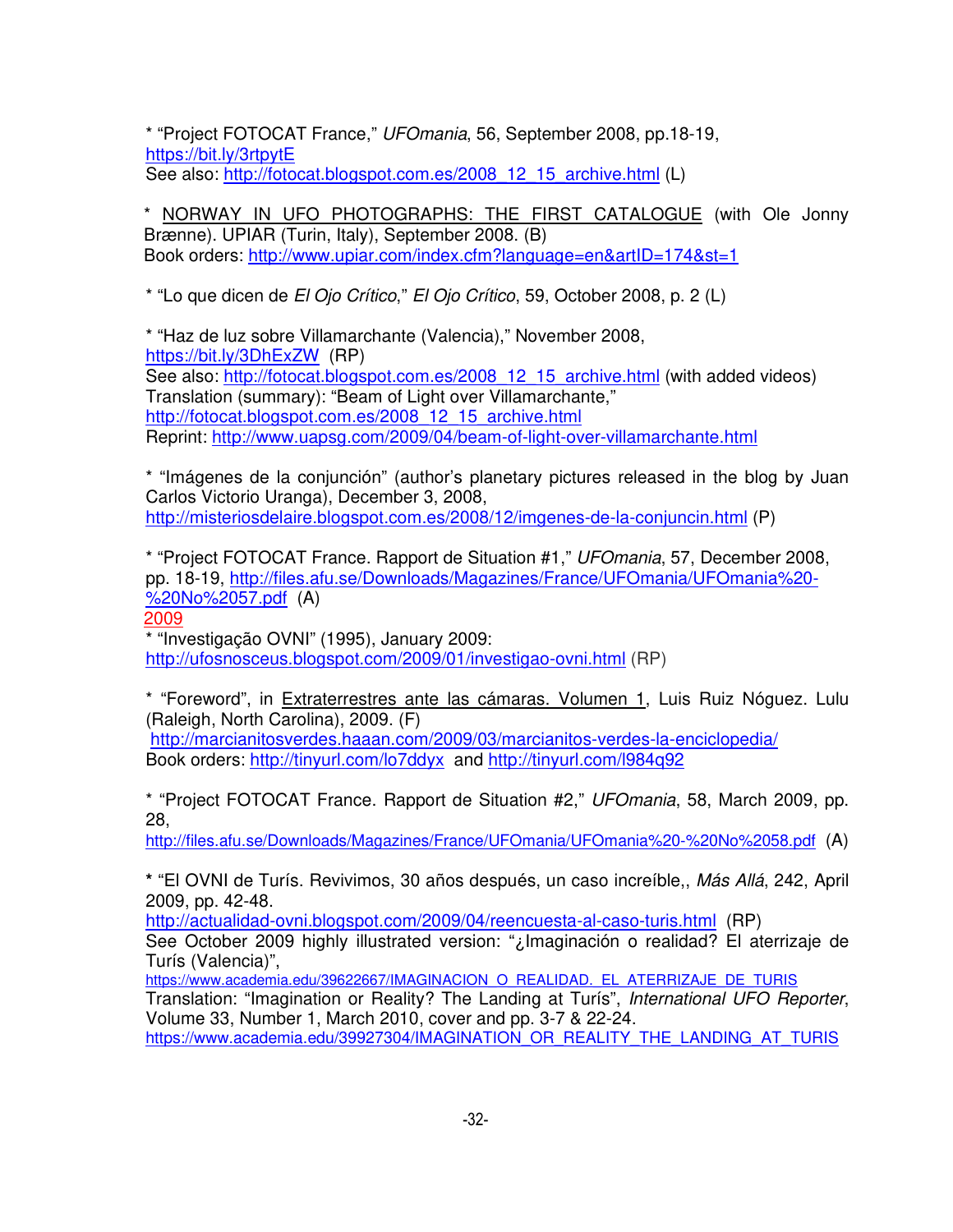* "Project FOTOCAT France," *UFOmania*, 56, September 2008, pp.18-19, https://bit.ly/3rtpytE
See also: http://fotocat.blogspot.com.es/2008_12_15_archive.html (L)

* NORWAY IN UFO PHOTOGRAPHS: THE FIRST CATALOGUE (with Ole Jonny Brænne). UPIAR (Turin, Italy), September 2008. (B)
Book orders: http://www.upiar.com/index.cfm?language=en&artID=174&st=1

* "Lo que dicen de *El Ojo Crítico*," *El Ojo Crítico*, 59, October 2008, p. 2 (L)

* "Haz de luz sobre Villamarchante (Valencia)," November 2008, https://bit.ly/3DhExZW (RP)
See also: http://fotocat.blogspot.com.es/2008_12_15_archive.html (with added videos)
Translation (summary): "Beam of Light over Villamarchante," http://fotocat.blogspot.com.es/2008_12_15_archive.html
Reprint: http://www.uapsg.com/2009/04/beam-of-light-over-villamarchante.html

* "Imágenes de la conjunción" (author's planetary pictures released in the blog by Juan Carlos Victorio Uranga), December 3, 2008, http://misteriosdelaire.blogspot.com.es/2008/12/imgenes-de-la-conjuncin.html (P)

* "Project FOTOCAT France. Rapport de Situation #1," *UFOmania*, 57, December 2008, pp. 18-19, http://files.afu.se/Downloads/Magazines/France/UFOmania/UFOmania%20-%20No%2057.pdf (A)

2009

* "Investigação OVNI" (1995), January 2009: http://ufosnosceus.blogspot.com/2009/01/investigao-ovni.html (RP)

* "Foreword", in Extraterrestres ante las cámaras. Volumen 1, Luis Ruiz Nóguez. Lulu (Raleigh, North Carolina), 2009. (F)
http://marcianitosverdes.haaan.com/2009/03/marcianitos-verdes-la-enciclopedia/
Book orders: http://tinyurl.com/lo7ddyx and http://tinyurl.com/l984q92

* "Project FOTOCAT France. Rapport de Situation #2," *UFOmania*, 58, March 2009, pp. 28,
http://files.afu.se/Downloads/Magazines/France/UFOmania/UFOmania%20-%20No%2058.pdf (A)

* "El OVNI de Turís. Revivimos, 30 años después, un caso increíble,, *Más Allá*, 242, April 2009, pp. 42-48.
http://actualidad-ovni.blogspot.com/2009/04/reencuesta-al-caso-turis.html (RP)
See October 2009 highly illustrated version: "¿Imaginación o realidad? El aterrizaje de Turís (Valencia)",
https://www.academia.edu/39622667/IMAGINACION_O_REALIDAD._EL_ATERRIZAJE_DE_TURIS
Translation: "Imagination or Reality? The Landing at Turís", *International UFO Reporter*, Volume 33, Number 1, March 2010, cover and pp. 3-7 & 22-24.
https://www.academia.edu/39927304/IMAGINATION_OR_REALITY_THE_LANDING_AT_TURIS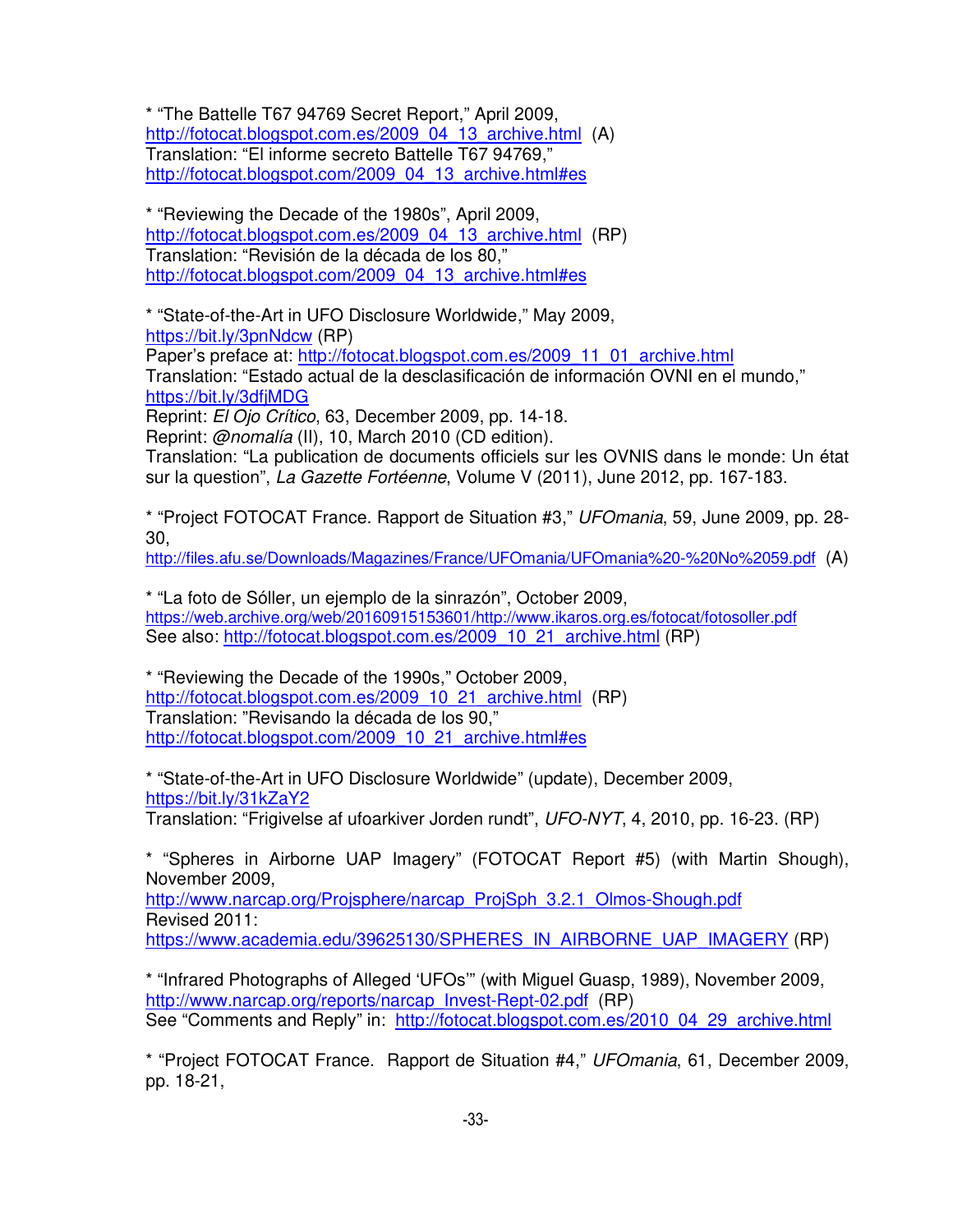* "The Battelle T67 94769 Secret Report," April 2009, http://fotocat.blogspot.com.es/2009_04_13_archive.html (A)
Translation: "El informe secreto Battelle T67 94769," http://fotocat.blogspot.com/2009_04_13_archive.html#es

* "Reviewing the Decade of the 1980s", April 2009, http://fotocat.blogspot.com.es/2009_04_13_archive.html (RP)
Translation: "Revisión de la década de los 80," http://fotocat.blogspot.com/2009_04_13_archive.html#es

* "State-of-the-Art in UFO Disclosure Worldwide," May 2009, https://bit.ly/3pnNdcw (RP)
Paper's preface at: http://fotocat.blogspot.com.es/2009_11_01_archive.html
Translation: "Estado actual de la desclasificación de información OVNI en el mundo," https://bit.ly/3dfjMDG
Reprint: *El Ojo Crítico*, 63, December 2009, pp. 14-18.
Reprint: *@nomalía* (II), 10, March 2010 (CD edition).
Translation: "La publication de documents officiels sur les OVNIS dans le monde: Un état sur la question", *La Gazette Fortéenne*, Volume V (2011), June 2012, pp. 167-183.

* "Project FOTOCAT France. Rapport de Situation #3," *UFOmania*, 59, June 2009, pp. 28-30, http://files.afu.se/Downloads/Magazines/France/UFOmania/UFOmania%20-%20No%2059.pdf (A)

* "La foto de Sóller, un ejemplo de la sinrazón", October 2009, https://web.archive.org/web/20160915153601/http://www.ikaros.org.es/fotocat/fotosoller.pdf
See also: http://fotocat.blogspot.com.es/2009_10_21_archive.html (RP)

* "Reviewing the Decade of the 1990s," October 2009, http://fotocat.blogspot.com.es/2009_10_21_archive.html (RP)
Translation: "Revisando la década de los 90," http://fotocat.blogspot.com/2009_10_21_archive.html#es

* "State-of-the-Art in UFO Disclosure Worldwide" (update), December 2009, https://bit.ly/31kZaY2
Translation: "Frigivelse af ufoarkiver Jorden rundt", *UFO-NYT*, 4, 2010, pp. 16-23. (RP)

* "Spheres in Airborne UAP Imagery" (FOTOCAT Report #5) (with Martin Shough), November 2009, http://www.narcap.org/Projsphere/narcap_ProjSph_3.2.1_Olmos-Shough.pdf
Revised 2011: https://www.academia.edu/39625130/SPHERES_IN_AIRBORNE_UAP_IMAGERY (RP)

* "Infrared Photographs of Alleged 'UFOs'" (with Miguel Guasp, 1989), November 2009, http://www.narcap.org/reports/narcap_Invest-Rept-02.pdf (RP)
See "Comments and Reply" in: http://fotocat.blogspot.com.es/2010_04_29_archive.html

* "Project FOTOCAT France. Rapport de Situation #4," *UFOmania*, 61, December 2009, pp. 18-21,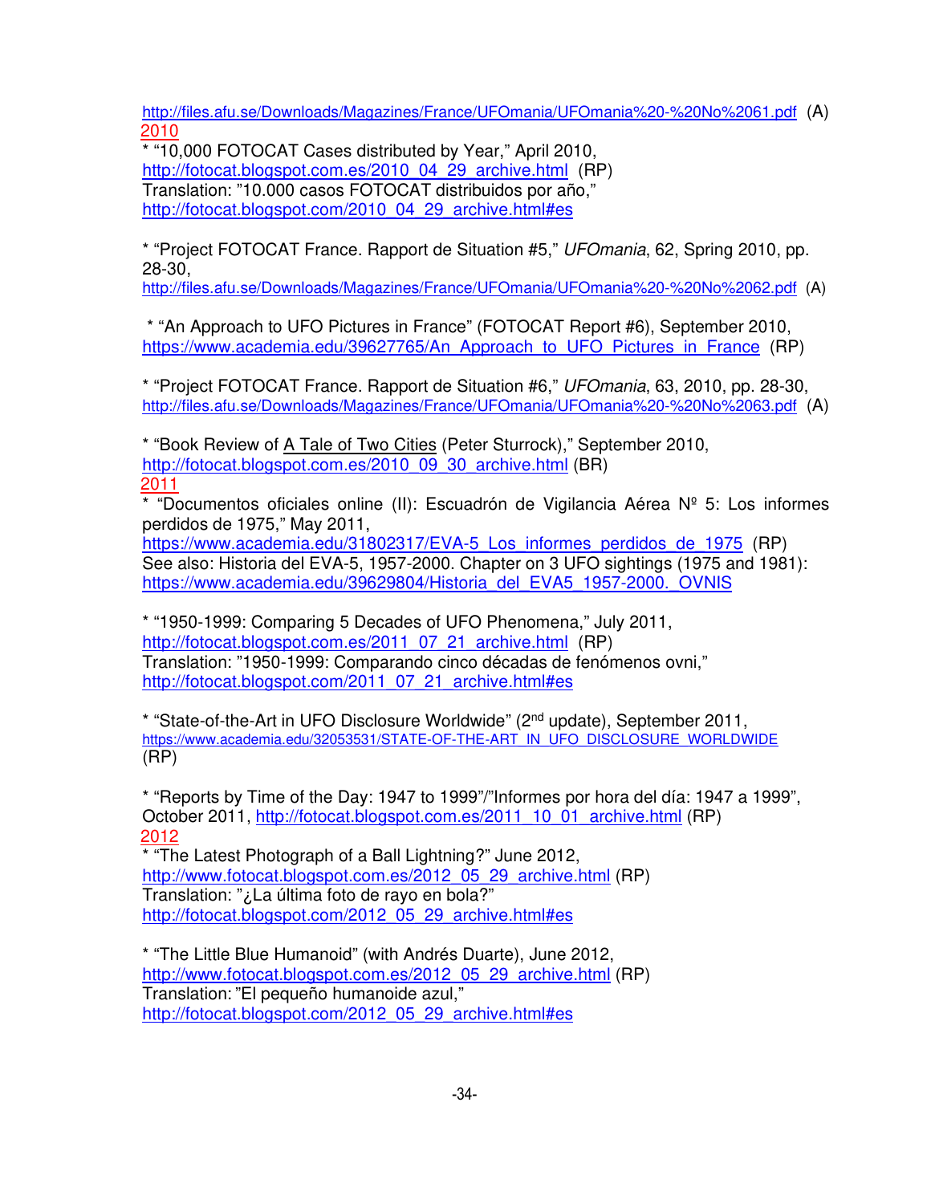http://files.afu.se/Downloads/Magazines/France/UFOmania/UFOmania%20-%20No%2061.pdf (A)

2010

* "10,000 FOTOCAT Cases distributed by Year," April 2010, http://fotocat.blogspot.com.es/2010_04_29_archive.html (RP)
Translation: "10.000 casos FOTOCAT distribuidos por año," http://fotocat.blogspot.com/2010_04_29_archive.html#es

* "Project FOTOCAT France. Rapport de Situation #5," *UFOmania*, 62, Spring 2010, pp. 28-30, http://files.afu.se/Downloads/Magazines/France/UFOmania/UFOmania%20-%20No%2062.pdf (A)

* "An Approach to UFO Pictures in France" (FOTOCAT Report #6), September 2010, https://www.academia.edu/39627765/An_Approach_to_UFO_Pictures_in_France (RP)

* "Project FOTOCAT France. Rapport de Situation #6," *UFOmania*, 63, 2010, pp. 28-30, http://files.afu.se/Downloads/Magazines/France/UFOmania/UFOmania%20-%20No%2063.pdf (A)

* "Book Review of A Tale of Two Cities (Peter Sturrock)," September 2010, http://fotocat.blogspot.com.es/2010_09_30_archive.html (BR)

2011

* "Documentos oficiales online (II): Escuadrón de Vigilancia Aérea Nº 5: Los informes perdidos de 1975," May 2011, https://www.academia.edu/31802317/EVA-5_Los_informes_perdidos_de_1975 (RP)
See also: Historia del EVA-5, 1957-2000. Chapter on 3 UFO sightings (1975 and 1981): https://www.academia.edu/39629804/Historia_del_EVA5_1957-2000._OVNIS

* "1950-1999: Comparing 5 Decades of UFO Phenomena," July 2011, http://fotocat.blogspot.com.es/2011_07_21_archive.html (RP)
Translation: "1950-1999: Comparando cinco décadas de fenómenos ovni," http://fotocat.blogspot.com/2011_07_21_archive.html#es

* "State-of-the-Art in UFO Disclosure Worldwide" (2nd update), September 2011, https://www.academia.edu/32053531/STATE-OF-THE-ART_IN_UFO_DISCLOSURE_WORLDWIDE (RP)

* "Reports by Time of the Day: 1947 to 1999"/"Informes por hora del día: 1947 a 1999", October 2011, http://fotocat.blogspot.com.es/2011_10_01_archive.html (RP)

2012

* "The Latest Photograph of a Ball Lightning?" June 2012, http://www.fotocat.blogspot.com.es/2012_05_29_archive.html (RP)
Translation: "¿La última foto de rayo en bola?" http://fotocat.blogspot.com/2012_05_29_archive.html#es

* "The Little Blue Humanoid" (with Andrés Duarte), June 2012, http://www.fotocat.blogspot.com.es/2012_05_29_archive.html (RP)
Translation: "El pequeño humanoide azul," http://fotocat.blogspot.com/2012_05_29_archive.html#es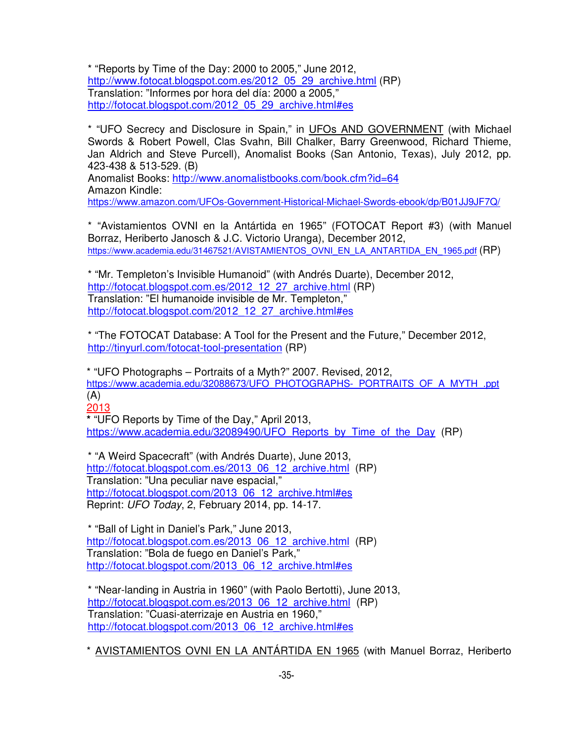* "Reports by Time of the Day: 2000 to 2005," June 2012, http://www.fotocat.blogspot.com.es/2012_05_29_archive.html (RP)
Translation: "Informes por hora del día: 2000 a 2005," http://fotocat.blogspot.com/2012_05_29_archive.html#es

* "UFO Secrecy and Disclosure in Spain," in UFOs AND GOVERNMENT (with Michael Swords & Robert Powell, Clas Svahn, Bill Chalker, Barry Greenwood, Richard Thieme, Jan Aldrich and Steve Purcell), Anomalist Books (San Antonio, Texas), July 2012, pp. 423-438 & 513-529. (B)
Anomalist Books: http://www.anomalistbooks.com/book.cfm?id=64
Amazon Kindle:
https://www.amazon.com/UFOs-Government-Historical-Michael-Swords-ebook/dp/B01JJ9JF7Q/

* "Avistamientos OVNI en la Antártida en 1965" (FOTOCAT Report #3) (with Manuel Borraz, Heriberto Janosch & J.C. Victorio Uranga), December 2012, https://www.academia.edu/31467521/AVISTAMIENTOS_OVNI_EN_LA_ANTARTIDA_EN_1965.pdf (RP)

* "Mr. Templeton's Invisible Humanoid" (with Andrés Duarte), December 2012, http://fotocat.blogspot.com.es/2012_12_27_archive.html (RP)
Translation: "El humanoide invisible de Mr. Templeton," http://fotocat.blogspot.com/2012_12_27_archive.html#es

* "The FOTOCAT Database: A Tool for the Present and the Future," December 2012, http://tinyurl.com/fotocat-tool-presentation (RP)

* "UFO Photographs – Portraits of a Myth?" 2007. Revised, 2012, https://www.academia.edu/32088673/UFO_PHOTOGRAPHS-_PORTRAITS_OF_A_MYTH_.ppt (A)

2013

* "UFO Reports by Time of the Day," April 2013, https://www.academia.edu/32089490/UFO_Reports_by_Time_of_the_Day (RP)

* "A Weird Spacecraft" (with Andrés Duarte), June 2013, http://fotocat.blogspot.com.es/2013_06_12_archive.html (RP)
Translation: "Una peculiar nave espacial," http://fotocat.blogspot.com/2013_06_12_archive.html#es
Reprint: *UFO Today*, 2, February 2014, pp. 14-17.

* "Ball of Light in Daniel's Park," June 2013, http://fotocat.blogspot.com.es/2013_06_12_archive.html (RP)
Translation: "Bola de fuego en Daniel's Park," http://fotocat.blogspot.com/2013_06_12_archive.html#es

* "Near-landing in Austria in 1960" (with Paolo Bertotti), June 2013, http://fotocat.blogspot.com.es/2013_06_12_archive.html (RP)
Translation: "Cuasi-aterrizaje en Austria en 1960," http://fotocat.blogspot.com/2013_06_12_archive.html#es

* AVISTAMIENTOS OVNI EN LA ANTÁRTIDA EN 1965 (with Manuel Borraz, Heriberto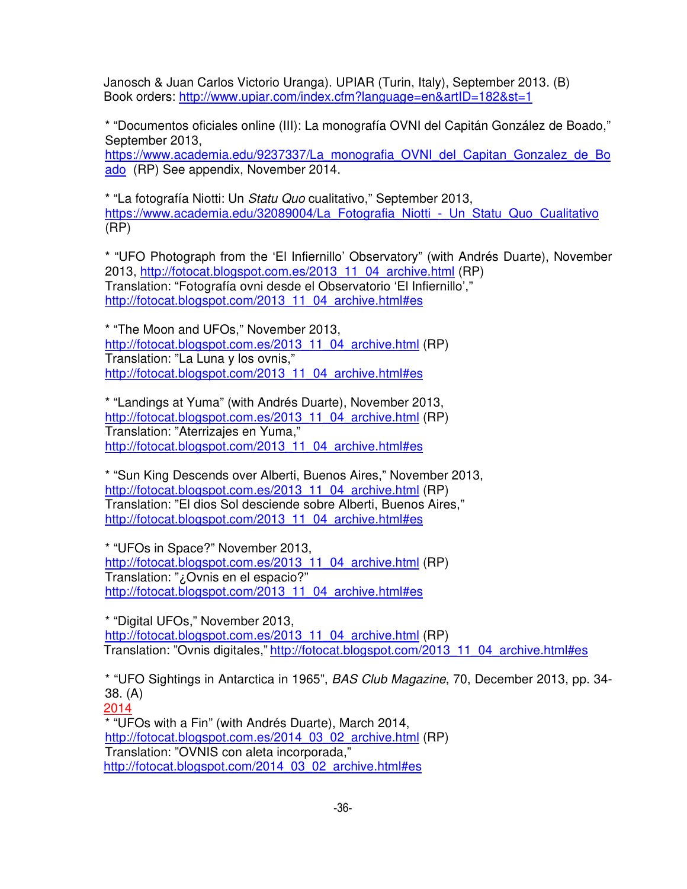Janosch & Juan Carlos Victorio Uranga). UPIAR (Turin, Italy), September 2013. (B)
Book orders: http://www.upiar.com/index.cfm?language=en&artID=182&st=1

* "Documentos oficiales online (III): La monografía OVNI del Capitán González de Boado," September 2013, https://www.academia.edu/9237337/La_monografia_OVNI_del_Capitan_Gonzalez_de_Boado (RP) See appendix, November 2014.

* "La fotografía Niotti: Un *Statu Quo* cualitativo," September 2013, https://www.academia.edu/32089004/La_Fotografia_Niotti_-_Un_Statu_Quo_Cualitativo (RP)

* "UFO Photograph from the 'El Infiernillo' Observatory" (with Andrés Duarte), November 2013, http://fotocat.blogspot.com.es/2013_11_04_archive.html (RP)
Translation: "Fotografía ovni desde el Observatorio 'El Infiernillo'," http://fotocat.blogspot.com/2013_11_04_archive.html#es

* "The Moon and UFOs," November 2013, http://fotocat.blogspot.com.es/2013_11_04_archive.html (RP)
Translation: "La Luna y los ovnis," http://fotocat.blogspot.com/2013_11_04_archive.html#es

* "Landings at Yuma" (with Andrés Duarte), November 2013, http://fotocat.blogspot.com.es/2013_11_04_archive.html (RP)
Translation: "Aterrizajes en Yuma," http://fotocat.blogspot.com/2013_11_04_archive.html#es

* "Sun King Descends over Alberti, Buenos Aires," November 2013, http://fotocat.blogspot.com.es/2013_11_04_archive.html (RP)
Translation: "El dios Sol desciende sobre Alberti, Buenos Aires," http://fotocat.blogspot.com/2013_11_04_archive.html#es

* "UFOs in Space?" November 2013, http://fotocat.blogspot.com.es/2013_11_04_archive.html (RP)
Translation: "¿Ovnis en el espacio?" http://fotocat.blogspot.com/2013_11_04_archive.html#es

* "Digital UFOs," November 2013, http://fotocat.blogspot.com.es/2013_11_04_archive.html (RP)
Translation: "Ovnis digitales," http://fotocat.blogspot.com/2013_11_04_archive.html#es

* "UFO Sightings in Antarctica in 1965", *BAS Club Magazine*, 70, December 2013, pp. 34-38. (A)

2014

* "UFOs with a Fin" (with Andrés Duarte), March 2014, http://fotocat.blogspot.com.es/2014_03_02_archive.html (RP)
Translation: "OVNIS con aleta incorporada," http://fotocat.blogspot.com/2014_03_02_archive.html#es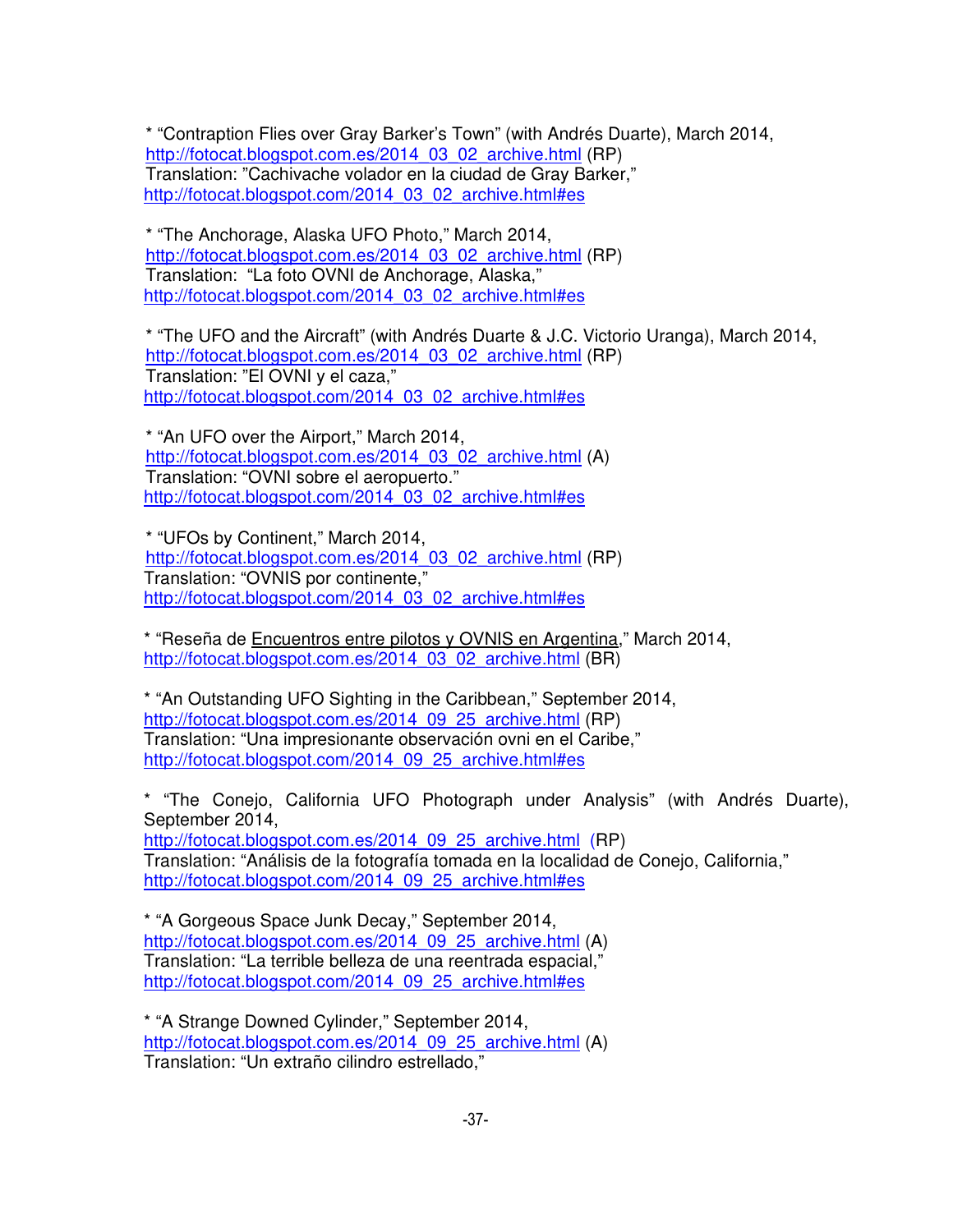* "Contraption Flies over Gray Barker's Town" (with Andrés Duarte), March 2014, http://fotocat.blogspot.com.es/2014_03_02_archive.html (RP)
Translation: "Cachivache volador en la ciudad de Gray Barker," http://fotocat.blogspot.com/2014_03_02_archive.html#es

* "The Anchorage, Alaska UFO Photo," March 2014, http://fotocat.blogspot.com.es/2014_03_02_archive.html (RP)
Translation: "La foto OVNI de Anchorage, Alaska," http://fotocat.blogspot.com/2014_03_02_archive.html#es

* "The UFO and the Aircraft" (with Andrés Duarte & J.C. Victorio Uranga), March 2014, http://fotocat.blogspot.com.es/2014_03_02_archive.html (RP)
Translation: "El OVNI y el caza," http://fotocat.blogspot.com/2014_03_02_archive.html#es

* "An UFO over the Airport," March 2014, http://fotocat.blogspot.com.es/2014_03_02_archive.html (A)
Translation: "OVNI sobre el aeropuerto." http://fotocat.blogspot.com/2014_03_02_archive.html#es

* "UFOs by Continent," March 2014, http://fotocat.blogspot.com.es/2014_03_02_archive.html (RP)
Translation: "OVNIS por continente," http://fotocat.blogspot.com/2014_03_02_archive.html#es

* "Reseña de Encuentros entre pilotos y OVNIS en Argentina," March 2014, http://fotocat.blogspot.com.es/2014_03_02_archive.html (BR)

* "An Outstanding UFO Sighting in the Caribbean," September 2014, http://fotocat.blogspot.com.es/2014_09_25_archive.html (RP)
Translation: "Una impresionante observación ovni en el Caribe," http://fotocat.blogspot.com/2014_09_25_archive.html#es

* "The Conejo, California UFO Photograph under Analysis" (with Andrés Duarte), September 2014,
http://fotocat.blogspot.com.es/2014_09_25_archive.html (RP)
Translation: "Análisis de la fotografía tomada en la localidad de Conejo, California," http://fotocat.blogspot.com/2014_09_25_archive.html#es

* "A Gorgeous Space Junk Decay," September 2014, http://fotocat.blogspot.com.es/2014_09_25_archive.html (A)
Translation: "La terrible belleza de una reentrada espacial," http://fotocat.blogspot.com/2014_09_25_archive.html#es

* "A Strange Downed Cylinder," September 2014, http://fotocat.blogspot.com.es/2014_09_25_archive.html (A)
Translation: "Un extraño cilindro estrellado,"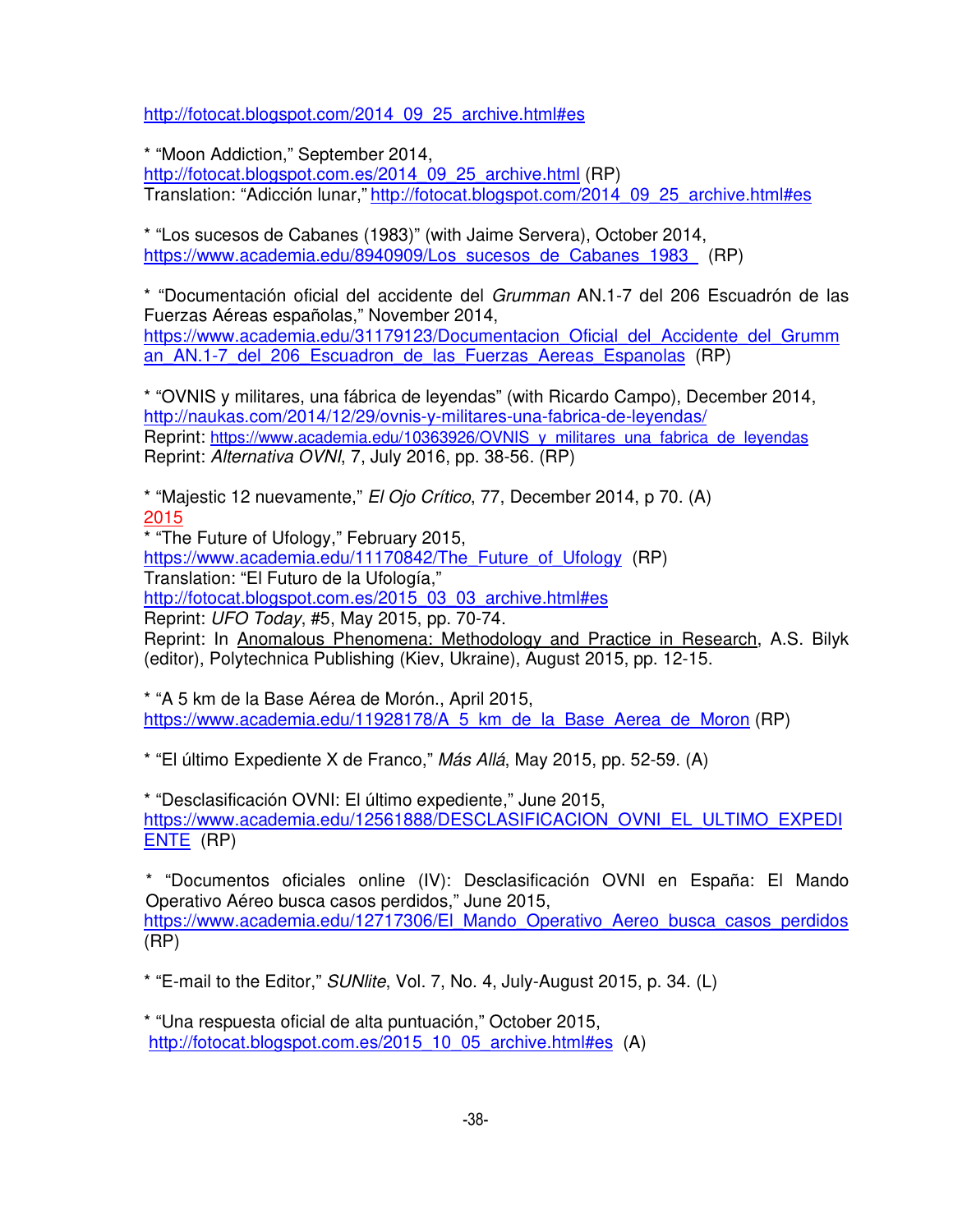http://fotocat.blogspot.com/2014_09_25_archive.html#es

* "Moon Addiction," September 2014,
http://fotocat.blogspot.com.es/2014_09_25_archive.html (RP)
Translation: "Adicción lunar," http://fotocat.blogspot.com/2014_09_25_archive.html#es

* "Los sucesos de Cabanes (1983)" (with Jaime Servera), October 2014,
https://www.academia.edu/8940909/Los_sucesos_de_Cabanes_1983_ (RP)

* "Documentación oficial del accidente del *Grumman* AN.1-7 del 206 Escuadrón de las Fuerzas Aéreas españolas," November 2014,
https://www.academia.edu/31179123/Documentacion_Oficial_del_Accidente_del_Grumman_AN.1-7_del_206_Escuadron_de_las_Fuerzas_Aereas_Espanolas (RP)

* "OVNIS y militares, una fábrica de leyendas" (with Ricardo Campo), December 2014,
http://naukas.com/2014/12/29/ovnis-y-militares-una-fabrica-de-leyendas/
Reprint: https://www.academia.edu/10363926/OVNIS_y_militares_una_fabrica_de_leyendas
Reprint: *Alternativa OVNI*, 7, July 2016, pp. 38-56. (RP)

* "Majestic 12 nuevamente," *El Ojo Crítico*, 77, December 2014, p 70. (A)

2015

* "The Future of Ufology," February 2015,
https://www.academia.edu/11170842/The_Future_of_Ufology (RP)
Translation: "El Futuro de la Ufología,"
http://fotocat.blogspot.com.es/2015_03_03_archive.html#es
Reprint: *UFO Today*, #5, May 2015, pp. 70-74.
Reprint: In Anomalous Phenomena: Methodology and Practice in Research, A.S. Bilyk (editor), Polytechnica Publishing (Kiev, Ukraine), August 2015, pp. 12-15.

* "A 5 km de la Base Aérea de Morón., April 2015,
https://www.academia.edu/11928178/A_5_km_de_la_Base_Aerea_de_Moron (RP)

* "El último Expediente X de Franco," *Más Allá*, May 2015, pp. 52-59. (A)

* "Desclasificación OVNI: El último expediente," June 2015,
https://www.academia.edu/12561888/DESCLASIFICACION_OVNI_EL_ULTIMO_EXPEDIENTE (RP)

* "Documentos oficiales online (IV): Desclasificación OVNI en España: El Mando Operativo Aéreo busca casos perdidos," June 2015,
https://www.academia.edu/12717306/El_Mando_Operativo_Aereo_busca_casos_perdidos (RP)

* "E-mail to the Editor," *SUNlite*, Vol. 7, No. 4, July-August 2015, p. 34. (L)

* "Una respuesta oficial de alta puntuación," October 2015,
http://fotocat.blogspot.com.es/2015_10_05_archive.html#es (A)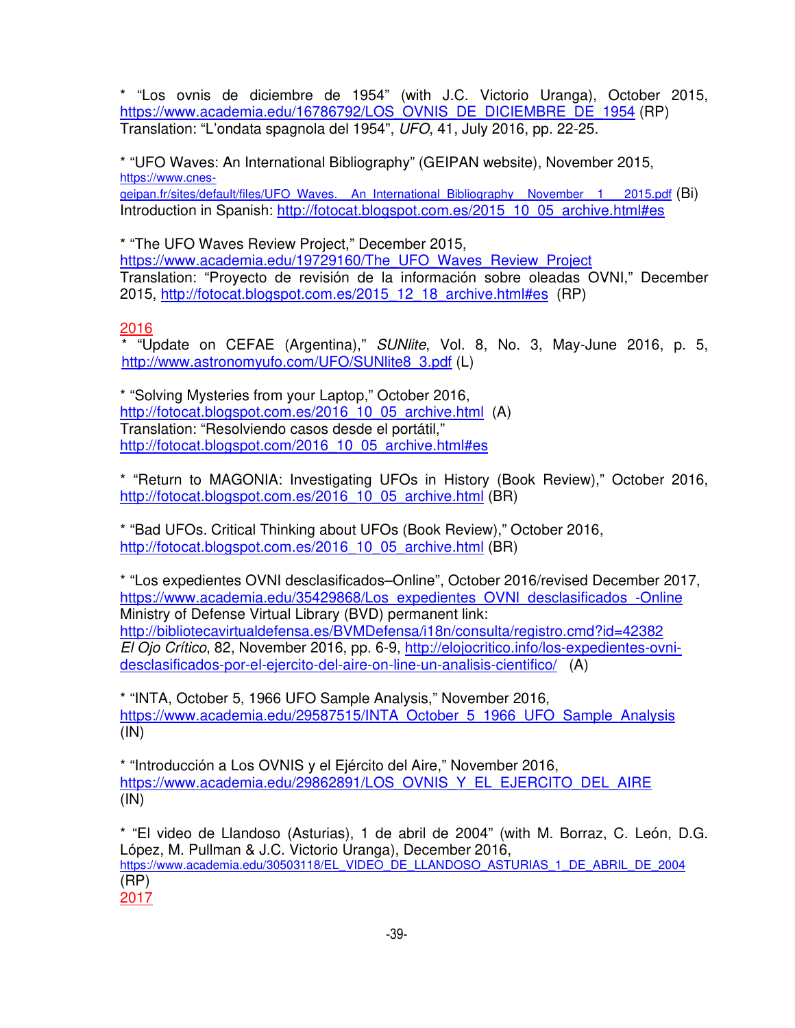* "Los ovnis de diciembre de 1954" (with J.C. Victorio Uranga), October 2015, https://www.academia.edu/16786792/LOS_OVNIS_DE_DICIEMBRE_DE_1954 (RP)
Translation: "L'ondata spagnola del 1954", *UFO*, 41, July 2016, pp. 22-25.

* "UFO Waves: An International Bibliography" (GEIPAN website), November 2015, https://www.cnes-geipan.fr/sites/default/files/UFO_Waves._An_International_Bibliography_November_1_2015.pdf (Bi)
Introduction in Spanish: http://fotocat.blogspot.com.es/2015_10_05_archive.html#es

* "The UFO Waves Review Project," December 2015, https://www.academia.edu/19729160/The_UFO_Waves_Review_Project
Translation: "Proyecto de revisión de la información sobre oleadas OVNI," December 2015, http://fotocat.blogspot.com.es/2015_12_18_archive.html#es (RP)

2016

* "Update on CEFAE (Argentina)," *SUNlite*, Vol. 8, No. 3, May-June 2016, p. 5, http://www.astronomyufo.com/UFO/SUNlite8_3.pdf (L)

* "Solving Mysteries from your Laptop," October 2016, http://fotocat.blogspot.com.es/2016_10_05_archive.html (A)
Translation: "Resolviendo casos desde el portátil," http://fotocat.blogspot.com/2016_10_05_archive.html#es

* "Return to MAGONIA: Investigating UFOs in History (Book Review)," October 2016, http://fotocat.blogspot.com.es/2016_10_05_archive.html (BR)

* "Bad UFOs. Critical Thinking about UFOs (Book Review)," October 2016, http://fotocat.blogspot.com.es/2016_10_05_archive.html (BR)

* "Los expedientes OVNI desclasificados–Online", October 2016/revised December 2017, https://www.academia.edu/35429868/Los_expedientes_OVNI_desclasificados_-Online
Ministry of Defense Virtual Library (BVD) permanent link: http://bibliotecavirtualdefensa.es/BVMDefensa/i18n/consulta/registro.cmd?id=42382
*El Ojo Crítico*, 82, November 2016, pp. 6-9, http://elojocritico.info/los-expedientes-ovni-desclasificados-por-el-ejercito-del-aire-on-line-un-analisis-cientifico/ (A)

* "INTA, October 5, 1966 UFO Sample Analysis," November 2016, https://www.academia.edu/29587515/INTA_October_5_1966_UFO_Sample_Analysis (IN)

* "Introducción a Los OVNIS y el Ejército del Aire," November 2016, https://www.academia.edu/29862891/LOS_OVNIS_Y_EL_EJERCITO_DEL_AIRE (IN)

* "El video de Llandoso (Asturias), 1 de abril de 2004" (with M. Borraz, C. León, D.G. López, M. Pullman & J.C. Victorio Uranga), December 2016, https://www.academia.edu/30503118/EL_VIDEO_DE_LLANDOSO_ASTURIAS_1_DE_ABRIL_DE_2004 (RP)

2017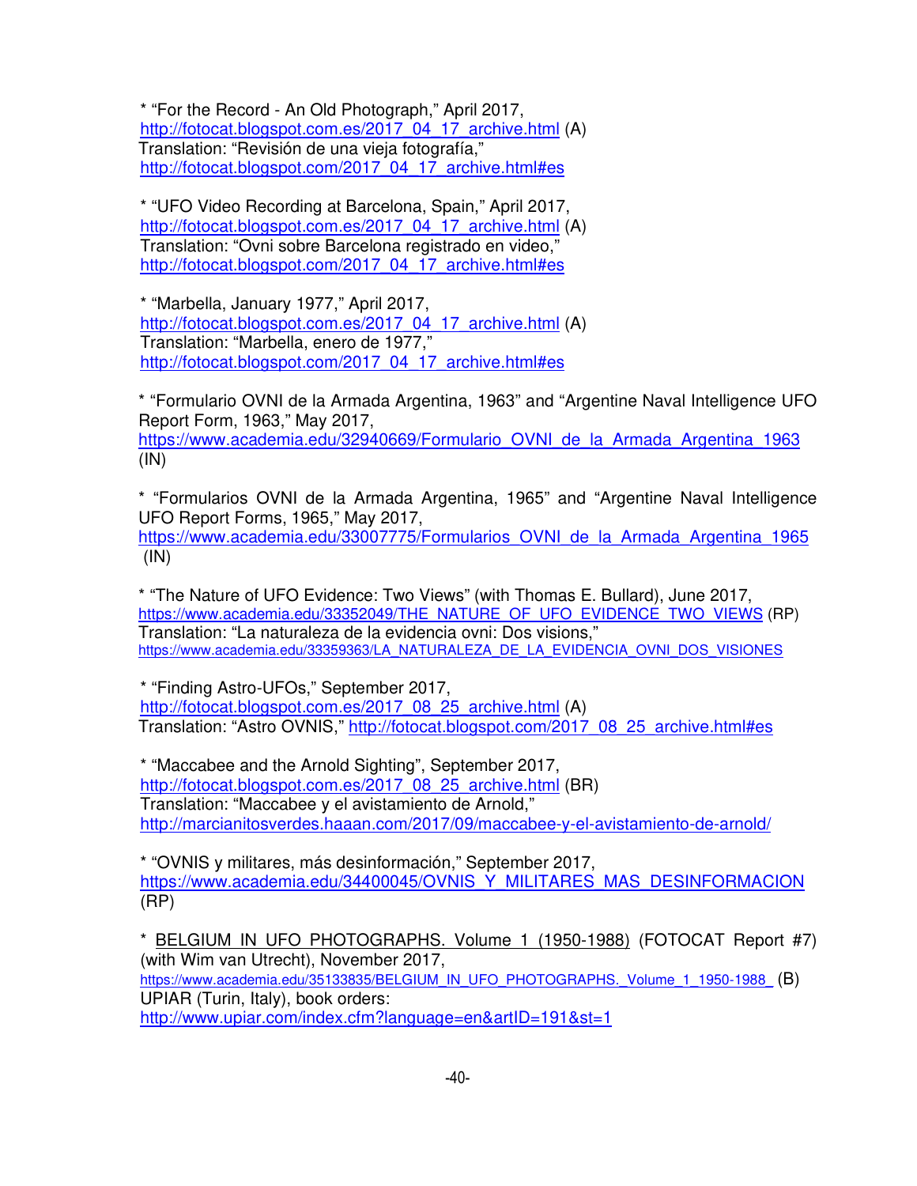* "For the Record - An Old Photograph," April 2017,
http://fotocat.blogspot.com.es/2017_04_17_archive.html (A)
Translation: "Revisión de una vieja fotografía,"
http://fotocat.blogspot.com/2017_04_17_archive.html#es

* "UFO Video Recording at Barcelona, Spain," April 2017,
http://fotocat.blogspot.com.es/2017_04_17_archive.html (A)
Translation: "Ovni sobre Barcelona registrado en video,"
http://fotocat.blogspot.com/2017_04_17_archive.html#es

* "Marbella, January 1977," April 2017,
http://fotocat.blogspot.com.es/2017_04_17_archive.html (A)
Translation: "Marbella, enero de 1977,"
http://fotocat.blogspot.com/2017_04_17_archive.html#es

* "Formulario OVNI de la Armada Argentina, 1963" and "Argentine Naval Intelligence UFO Report Form, 1963," May 2017,
https://www.academia.edu/32940669/Formulario_OVNI_de_la_Armada_Argentina_1963 (IN)

* "Formularios OVNI de la Armada Argentina, 1965" and "Argentine Naval Intelligence UFO Report Forms, 1965," May 2017,
https://www.academia.edu/33007775/Formularios_OVNI_de_la_Armada_Argentina_1965 (IN)

* "The Nature of UFO Evidence: Two Views" (with Thomas E. Bullard), June 2017,
https://www.academia.edu/33352049/THE_NATURE_OF_UFO_EVIDENCE_TWO_VIEWS (RP)
Translation: "La naturaleza de la evidencia ovni: Dos visions,"
https://www.academia.edu/33359363/LA_NATURALEZA_DE_LA_EVIDENCIA_OVNI_DOS_VISIONES

* "Finding Astro-UFOs," September 2017,
http://fotocat.blogspot.com.es/2017_08_25_archive.html (A)
Translation: "Astro OVNIS," http://fotocat.blogspot.com/2017_08_25_archive.html#es

* "Maccabee and the Arnold Sighting", September 2017,
http://fotocat.blogspot.com.es/2017_08_25_archive.html (BR)
Translation: "Maccabee y el avistamiento de Arnold,"
http://marcianitosverdes.haaan.com/2017/09/maccabee-y-el-avistamiento-de-arnold/

* "OVNIS y militares, más desinformación," September 2017,
https://www.academia.edu/34400045/OVNIS_Y_MILITARES_MAS_DESINFORMACION (RP)

* BELGIUM IN UFO PHOTOGRAPHS. Volume 1 (1950-1988) (FOTOCAT Report #7) (with Wim van Utrecht), November 2017,
https://www.academia.edu/35133835/BELGIUM_IN_UFO_PHOTOGRAPHS._Volume_1_1950-1988_ (B)
UPIAR (Turin, Italy), book orders:
http://www.upiar.com/index.cfm?language=en&artID=191&st=1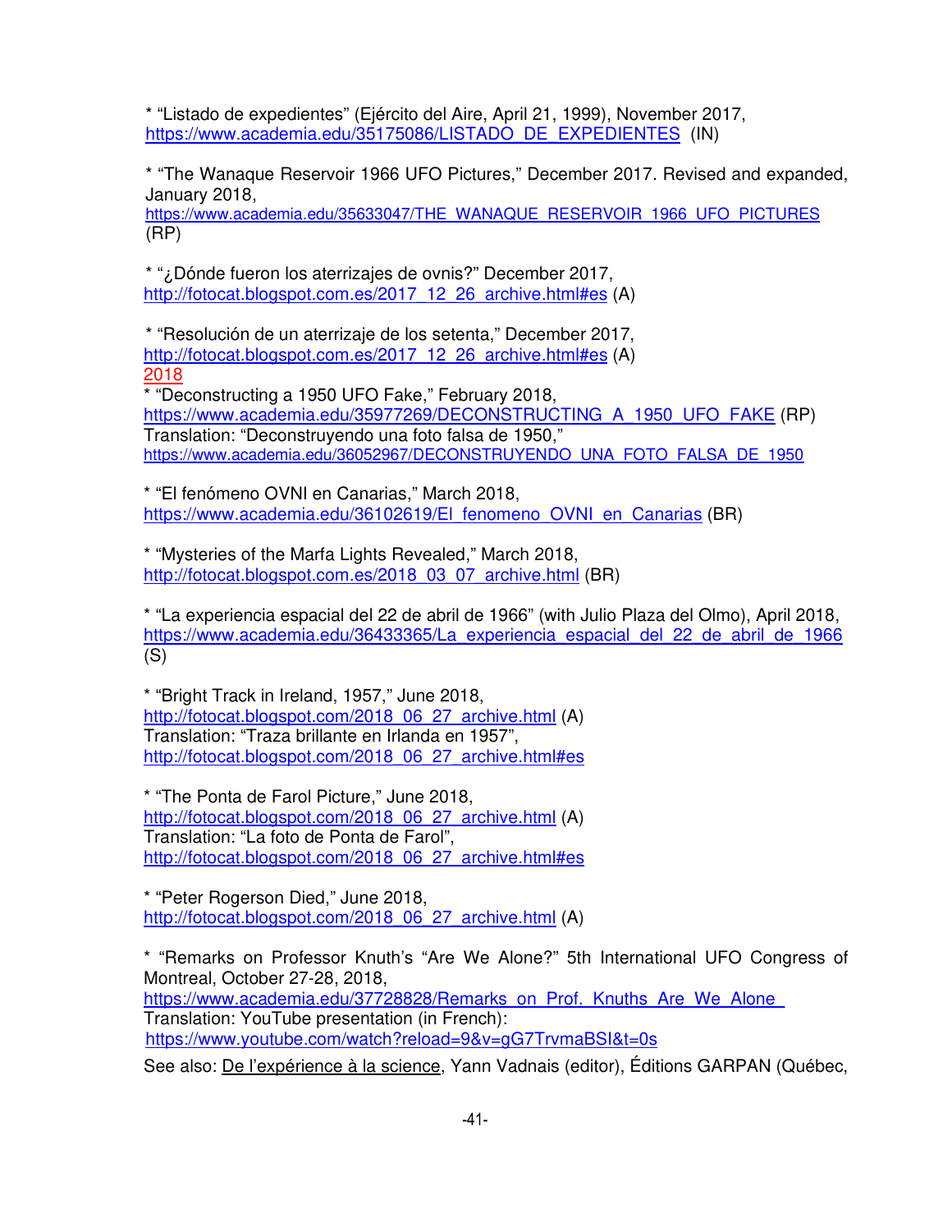* "Listado de expedientes" (Ejército del Aire, April 21, 1999), November 2017, https://www.academia.edu/35175086/LISTADO_DE_EXPEDIENTES (IN)

* "The Wanaque Reservoir 1966 UFO Pictures," December 2017. Revised and expanded, January 2018, https://www.academia.edu/35633047/THE_WANAQUE_RESERVOIR_1966_UFO_PICTURES (RP)

* "¿Dónde fueron los aterrizajes de ovnis?" December 2017, http://fotocat.blogspot.com.es/2017_12_26_archive.html#es (A)

* "Resolución de un aterrizaje de los setenta," December 2017, http://fotocat.blogspot.com.es/2017_12_26_archive.html#es (A)

2018

* "Deconstructing a 1950 UFO Fake," February 2018, https://www.academia.edu/35977269/DECONSTRUCTING_A_1950_UFO_FAKE (RP)
Translation: "Deconstruyendo una foto falsa de 1950," https://www.academia.edu/36052967/DECONSTRUYENDO_UNA_FOTO_FALSA_DE_1950

* "El fenómeno OVNI en Canarias," March 2018, https://www.academia.edu/36102619/El_fenomeno_OVNI_en_Canarias (BR)

* "Mysteries of the Marfa Lights Revealed," March 2018, http://fotocat.blogspot.com.es/2018_03_07_archive.html (BR)

* "La experiencia espacial del 22 de abril de 1966" (with Julio Plaza del Olmo), April 2018, https://www.academia.edu/36433365/La_experiencia_espacial_del_22_de_abril_de_1966 (S)

* "Bright Track in Ireland, 1957," June 2018, http://fotocat.blogspot.com/2018_06_27_archive.html (A)
Translation: "Traza brillante en Irlanda en 1957", http://fotocat.blogspot.com/2018_06_27_archive.html#es

* "The Ponta de Farol Picture," June 2018, http://fotocat.blogspot.com/2018_06_27_archive.html (A)
Translation: "La foto de Ponta de Farol", http://fotocat.blogspot.com/2018_06_27_archive.html#es

* "Peter Rogerson Died," June 2018, http://fotocat.blogspot.com/2018_06_27_archive.html (A)

* "Remarks on Professor Knuth's "Are We Alone?" 5th International UFO Congress of Montreal, October 27-28, 2018, https://www.academia.edu/37728828/Remarks_on_Prof._Knuths_Are_We_Alone_
Translation: YouTube presentation (in French): https://www.youtube.com/watch?reload=9&v=gG7TrvmaBSI&t=0s
See also: De l'expérience à la science, Yann Vadnais (editor), Éditions GARPAN (Québec,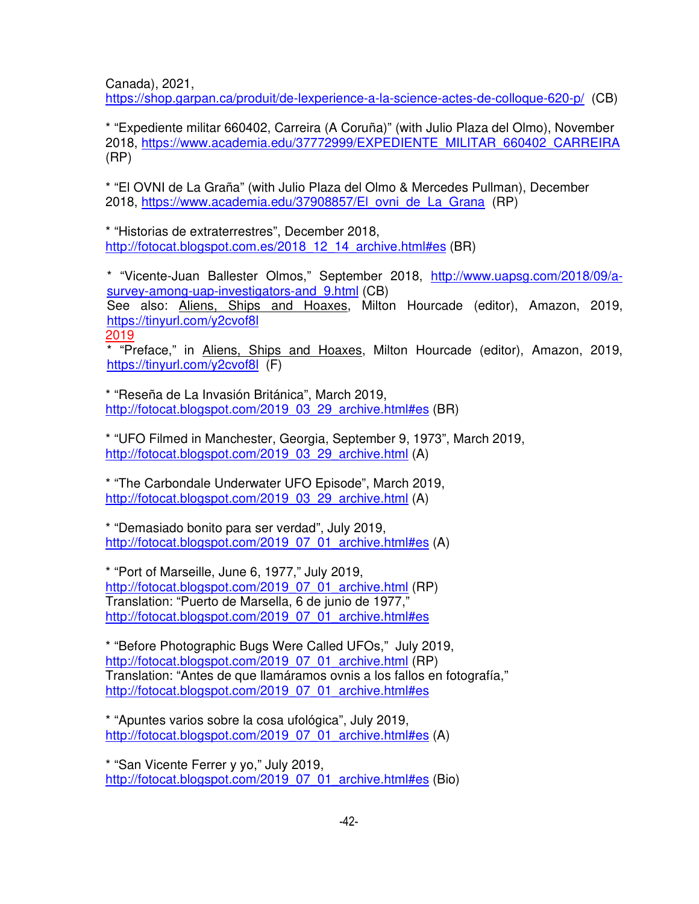Canada), 2021, https://shop.garpan.ca/produit/de-lexperience-a-la-science-actes-de-colloque-620-p/ (CB)

* "Expediente militar 660402, Carreira (A Coruña)" (with Julio Plaza del Olmo), November 2018, https://www.academia.edu/37772999/EXPEDIENTE_MILITAR_660402_CARREIRA (RP)

* "El OVNI de La Graña" (with Julio Plaza del Olmo & Mercedes Pullman), December 2018, https://www.academia.edu/37908857/El_ovni_de_La_Grana (RP)

* "Historias de extraterrestres", December 2018, http://fotocat.blogspot.com.es/2018_12_14_archive.html#es (BR)

* "Vicente-Juan Ballester Olmos," September 2018, http://www.uapsg.com/2018/09/a-survey-among-uap-investigators-and_9.html (CB)
See also: Aliens, Ships and Hoaxes, Milton Hourcade (editor), Amazon, 2019, https://tinyurl.com/y2cvof8l

2019

* "Preface," in Aliens, Ships and Hoaxes, Milton Hourcade (editor), Amazon, 2019, https://tinyurl.com/y2cvof8l (F)

* "Reseña de La Invasión Británica", March 2019, http://fotocat.blogspot.com/2019_03_29_archive.html#es (BR)

* "UFO Filmed in Manchester, Georgia, September 9, 1973", March 2019, http://fotocat.blogspot.com/2019_03_29_archive.html (A)

* "The Carbondale Underwater UFO Episode", March 2019, http://fotocat.blogspot.com/2019_03_29_archive.html (A)

* "Demasiado bonito para ser verdad", July 2019, http://fotocat.blogspot.com/2019_07_01_archive.html#es (A)

* "Port of Marseille, June 6, 1977," July 2019, http://fotocat.blogspot.com/2019_07_01_archive.html (RP)
Translation: "Puerto de Marsella, 6 de junio de 1977," http://fotocat.blogspot.com/2019_07_01_archive.html#es

* "Before Photographic Bugs Were Called UFOs," July 2019, http://fotocat.blogspot.com/2019_07_01_archive.html (RP)
Translation: "Antes de que llamáramos ovnis a los fallos en fotografía," http://fotocat.blogspot.com/2019_07_01_archive.html#es

* "Apuntes varios sobre la cosa ufológica", July 2019, http://fotocat.blogspot.com/2019_07_01_archive.html#es (A)

* "San Vicente Ferrer y yo," July 2019, http://fotocat.blogspot.com/2019_07_01_archive.html#es (Bio)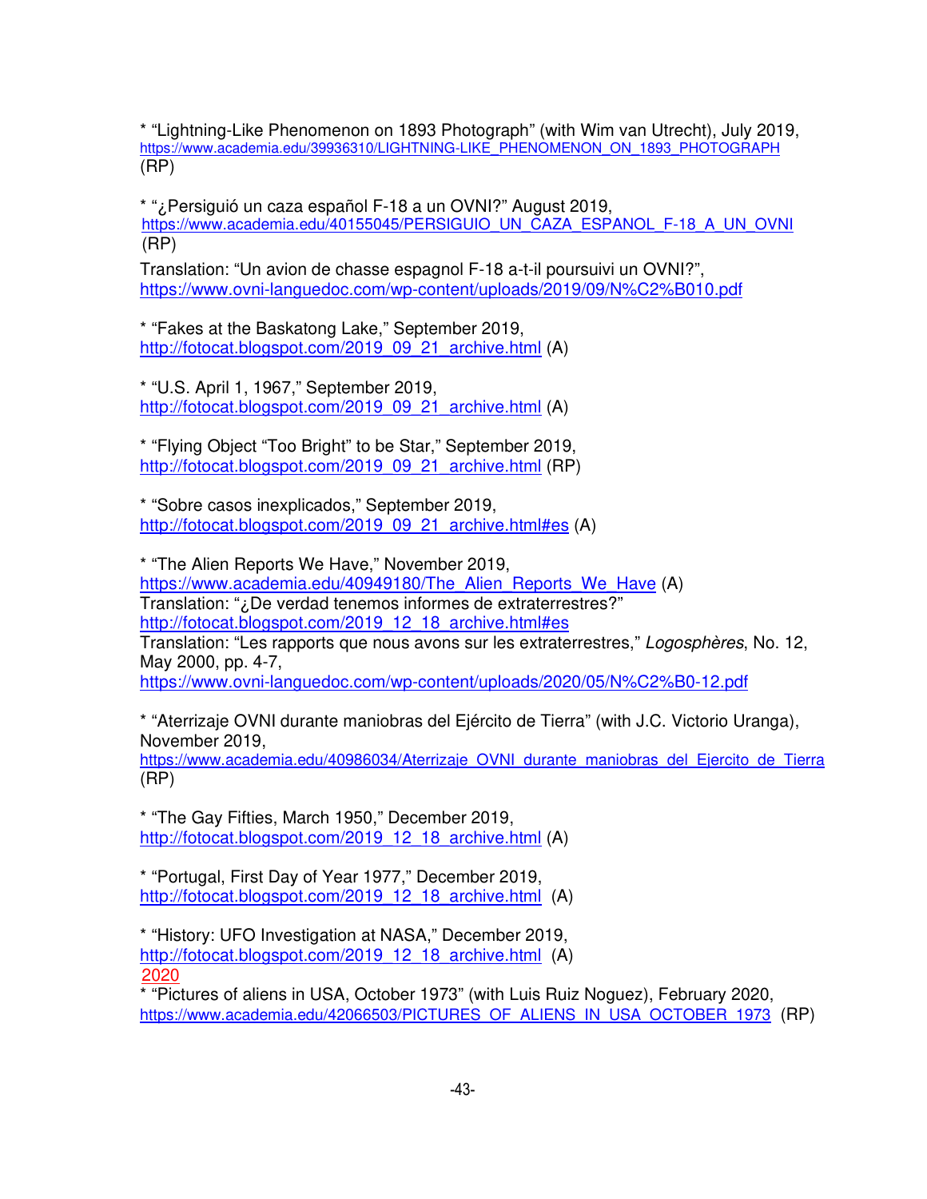* "Lightning-Like Phenomenon on 1893 Photograph" (with Wim van Utrecht), July 2019, https://www.academia.edu/39936310/LIGHTNING-LIKE_PHENOMENON_ON_1893_PHOTOGRAPH (RP)

* "¿Persiguió un caza español F-18 a un OVNI?" August 2019, https://www.academia.edu/40155045/PERSIGUIO_UN_CAZA_ESPANOL_F-18_A_UN_OVNI (RP)

Translation: "Un avion de chasse espagnol F-18 a-t-il poursuivi un OVNI?", https://www.ovni-languedoc.com/wp-content/uploads/2019/09/N%C2%B010.pdf

* "Fakes at the Baskatong Lake," September 2019, http://fotocat.blogspot.com/2019_09_21_archive.html (A)

* "U.S. April 1, 1967," September 2019, http://fotocat.blogspot.com/2019_09_21_archive.html (A)

* "Flying Object "Too Bright" to be Star," September 2019, http://fotocat.blogspot.com/2019_09_21_archive.html (RP)

* "Sobre casos inexplicados," September 2019, http://fotocat.blogspot.com/2019_09_21_archive.html#es (A)

* "The Alien Reports We Have," November 2019, https://www.academia.edu/40949180/The_Alien_Reports_We_Have (A)
Translation: "¿De verdad tenemos informes de extraterrestres?" http://fotocat.blogspot.com/2019_12_18_archive.html#es
Translation: "Les rapports que nous avons sur les extraterrestres," *Logosphères*, No. 12, May 2000, pp. 4-7, https://www.ovni-languedoc.com/wp-content/uploads/2020/05/N%C2%B0-12.pdf

* "Aterrizaje OVNI durante maniobras del Ejército de Tierra" (with J.C. Victorio Uranga), November 2019, https://www.academia.edu/40986034/Aterrizaje_OVNI_durante_maniobras_del_Ejercito_de_Tierra (RP)

* "The Gay Fifties, March 1950," December 2019, http://fotocat.blogspot.com/2019_12_18_archive.html (A)

* "Portugal, First Day of Year 1977," December 2019, http://fotocat.blogspot.com/2019_12_18_archive.html (A)

* "History: UFO Investigation at NASA," December 2019, http://fotocat.blogspot.com/2019_12_18_archive.html (A)

2020

* "Pictures of aliens in USA, October 1973" (with Luis Ruiz Noguez), February 2020, https://www.academia.edu/42066503/PICTURES_OF_ALIENS_IN_USA_OCTOBER_1973 (RP)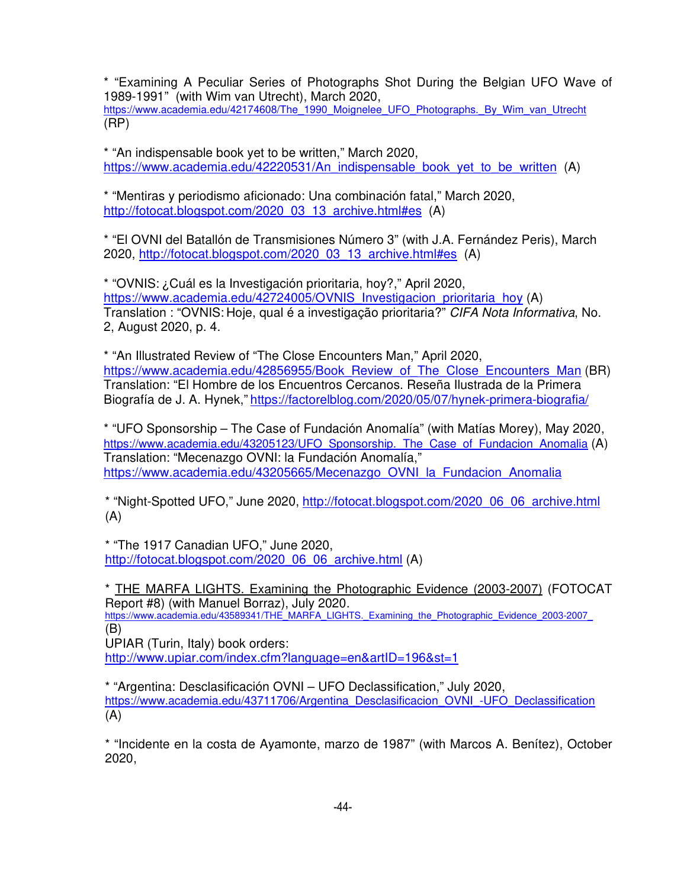* "Examining A Peculiar Series of Photographs Shot During the Belgian UFO Wave of 1989-1991" (with Wim van Utrecht), March 2020, https://www.academia.edu/42174608/The_1990_Moignelee_UFO_Photographs._By_Wim_van_Utrecht (RP)

* "An indispensable book yet to be written," March 2020, https://www.academia.edu/42220531/An_indispensable_book_yet_to_be_written (A)

* "Mentiras y periodismo aficionado: Una combinación fatal," March 2020, http://fotocat.blogspot.com/2020_03_13_archive.html#es (A)

* "El OVNI del Batallón de Transmisiones Número 3" (with J.A. Fernández Peris), March 2020, http://fotocat.blogspot.com/2020_03_13_archive.html#es (A)

* "OVNIS: ¿Cuál es la Investigación prioritaria, hoy?," April 2020, https://www.academia.edu/42724005/OVNIS_Investigacion_prioritaria_hoy (A)
Translation : "OVNIS: Hoje, qual é a investigação prioritaria?" *CIFA Nota Informativa*, No. 2, August 2020, p. 4.

* "An Illustrated Review of "The Close Encounters Man," April 2020, https://www.academia.edu/42856955/Book_Review_of_The_Close_Encounters_Man (BR)
Translation: "El Hombre de los Encuentros Cercanos. Reseña Ilustrada de la Primera Biografía de J. A. Hynek," https://factorelblog.com/2020/05/07/hynek-primera-biografia/

* "UFO Sponsorship – The Case of Fundación Anomalía" (with Matías Morey), May 2020, https://www.academia.edu/43205123/UFO_Sponsorship._The_Case_of_Fundacion_Anomalia (A)
Translation: "Mecenazgo OVNI: la Fundación Anomalía," https://www.academia.edu/43205665/Mecenazgo_OVNI_la_Fundacion_Anomalia

* "Night-Spotted UFO," June 2020, http://fotocat.blogspot.com/2020_06_06_archive.html (A)

* "The 1917 Canadian UFO," June 2020, http://fotocat.blogspot.com/2020_06_06_archive.html (A)

* THE MARFA LIGHTS. Examining the Photographic Evidence (2003-2007) (FOTOCAT Report #8) (with Manuel Borraz), July 2020.
https://www.academia.edu/43589341/THE_MARFA_LIGHTS._Examining_the_Photographic_Evidence_2003-2007_
(B)
UPIAR (Turin, Italy) book orders:
http://www.upiar.com/index.cfm?language=en&artID=196&st=1

* "Argentina: Desclasificación OVNI – UFO Declassification," July 2020, https://www.academia.edu/43711706/Argentina_Desclasificacion_OVNI_-UFO_Declassification (A)

* "Incidente en la costa de Ayamonte, marzo de 1987" (with Marcos A. Benítez), October 2020,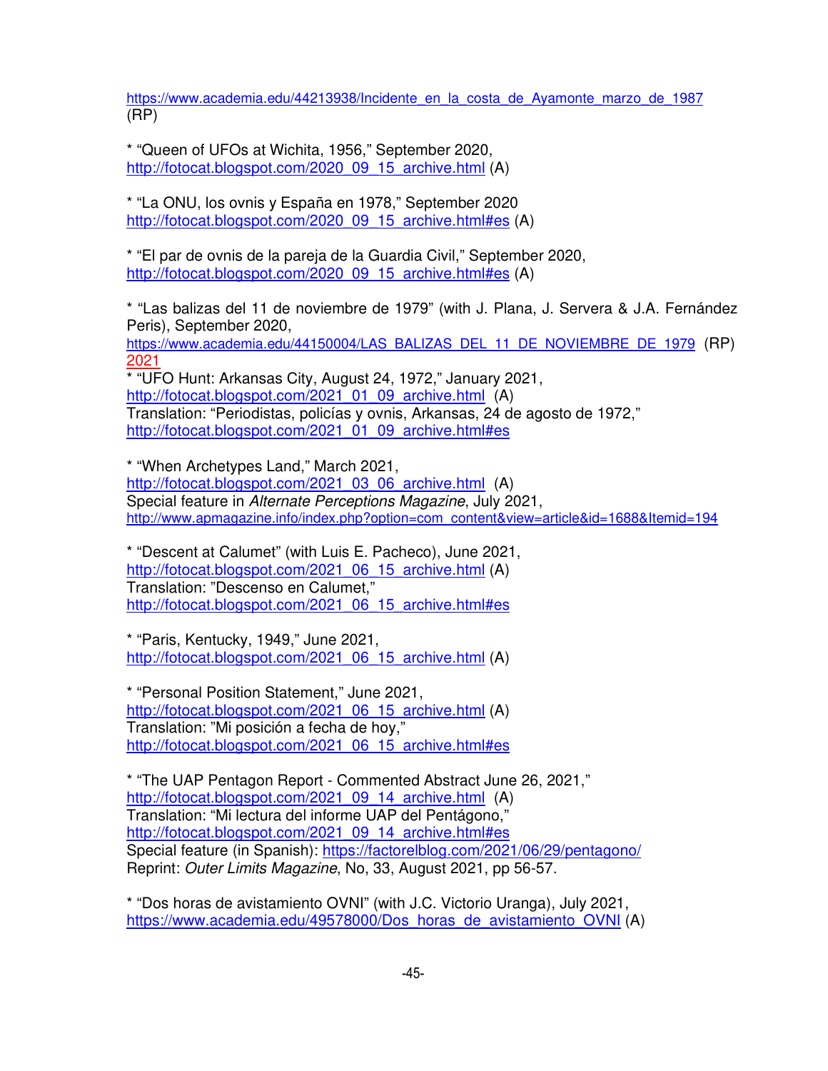https://www.academia.edu/44213938/Incidente_en_la_costa_de_Ayamonte_marzo_de_1987 (RP)

* "Queen of UFOs at Wichita, 1956," September 2020, http://fotocat.blogspot.com/2020_09_15_archive.html (A)

* "La ONU, los ovnis y España en 1978," September 2020 http://fotocat.blogspot.com/2020_09_15_archive.html#es (A)

* "El par de ovnis de la pareja de la Guardia Civil," September 2020, http://fotocat.blogspot.com/2020_09_15_archive.html#es (A)

* "Las balizas del 11 de noviembre de 1979" (with J. Plana, J. Servera & J.A. Fernández Peris), September 2020, https://www.academia.edu/44150004/LAS_BALIZAS_DEL_11_DE_NOVIEMBRE_DE_1979 (RP)

2021

* "UFO Hunt: Arkansas City, August 24, 1972," January 2021, http://fotocat.blogspot.com/2021_01_09_archive.html (A)
Translation: "Periodistas, policías y ovnis, Arkansas, 24 de agosto de 1972," http://fotocat.blogspot.com/2021_01_09_archive.html#es

* "When Archetypes Land," March 2021, http://fotocat.blogspot.com/2021_03_06_archive.html (A)
Special feature in *Alternate Perceptions Magazine*, July 2021, http://www.apmagazine.info/index.php?option=com_content&view=article&id=1688&Itemid=194

* "Descent at Calumet" (with Luis E. Pacheco), June 2021, http://fotocat.blogspot.com/2021_06_15_archive.html (A)
Translation: "Descenso en Calumet," http://fotocat.blogspot.com/2021_06_15_archive.html#es

* "Paris, Kentucky, 1949," June 2021, http://fotocat.blogspot.com/2021_06_15_archive.html (A)

* "Personal Position Statement," June 2021, http://fotocat.blogspot.com/2021_06_15_archive.html (A)
Translation: "Mi posición a fecha de hoy," http://fotocat.blogspot.com/2021_06_15_archive.html#es

* "The UAP Pentagon Report - Commented Abstract June 26, 2021," http://fotocat.blogspot.com/2021_09_14_archive.html (A)
Translation: "Mi lectura del informe UAP del Pentágono," http://fotocat.blogspot.com/2021_09_14_archive.html#es
Special feature (in Spanish): https://factorelblog.com/2021/06/29/pentagono/
Reprint: *Outer Limits Magazine*, No, 33, August 2021, pp 56-57.

* "Dos horas de avistamiento OVNI" (with J.C. Victorio Uranga), July 2021, https://www.academia.edu/49578000/Dos_horas_de_avistamiento_OVNI (A)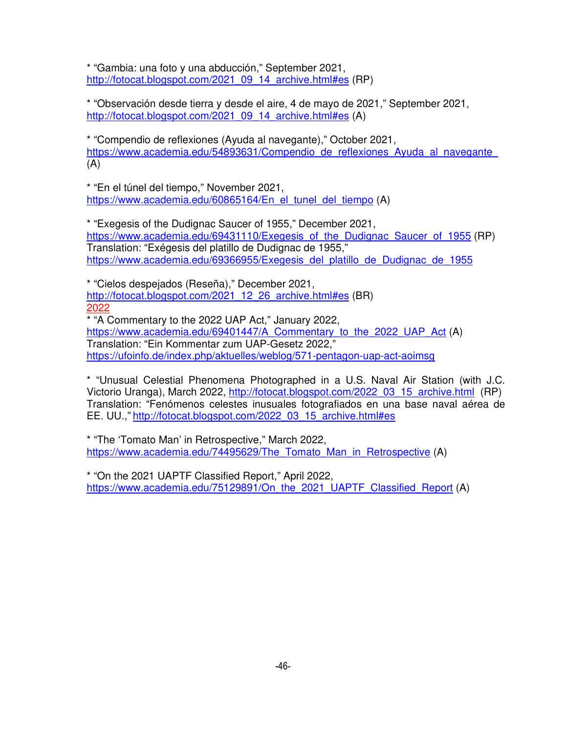* "Gambia: una foto y una abducción," September 2021, http://fotocat.blogspot.com/2021_09_14_archive.html#es (RP)

* "Observación desde tierra y desde el aire, 4 de mayo de 2021," September 2021, http://fotocat.blogspot.com/2021_09_14_archive.html#es (A)

* "Compendio de reflexiones (Ayuda al navegante)," October 2021, https://www.academia.edu/54893631/Compendio_de_reflexiones_Ayuda_al_navegante_ (A)

* "En el túnel del tiempo," November 2021, https://www.academia.edu/60865164/En_el_tunel_del_tiempo (A)

* "Exegesis of the Dudignac Saucer of 1955," December 2021, https://www.academia.edu/69431110/Exegesis_of_the_Dudignac_Saucer_of_1955 (RP)
Translation: "Exégesis del platillo de Dudignac de 1955," https://www.academia.edu/69366955/Exegesis_del_platillo_de_Dudignac_de_1955

* "Cielos despejados (Reseña)," December 2021, http://fotocat.blogspot.com/2021_12_26_archive.html#es (BR)

2022

* "A Commentary to the 2022 UAP Act," January 2022, https://www.academia.edu/69401447/A_Commentary_to_the_2022_UAP_Act (A)
Translation: "Ein Kommentar zum UAP-Gesetz 2022," https://ufoinfo.de/index.php/aktuelles/weblog/571-pentagon-uap-act-aoimsg

* "Unusual Celestial Phenomena Photographed in a U.S. Naval Air Station (with J.C. Victorio Uranga), March 2022, http://fotocat.blogspot.com/2022_03_15_archive.html (RP)
Translation: "Fenómenos celestes inusuales fotografiados en una base naval aérea de EE. UU.," http://fotocat.blogspot.com/2022_03_15_archive.html#es

* "The 'Tomato Man' in Retrospective," March 2022, https://www.academia.edu/74495629/The_Tomato_Man_in_Retrospective (A)

* "On the 2021 UAPTF Classified Report," April 2022, https://www.academia.edu/75129891/On_the_2021_UAPTF_Classified_Report (A)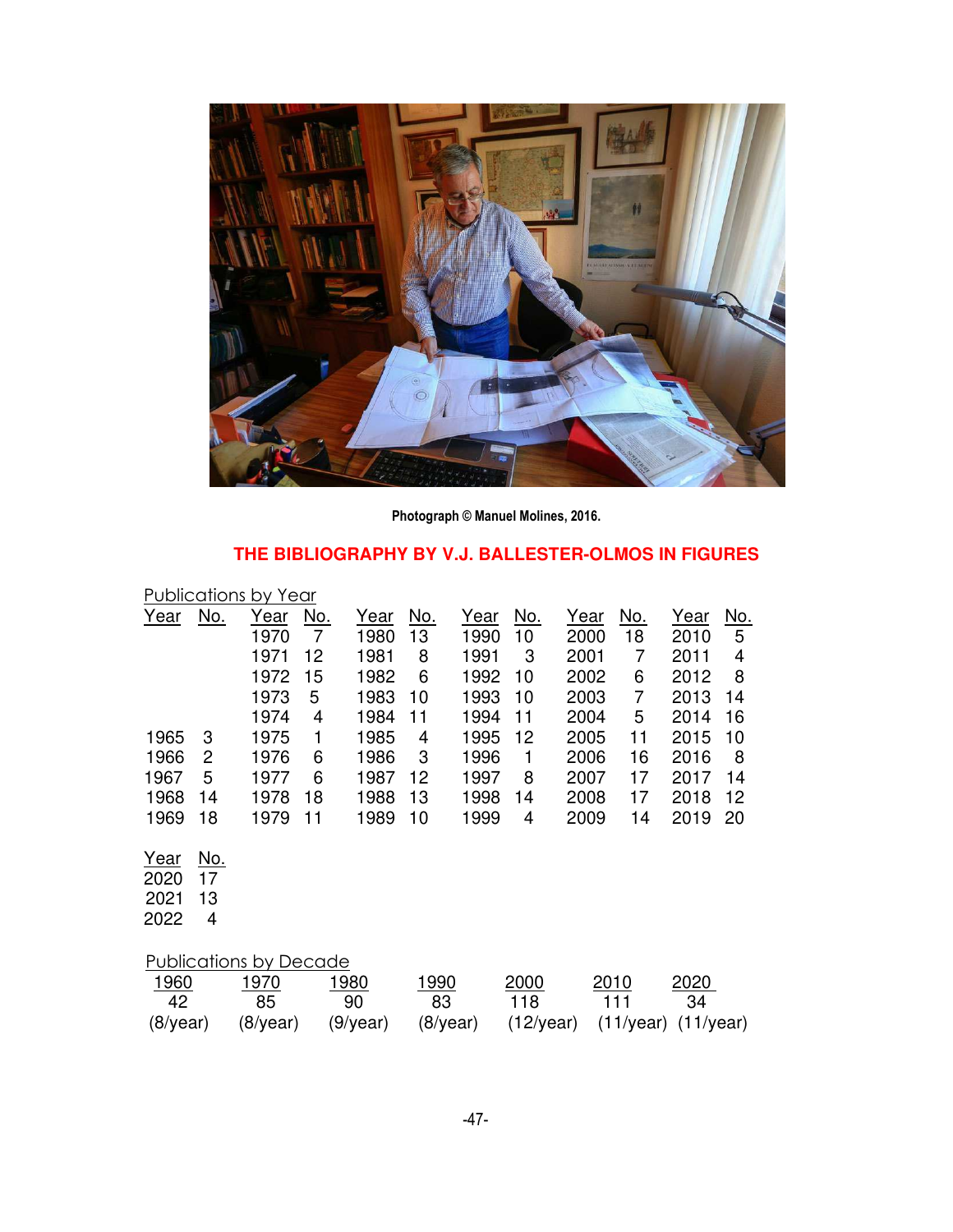Photograph © Manuel Molines, 2016.

## THE BIBLIOGRAPHY BY V.J. BALLESTER-OLMOS IN FIGURES

Publications by Year

| Year | No. | Year | No. | Year | No. | Year | No. | Year | No. | Year | No. |
|---|---|---|---|---|---|---|---|---|---|---|---|
| | | 1970 | 7 | 1980 | 13 | 1990 | 10 | 2000 | 18 | 2010 | 5 |
| | | 1971 | 12 | 1981 | 8 | 1991 | 3 | 2001 | 7 | 2011 | 4 |
| | | 1972 | 15 | 1982 | 6 | 1992 | 10 | 2002 | 6 | 2012 | 8 |
| | | 1973 | 5 | 1983 | 10 | 1993 | 10 | 2003 | 7 | 2013 | 14 |
| | | 1974 | 4 | 1984 | 11 | 1994 | 11 | 2004 | 5 | 2014 | 16 |
| 1965 | 3 | 1975 | 1 | 1985 | 4 | 1995 | 12 | 2005 | 11 | 2015 | 10 |
| 1966 | 2 | 1976 | 6 | 1986 | 3 | 1996 | 1 | 2006 | 16 | 2016 | 8 |
| 1967 | 5 | 1977 | 6 | 1987 | 12 | 1997 | 8 | 2007 | 17 | 2017 | 14 |
| 1968 | 14 | 1978 | 18 | 1988 | 13 | 1998 | 14 | 2008 | 17 | 2018 | 12 |
| 1969 | 18 | 1979 | 11 | 1989 | 10 | 1999 | 4 | 2009 | 14 | 2019 | 20 |

| Year | No. |
|---|---|
| 2020 | 17 |
| 2021 | 13 |
| 2022 | 4 |

Publications by Decade

| 1960 | 1970 | 1980 | 1990 | 2000 | 2010 | 2020 |
|---|---|---|---|---|---|---|
| 42 | 85 | 90 | 83 | 118 | 111 | 34 |
| (8/year) | (8/year) | (9/year) | (8/year) | (12/year) | (11/year) | (11/year) |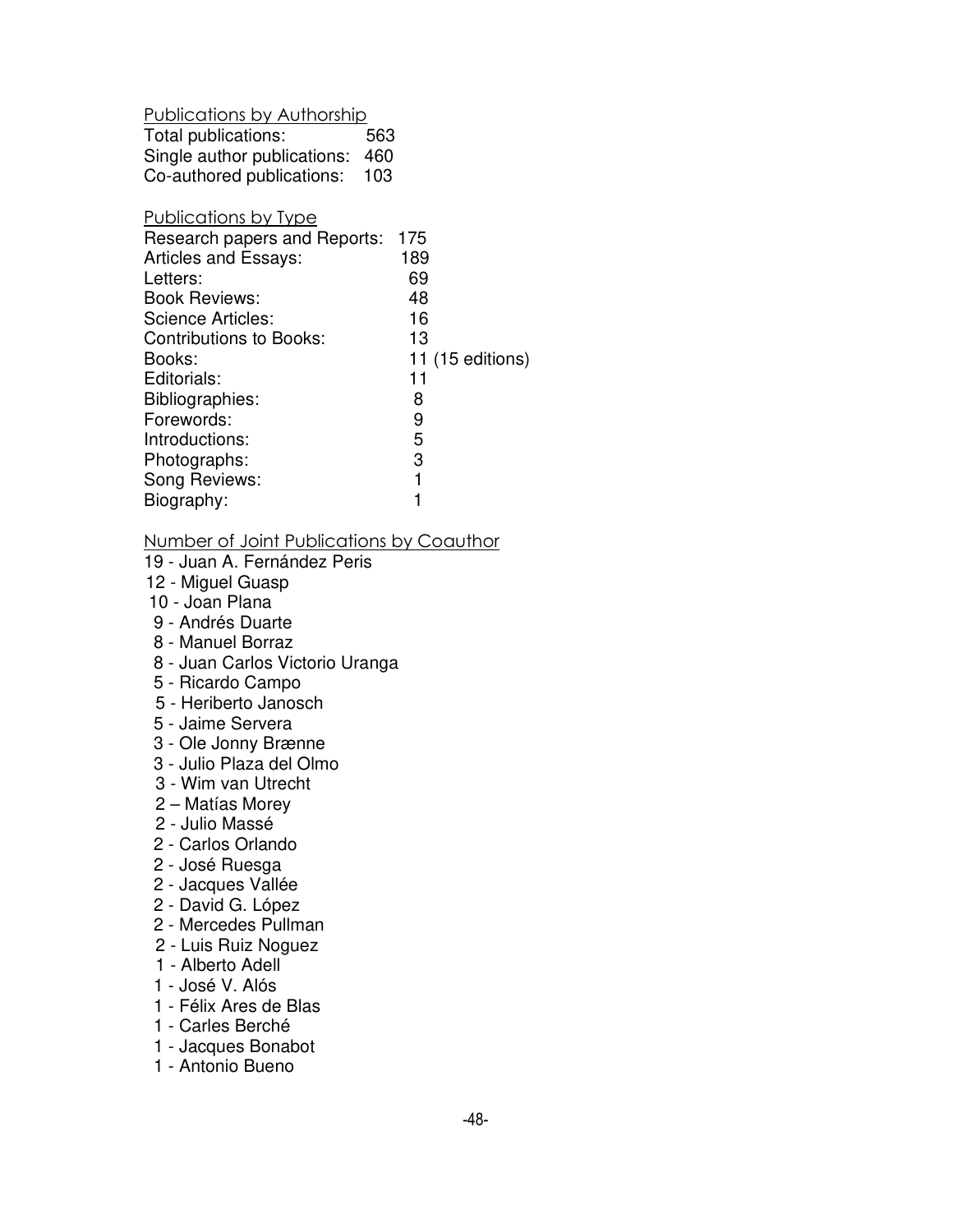Publications by Authorship

| | |
|---|---|
| Total publications: | 563 |
| Single author publications: | 460 |
| Co-authored publications: | 103 |

Publications by Type

| | |
|---|---|
| Research papers and Reports: | 175 |
| Articles and Essays: | 189 |
| Letters: | 69 |
| Book Reviews: | 48 |
| Science Articles: | 16 |
| Contributions to Books: | 13 |
| Books: | 11 (15 editions) |
| Editorials: | 11 |
| Bibliographies: | 8 |
| Forewords: | 9 |
| Introductions: | 5 |
| Photographs: | 3 |
| Song Reviews: | 1 |
| Biography: | 1 |

Number of Joint Publications by Coauthor

19 - Juan A. Fernández Peris
12 - Miguel Guasp
10 - Joan Plana
9 - Andrés Duarte
8 - Manuel Borraz
8 - Juan Carlos Victorio Uranga
5 - Ricardo Campo
5 - Heriberto Janosch
5 - Jaime Servera
3 - Ole Jonny Brænne
3 - Julio Plaza del Olmo
3 - Wim van Utrecht
2 – Matías Morey
2 - Julio Massé
2 - Carlos Orlando
2 - José Ruesga
2 - Jacques Vallée
2 - David G. López
2 - Mercedes Pullman
2 - Luis Ruiz Noguez
1 - Alberto Adell
1 - José V. Alós
1 - Félix Ares de Blas
1 - Carles Berché
1 - Jacques Bonabot
1 - Antonio Bueno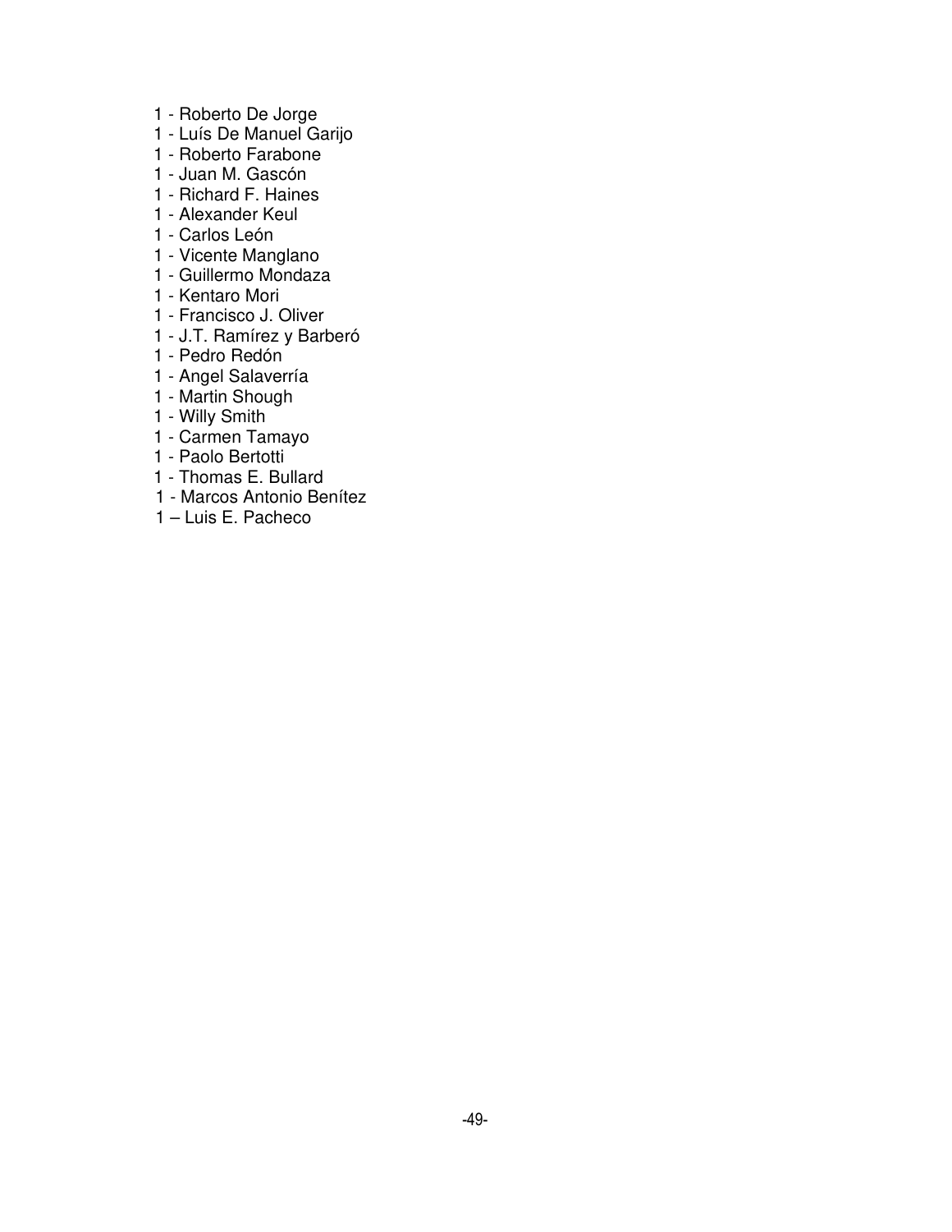1 - Roberto De Jorge
1 - Luís De Manuel Garijo
1 - Roberto Farabone
1 - Juan M. Gascón
1 - Richard F. Haines
1 - Alexander Keul
1 - Carlos León
1 - Vicente Manglano
1 - Guillermo Mondaza
1 - Kentaro Mori
1 - Francisco J. Oliver
1 - J.T. Ramírez y Barberó
1 - Pedro Redón
1 - Angel Salaverría
1 - Martin Shough
1 - Willy Smith
1 - Carmen Tamayo
1 - Paolo Bertotti
1 - Thomas E. Bullard
1 - Marcos Antonio Benítez
1 – Luis E. Pacheco